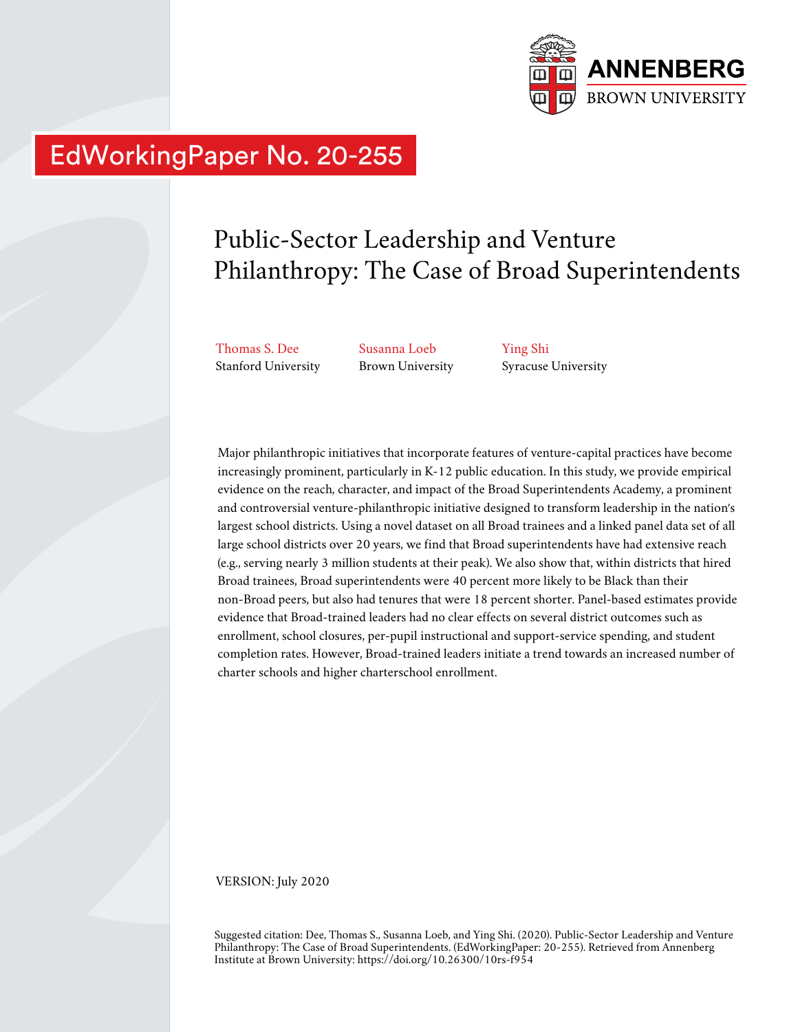ANNENBERG
BROWN UNIVERSITY

EdWorkingPaper No. 20-255

# Public-Sector Leadership and Venture Philanthropy: The Case of Broad Superintendents

Thomas S. Dee
Stanford University

Susanna Loeb
Brown University

Ying Shi
Syracuse University

Major philanthropic initiatives that incorporate features of venture-capital practices have become increasingly prominent, particularly in K-12 public education. In this study, we provide empirical evidence on the reach, character, and impact of the Broad Superintendents Academy, a prominent and controversial venture-philanthropic initiative designed to transform leadership in the nation's largest school districts. Using a novel dataset on all Broad trainees and a linked panel data set of all large school districts over 20 years, we find that Broad superintendents have had extensive reach (e.g., serving nearly 3 million students at their peak). We also show that, within districts that hired Broad trainees, Broad superintendents were 40 percent more likely to be Black than their non-Broad peers, but also had tenures that were 18 percent shorter. Panel-based estimates provide evidence that Broad-trained leaders had no clear effects on several district outcomes such as enrollment, school closures, per-pupil instructional and support-service spending, and student completion rates. However, Broad-trained leaders initiate a trend towards an increased number of charter schools and higher charterschool enrollment.

VERSION: July 2020

Suggested citation: Dee, Thomas S., Susanna Loeb, and Ying Shi. (2020). Public-Sector Leadership and Venture Philanthropy: The Case of Broad Superintendents. (EdWorkingPaper: 20-255). Retrieved from Annenberg Institute at Brown University: https://doi.org/10.26300/10rs-f954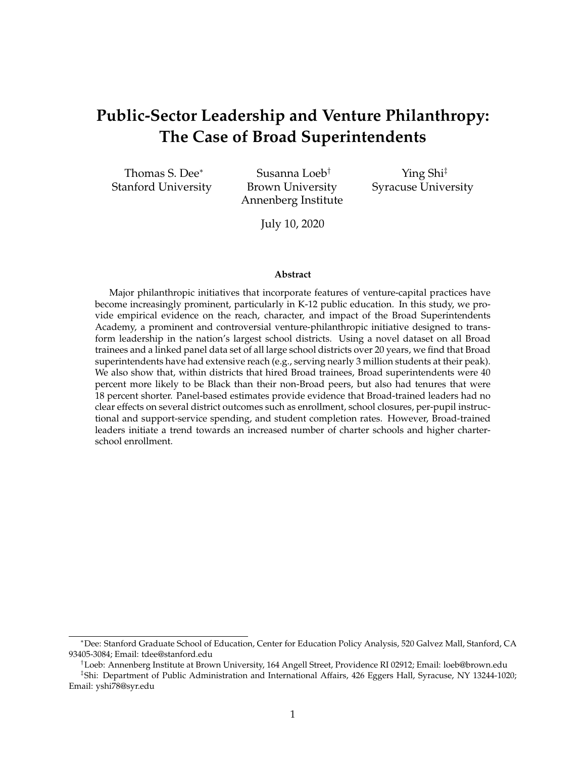# Public-Sector Leadership and Venture Philanthropy: The Case of Broad Superintendents

Thomas S. Dee[*]
Stanford University

Susanna Loeb[†]
Brown University
Annenberg Institute

Ying Shi[‡]
Syracuse University

July 10, 2020

### Abstract

Major philanthropic initiatives that incorporate features of venture-capital practices have become increasingly prominent, particularly in K-12 public education. In this study, we provide empirical evidence on the reach, character, and impact of the Broad Superintendents Academy, a prominent and controversial venture-philanthropic initiative designed to transform leadership in the nation's largest school districts. Using a novel dataset on all Broad trainees and a linked panel data set of all large school districts over 20 years, we find that Broad superintendents have had extensive reach (e.g., serving nearly 3 million students at their peak). We also show that, within districts that hired Broad trainees, Broad superintendents were 40 percent more likely to be Black than their non-Broad peers, but also had tenures that were 18 percent shorter. Panel-based estimates provide evidence that Broad-trained leaders had no clear effects on several district outcomes such as enrollment, school closures, per-pupil instructional and support-service spending, and student completion rates. However, Broad-trained leaders initiate a trend towards an increased number of charter schools and higher charter-school enrollment.

---

[*]Dee: Stanford Graduate School of Education, Center for Education Policy Analysis, 520 Galvez Mall, Stanford, CA 93405-3084; Email: tdee@stanford.edu

[†]Loeb: Annenberg Institute at Brown University, 164 Angell Street, Providence RI 02912; Email: loeb@brown.edu

[‡]Shi: Department of Public Administration and International Affairs, 426 Eggers Hall, Syracuse, NY 13244-1020; Email: yshi78@syr.edu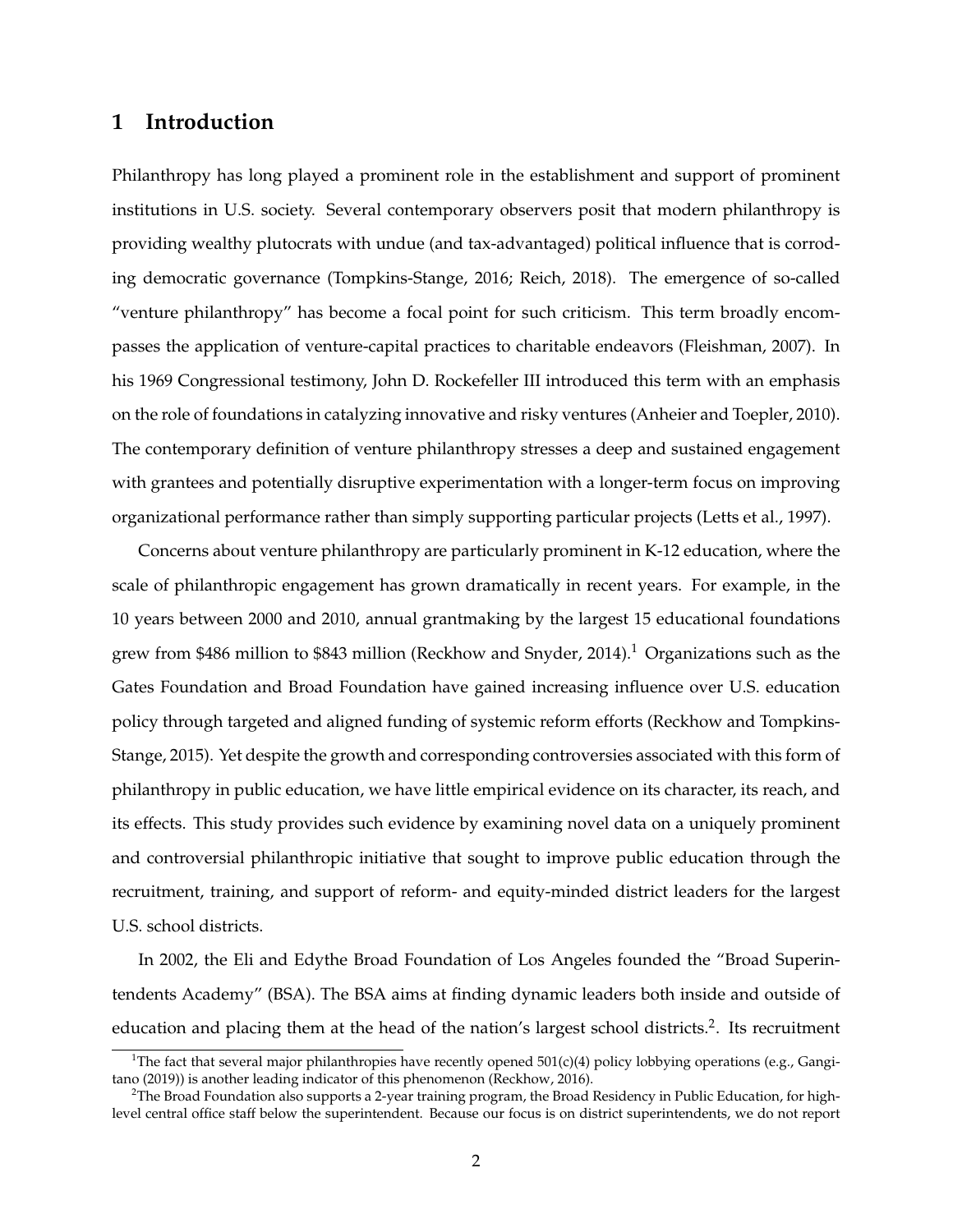## 1 Introduction

Philanthropy has long played a prominent role in the establishment and support of prominent institutions in U.S. society. Several contemporary observers posit that modern philanthropy is providing wealthy plutocrats with undue (and tax-advantaged) political influence that is corroding democratic governance (Tompkins-Stange, 2016; Reich, 2018). The emergence of so-called "venture philanthropy" has become a focal point for such criticism. This term broadly encompasses the application of venture-capital practices to charitable endeavors (Fleishman, 2007). In his 1969 Congressional testimony, John D. Rockefeller III introduced this term with an emphasis on the role of foundations in catalyzing innovative and risky ventures (Anheier and Toepler, 2010). The contemporary definition of venture philanthropy stresses a deep and sustained engagement with grantees and potentially disruptive experimentation with a longer-term focus on improving organizational performance rather than simply supporting particular projects (Letts et al., 1997).

Concerns about venture philanthropy are particularly prominent in K-12 education, where the scale of philanthropic engagement has grown dramatically in recent years. For example, in the 10 years between 2000 and 2010, annual grantmaking by the largest 15 educational foundations grew from $486 million to $843 million (Reckhow and Snyder, 2014).[1] Organizations such as the Gates Foundation and Broad Foundation have gained increasing influence over U.S. education policy through targeted and aligned funding of systemic reform efforts (Reckhow and Tompkins-Stange, 2015). Yet despite the growth and corresponding controversies associated with this form of philanthropy in public education, we have little empirical evidence on its character, its reach, and its effects. This study provides such evidence by examining novel data on a uniquely prominent and controversial philanthropic initiative that sought to improve public education through the recruitment, training, and support of reform- and equity-minded district leaders for the largest U.S. school districts.

In 2002, the Eli and Edythe Broad Foundation of Los Angeles founded the "Broad Superintendents Academy" (BSA). The BSA aims at finding dynamic leaders both inside and outside of education and placing them at the head of the nation's largest school districts.[2]. Its recruitment

[1] The fact that several major philanthropies have recently opened 501(c)(4) policy lobbying operations (e.g., Gangitano (2019)) is another leading indicator of this phenomenon (Reckhow, 2016).

[2] The Broad Foundation also supports a 2-year training program, the Broad Residency in Public Education, for high-level central office staff below the superintendent. Because our focus is on district superintendents, we do not report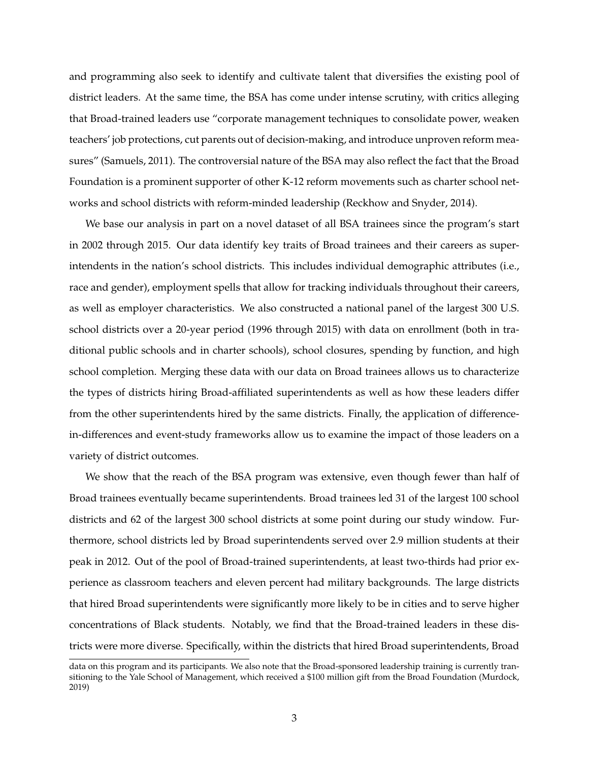and programming also seek to identify and cultivate talent that diversifies the existing pool of district leaders. At the same time, the BSA has come under intense scrutiny, with critics alleging that Broad-trained leaders use "corporate management techniques to consolidate power, weaken teachers' job protections, cut parents out of decision-making, and introduce unproven reform measures" (Samuels, 2011). The controversial nature of the BSA may also reflect the fact that the Broad Foundation is a prominent supporter of other K-12 reform movements such as charter school networks and school districts with reform-minded leadership (Reckhow and Snyder, 2014).

We base our analysis in part on a novel dataset of all BSA trainees since the program's start in 2002 through 2015. Our data identify key traits of Broad trainees and their careers as superintendents in the nation's school districts. This includes individual demographic attributes (i.e., race and gender), employment spells that allow for tracking individuals throughout their careers, as well as employer characteristics. We also constructed a national panel of the largest 300 U.S. school districts over a 20-year period (1996 through 2015) with data on enrollment (both in traditional public schools and in charter schools), school closures, spending by function, and high school completion. Merging these data with our data on Broad trainees allows us to characterize the types of districts hiring Broad-affiliated superintendents as well as how these leaders differ from the other superintendents hired by the same districts. Finally, the application of difference-in-differences and event-study frameworks allow us to examine the impact of those leaders on a variety of district outcomes.

We show that the reach of the BSA program was extensive, even though fewer than half of Broad trainees eventually became superintendents. Broad trainees led 31 of the largest 100 school districts and 62 of the largest 300 school districts at some point during our study window. Furthermore, school districts led by Broad superintendents served over 2.9 million students at their peak in 2012. Out of the pool of Broad-trained superintendents, at least two-thirds had prior experience as classroom teachers and eleven percent had military backgrounds. The large districts that hired Broad superintendents were significantly more likely to be in cities and to serve higher concentrations of Black students. Notably, we find that the Broad-trained leaders in these districts were more diverse. Specifically, within the districts that hired Broad superintendents, Broad

data on this program and its participants. We also note that the Broad-sponsored leadership training is currently transitioning to the Yale School of Management, which received a $100 million gift from the Broad Foundation (Murdock, 2019)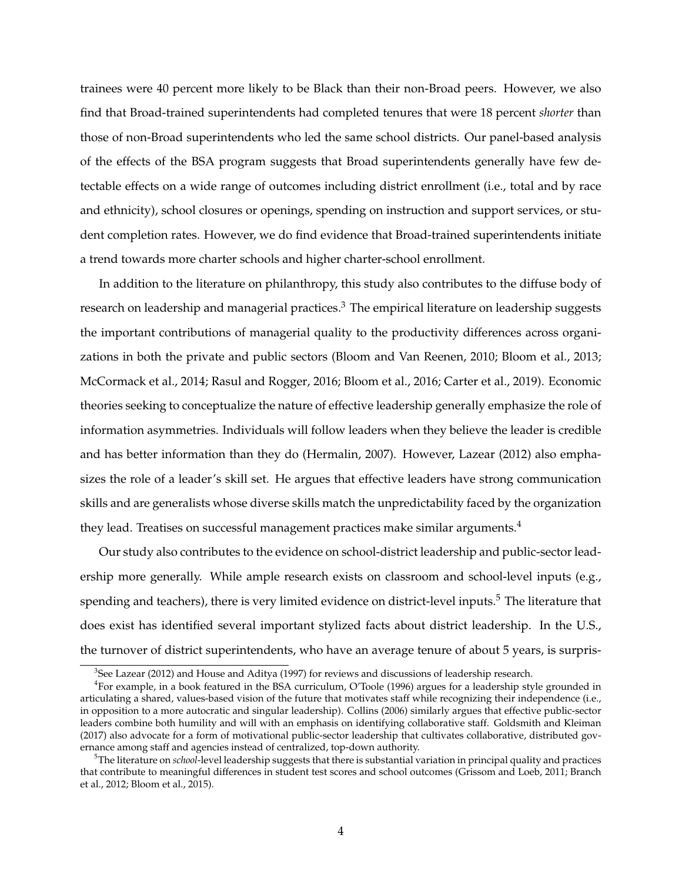trainees were 40 percent more likely to be Black than their non-Broad peers. However, we also find that Broad-trained superintendents had completed tenures that were 18 percent *shorter* than those of non-Broad superintendents who led the same school districts. Our panel-based analysis of the effects of the BSA program suggests that Broad superintendents generally have few detectable effects on a wide range of outcomes including district enrollment (i.e., total and by race and ethnicity), school closures or openings, spending on instruction and support services, or student completion rates. However, we do find evidence that Broad-trained superintendents initiate a trend towards more charter schools and higher charter-school enrollment.

In addition to the literature on philanthropy, this study also contributes to the diffuse body of research on leadership and managerial practices.[3] The empirical literature on leadership suggests the important contributions of managerial quality to the productivity differences across organizations in both the private and public sectors (Bloom and Van Reenen, 2010; Bloom et al., 2013; McCormack et al., 2014; Rasul and Rogger, 2016; Bloom et al., 2016; Carter et al., 2019). Economic theories seeking to conceptualize the nature of effective leadership generally emphasize the role of information asymmetries. Individuals will follow leaders when they believe the leader is credible and has better information than they do (Hermalin, 2007). However, Lazear (2012) also emphasizes the role of a leader's skill set. He argues that effective leaders have strong communication skills and are generalists whose diverse skills match the unpredictability faced by the organization they lead. Treatises on successful management practices make similar arguments.[4]

Our study also contributes to the evidence on school-district leadership and public-sector leadership more generally. While ample research exists on classroom and school-level inputs (e.g., spending and teachers), there is very limited evidence on district-level inputs.[5] The literature that does exist has identified several important stylized facts about district leadership. In the U.S., the turnover of district superintendents, who have an average tenure of about 5 years, is surpris-

[3]See Lazear (2012) and House and Aditya (1997) for reviews and discussions of leadership research.

[4]For example, in a book featured in the BSA curriculum, O'Toole (1996) argues for a leadership style grounded in articulating a shared, values-based vision of the future that motivates staff while recognizing their independence (i.e., in opposition to a more autocratic and singular leadership). Collins (2006) similarly argues that effective public-sector leaders combine both humility and will with an emphasis on identifying collaborative staff. Goldsmith and Kleiman (2017) also advocate for a form of motivational public-sector leadership that cultivates collaborative, distributed governance among staff and agencies instead of centralized, top-down authority.

[5]The literature on *school*-level leadership suggests that there is substantial variation in principal quality and practices that contribute to meaningful differences in student test scores and school outcomes (Grissom and Loeb, 2011; Branch et al., 2012; Bloom et al., 2015).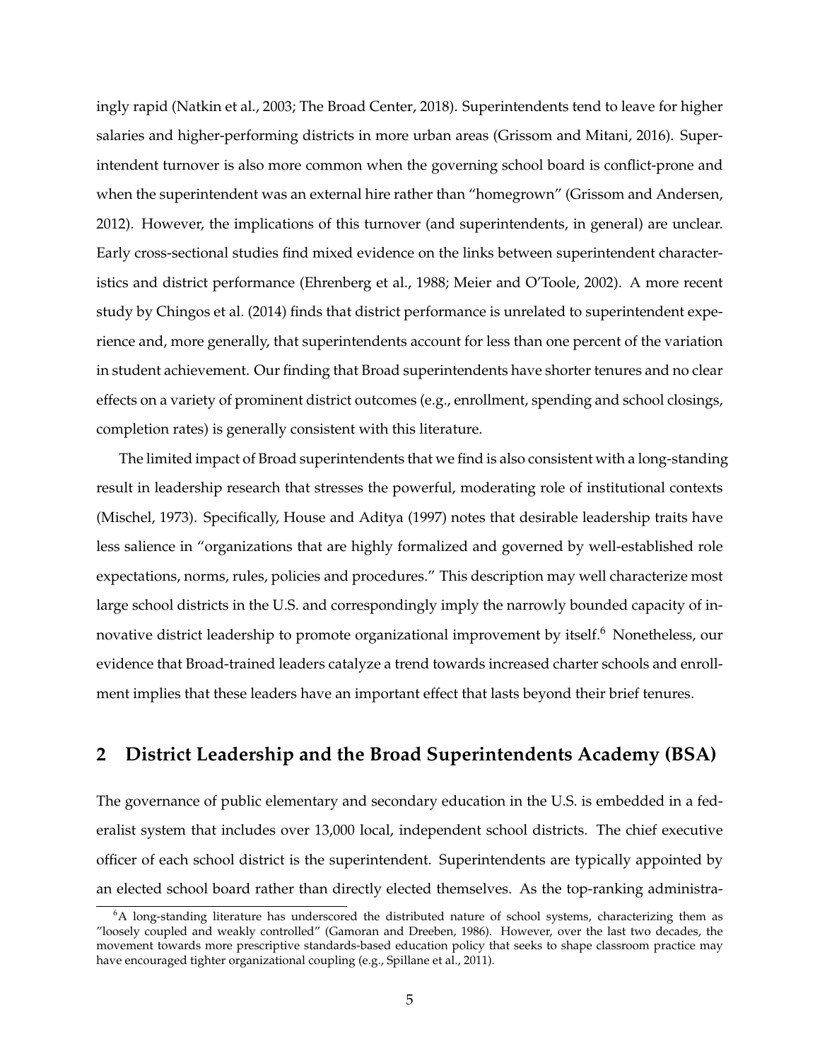ingly rapid (Natkin et al., 2003; The Broad Center, 2018). Superintendents tend to leave for higher salaries and higher-performing districts in more urban areas (Grissom and Mitani, 2016). Superintendent turnover is also more common when the governing school board is conflict-prone and when the superintendent was an external hire rather than "homegrown" (Grissom and Andersen, 2012). However, the implications of this turnover (and superintendents, in general) are unclear. Early cross-sectional studies find mixed evidence on the links between superintendent characteristics and district performance (Ehrenberg et al., 1988; Meier and O'Toole, 2002). A more recent study by Chingos et al. (2014) finds that district performance is unrelated to superintendent experience and, more generally, that superintendents account for less than one percent of the variation in student achievement. Our finding that Broad superintendents have shorter tenures and no clear effects on a variety of prominent district outcomes (e.g., enrollment, spending and school closings, completion rates) is generally consistent with this literature.

The limited impact of Broad superintendents that we find is also consistent with a long-standing result in leadership research that stresses the powerful, moderating role of institutional contexts (Mischel, 1973). Specifically, House and Aditya (1997) notes that desirable leadership traits have less salience in "organizations that are highly formalized and governed by well-established role expectations, norms, rules, policies and procedures." This description may well characterize most large school districts in the U.S. and correspondingly imply the narrowly bounded capacity of innovative district leadership to promote organizational improvement by itself.[6] Nonetheless, our evidence that Broad-trained leaders catalyze a trend towards increased charter schools and enrollment implies that these leaders have an important effect that lasts beyond their brief tenures.

## 2 District Leadership and the Broad Superintendents Academy (BSA)

The governance of public elementary and secondary education in the U.S. is embedded in a federalist system that includes over 13,000 local, independent school districts. The chief executive officer of each school district is the superintendent. Superintendents are typically appointed by an elected school board rather than directly elected themselves. As the top-ranking administra-

[6] A long-standing literature has underscored the distributed nature of school systems, characterizing them as "loosely coupled and weakly controlled" (Gamoran and Dreeben, 1986). However, over the last two decades, the movement towards more prescriptive standards-based education policy that seeks to shape classroom practice may have encouraged tighter organizational coupling (e.g., Spillane et al., 2011).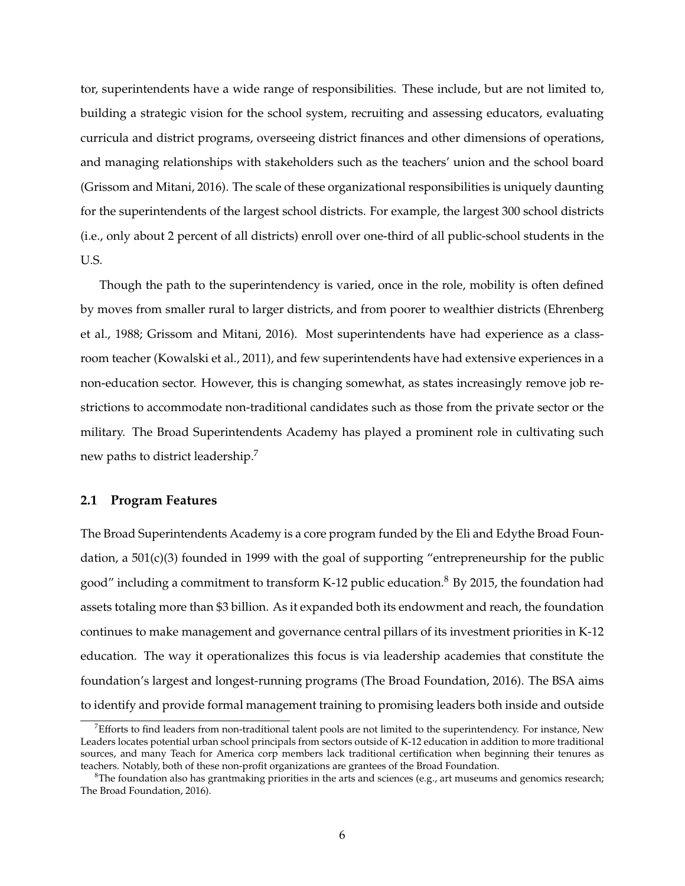tor, superintendents have a wide range of responsibilities. These include, but are not limited to, building a strategic vision for the school system, recruiting and assessing educators, evaluating curricula and district programs, overseeing district finances and other dimensions of operations, and managing relationships with stakeholders such as the teachers' union and the school board (Grissom and Mitani, 2016). The scale of these organizational responsibilities is uniquely daunting for the superintendents of the largest school districts. For example, the largest 300 school districts (i.e., only about 2 percent of all districts) enroll over one-third of all public-school students in the U.S.

Though the path to the superintendency is varied, once in the role, mobility is often defined by moves from smaller rural to larger districts, and from poorer to wealthier districts (Ehrenberg et al., 1988; Grissom and Mitani, 2016). Most superintendents have had experience as a classroom teacher (Kowalski et al., 2011), and few superintendents have had extensive experiences in a non-education sector. However, this is changing somewhat, as states increasingly remove job restrictions to accommodate non-traditional candidates such as those from the private sector or the military. The Broad Superintendents Academy has played a prominent role in cultivating such new paths to district leadership.[7]

## 2.1 Program Features

The Broad Superintendents Academy is a core program funded by the Eli and Edythe Broad Foundation, a 501(c)(3) founded in 1999 with the goal of supporting "entrepreneurship for the public good" including a commitment to transform K-12 public education.[8] By 2015, the foundation had assets totaling more than $3 billion. As it expanded both its endowment and reach, the foundation continues to make management and governance central pillars of its investment priorities in K-12 education. The way it operationalizes this focus is via leadership academies that constitute the foundation's largest and longest-running programs (The Broad Foundation, 2016). The BSA aims to identify and provide formal management training to promising leaders both inside and outside

[7] Efforts to find leaders from non-traditional talent pools are not limited to the superintendency. For instance, New Leaders locates potential urban school principals from sectors outside of K-12 education in addition to more traditional sources, and many Teach for America corp members lack traditional certification when beginning their tenures as teachers. Notably, both of these non-profit organizations are grantees of the Broad Foundation.

[8] The foundation also has grantmaking priorities in the arts and sciences (e.g., art museums and genomics research; The Broad Foundation, 2016).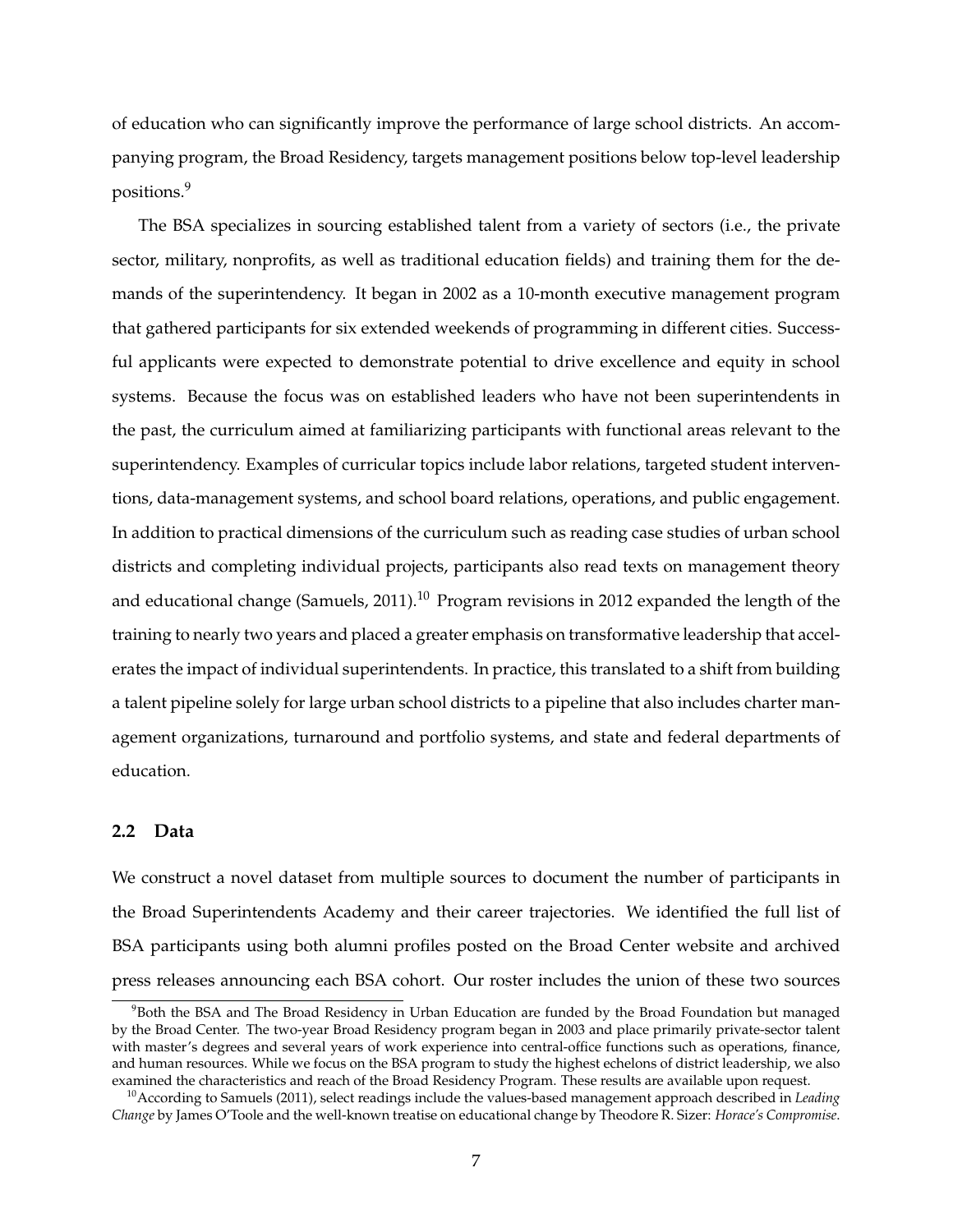of education who can significantly improve the performance of large school districts. An accompanying program, the Broad Residency, targets management positions below top-level leadership positions.[9]

The BSA specializes in sourcing established talent from a variety of sectors (i.e., the private sector, military, nonprofits, as well as traditional education fields) and training them for the demands of the superintendency. It began in 2002 as a 10-month executive management program that gathered participants for six extended weekends of programming in different cities. Successful applicants were expected to demonstrate potential to drive excellence and equity in school systems. Because the focus was on established leaders who have not been superintendents in the past, the curriculum aimed at familiarizing participants with functional areas relevant to the superintendency. Examples of curricular topics include labor relations, targeted student interventions, data-management systems, and school board relations, operations, and public engagement. In addition to practical dimensions of the curriculum such as reading case studies of urban school districts and completing individual projects, participants also read texts on management theory and educational change (Samuels, 2011).[10] Program revisions in 2012 expanded the length of the training to nearly two years and placed a greater emphasis on transformative leadership that accelerates the impact of individual superintendents. In practice, this translated to a shift from building a talent pipeline solely for large urban school districts to a pipeline that also includes charter management organizations, turnaround and portfolio systems, and state and federal departments of education.

### 2.2 Data

We construct a novel dataset from multiple sources to document the number of participants in the Broad Superintendents Academy and their career trajectories. We identified the full list of BSA participants using both alumni profiles posted on the Broad Center website and archived press releases announcing each BSA cohort. Our roster includes the union of these two sources

[9] Both the BSA and The Broad Residency in Urban Education are funded by the Broad Foundation but managed by the Broad Center. The two-year Broad Residency program began in 2003 and place primarily private-sector talent with master's degrees and several years of work experience into central-office functions such as operations, finance, and human resources. While we focus on the BSA program to study the highest echelons of district leadership, we also examined the characteristics and reach of the Broad Residency Program. These results are available upon request.

[10] According to Samuels (2011), select readings include the values-based management approach described in *Leading Change* by James O'Toole and the well-known treatise on educational change by Theodore R. Sizer: *Horace's Compromise*.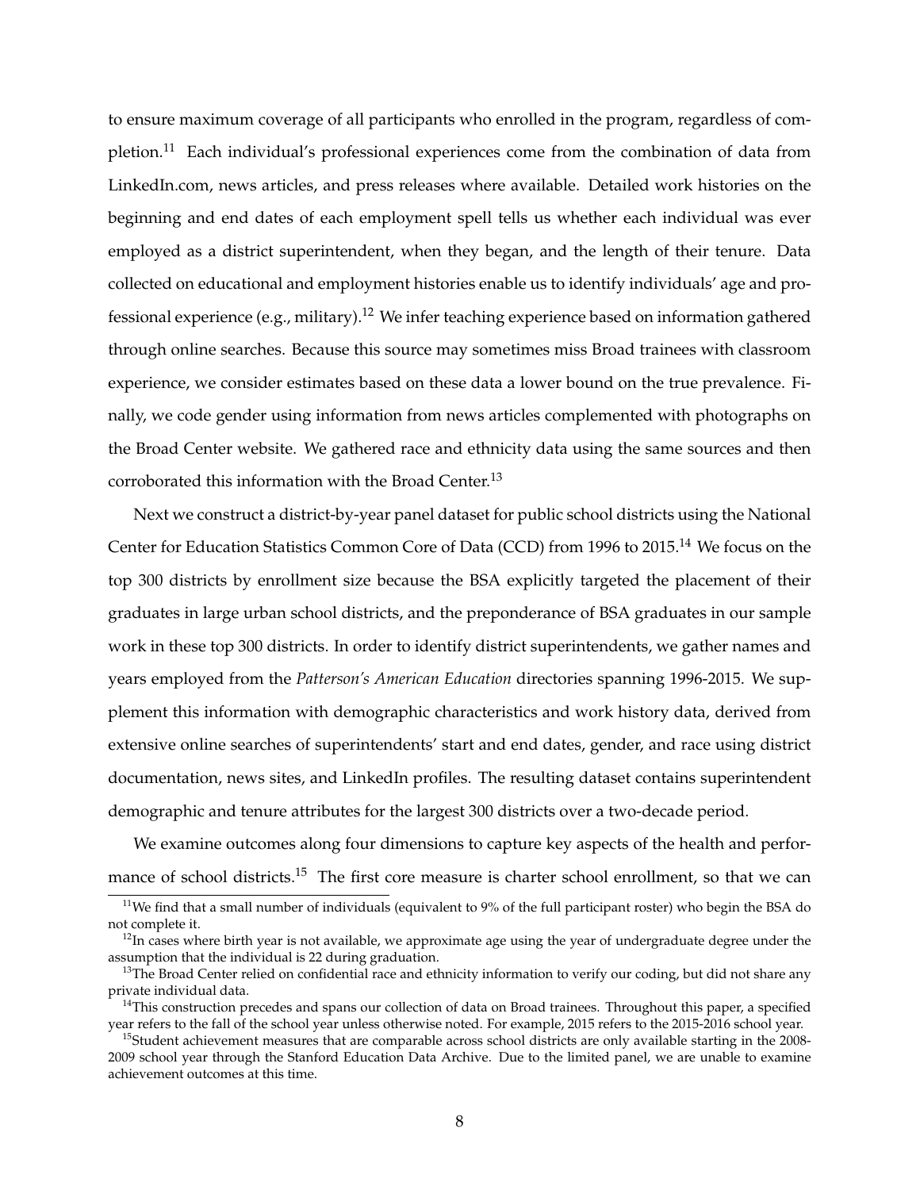to ensure maximum coverage of all participants who enrolled in the program, regardless of completion.[11] Each individual's professional experiences come from the combination of data from LinkedIn.com, news articles, and press releases where available. Detailed work histories on the beginning and end dates of each employment spell tells us whether each individual was ever employed as a district superintendent, when they began, and the length of their tenure. Data collected on educational and employment histories enable us to identify individuals' age and professional experience (e.g., military).[12] We infer teaching experience based on information gathered through online searches. Because this source may sometimes miss Broad trainees with classroom experience, we consider estimates based on these data a lower bound on the true prevalence. Finally, we code gender using information from news articles complemented with photographs on the Broad Center website. We gathered race and ethnicity data using the same sources and then corroborated this information with the Broad Center.[13]

Next we construct a district-by-year panel dataset for public school districts using the National Center for Education Statistics Common Core of Data (CCD) from 1996 to 2015.[14] We focus on the top 300 districts by enrollment size because the BSA explicitly targeted the placement of their graduates in large urban school districts, and the preponderance of BSA graduates in our sample work in these top 300 districts. In order to identify district superintendents, we gather names and years employed from the *Patterson's American Education* directories spanning 1996-2015. We supplement this information with demographic characteristics and work history data, derived from extensive online searches of superintendents' start and end dates, gender, and race using district documentation, news sites, and LinkedIn profiles. The resulting dataset contains superintendent demographic and tenure attributes for the largest 300 districts over a two-decade period.

We examine outcomes along four dimensions to capture key aspects of the health and performance of school districts.[15] The first core measure is charter school enrollment, so that we can

[11] We find that a small number of individuals (equivalent to 9% of the full participant roster) who begin the BSA do not complete it.

[12] In cases where birth year is not available, we approximate age using the year of undergraduate degree under the assumption that the individual is 22 during graduation.

[13] The Broad Center relied on confidential race and ethnicity information to verify our coding, but did not share any private individual data.

[14] This construction precedes and spans our collection of data on Broad trainees. Throughout this paper, a specified year refers to the fall of the school year unless otherwise noted. For example, 2015 refers to the 2015-2016 school year.

[15] Student achievement measures that are comparable across school districts are only available starting in the 2008-2009 school year through the Stanford Education Data Archive. Due to the limited panel, we are unable to examine achievement outcomes at this time.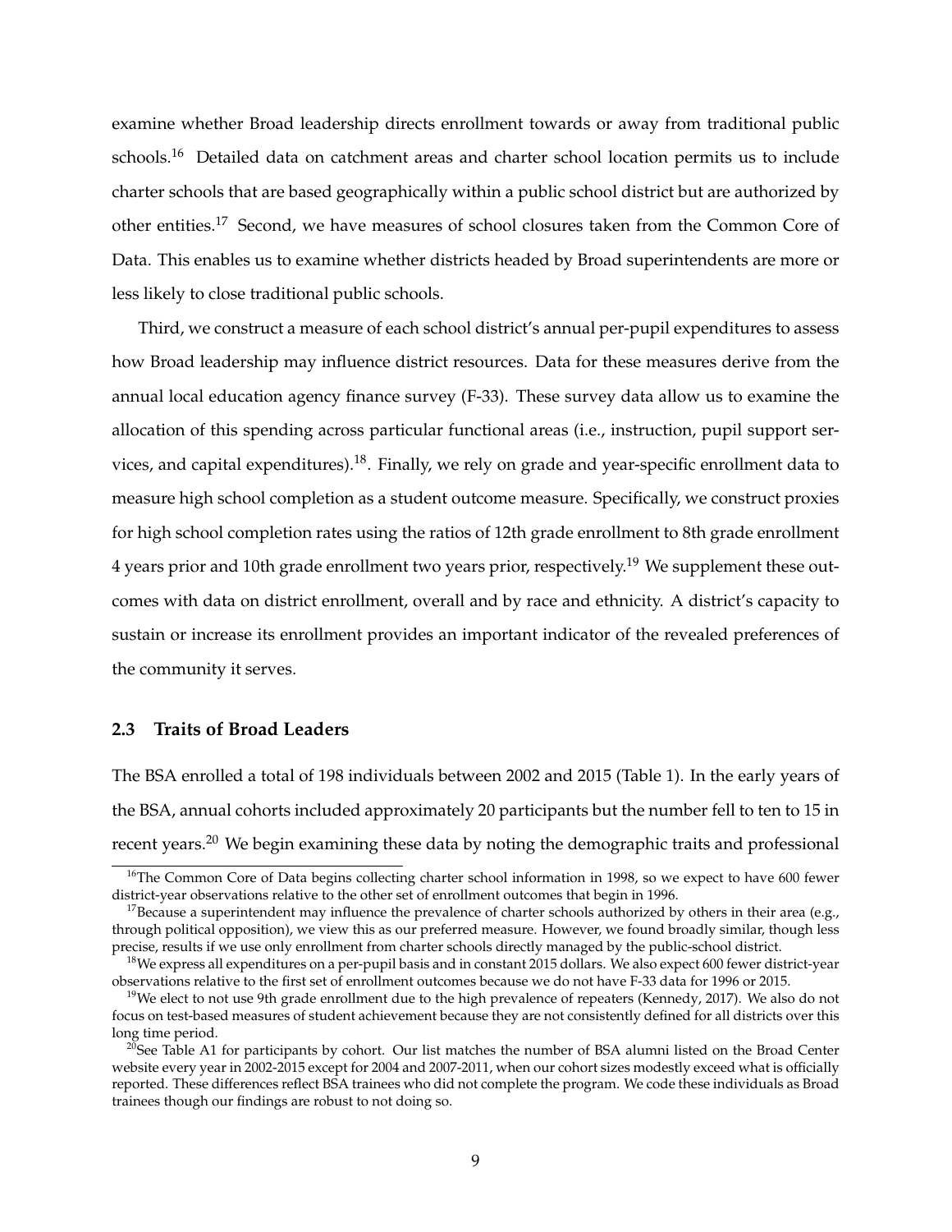examine whether Broad leadership directs enrollment towards or away from traditional public schools.[16] Detailed data on catchment areas and charter school location permits us to include charter schools that are based geographically within a public school district but are authorized by other entities.[17] Second, we have measures of school closures taken from the Common Core of Data. This enables us to examine whether districts headed by Broad superintendents are more or less likely to close traditional public schools.

Third, we construct a measure of each school district's annual per-pupil expenditures to assess how Broad leadership may influence district resources. Data for these measures derive from the annual local education agency finance survey (F-33). These survey data allow us to examine the allocation of this spending across particular functional areas (i.e., instruction, pupil support services, and capital expenditures).[18]. Finally, we rely on grade and year-specific enrollment data to measure high school completion as a student outcome measure. Specifically, we construct proxies for high school completion rates using the ratios of 12th grade enrollment to 8th grade enrollment 4 years prior and 10th grade enrollment two years prior, respectively.[19] We supplement these outcomes with data on district enrollment, overall and by race and ethnicity. A district's capacity to sustain or increase its enrollment provides an important indicator of the revealed preferences of the community it serves.

### 2.3 Traits of Broad Leaders

The BSA enrolled a total of 198 individuals between 2002 and 2015 (Table 1). In the early years of the BSA, annual cohorts included approximately 20 participants but the number fell to ten to 15 in recent years.[20] We begin examining these data by noting the demographic traits and professional

---

[16] The Common Core of Data begins collecting charter school information in 1998, so we expect to have 600 fewer district-year observations relative to the other set of enrollment outcomes that begin in 1996.

[17] Because a superintendent may influence the prevalence of charter schools authorized by others in their area (e.g., through political opposition), we view this as our preferred measure. However, we found broadly similar, though less precise, results if we use only enrollment from charter schools directly managed by the public-school district.

[18] We express all expenditures on a per-pupil basis and in constant 2015 dollars. We also expect 600 fewer district-year observations relative to the first set of enrollment outcomes because we do not have F-33 data for 1996 or 2015.

[19] We elect to not use 9th grade enrollment due to the high prevalence of repeaters (Kennedy, 2017). We also do not focus on test-based measures of student achievement because they are not consistently defined for all districts over this long time period.

[20] See Table A1 for participants by cohort. Our list matches the number of BSA alumni listed on the Broad Center website every year in 2002-2015 except for 2004 and 2007-2011, when our cohort sizes modestly exceed what is officially reported. These differences reflect BSA trainees who did not complete the program. We code these individuals as Broad trainees though our findings are robust to not doing so.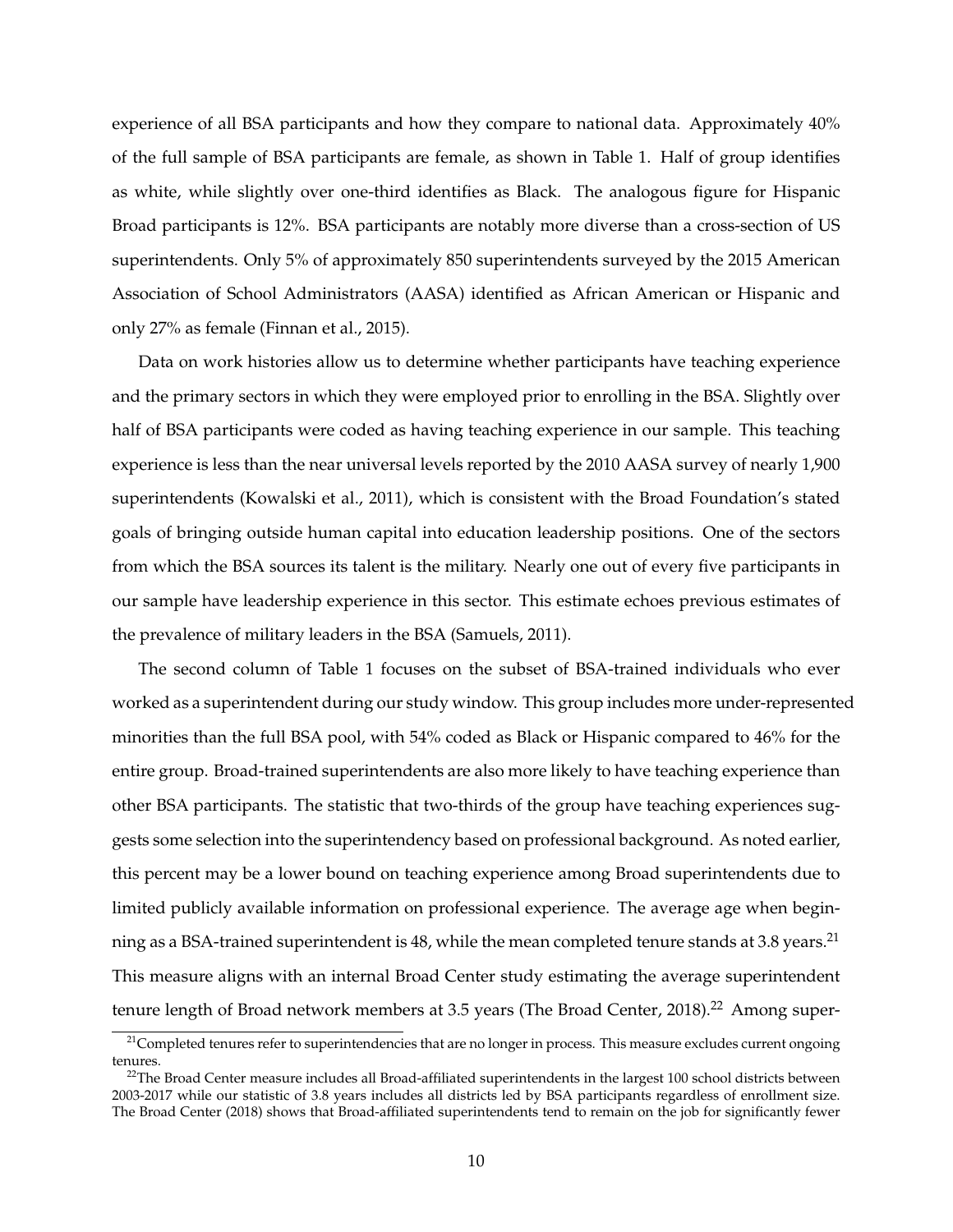experience of all BSA participants and how they compare to national data. Approximately 40% of the full sample of BSA participants are female, as shown in Table 1. Half of group identifies as white, while slightly over one-third identifies as Black. The analogous figure for Hispanic Broad participants is 12%. BSA participants are notably more diverse than a cross-section of US superintendents. Only 5% of approximately 850 superintendents surveyed by the 2015 American Association of School Administrators (AASA) identified as African American or Hispanic and only 27% as female (Finnan et al., 2015).

Data on work histories allow us to determine whether participants have teaching experience and the primary sectors in which they were employed prior to enrolling in the BSA. Slightly over half of BSA participants were coded as having teaching experience in our sample. This teaching experience is less than the near universal levels reported by the 2010 AASA survey of nearly 1,900 superintendents (Kowalski et al., 2011), which is consistent with the Broad Foundation's stated goals of bringing outside human capital into education leadership positions. One of the sectors from which the BSA sources its talent is the military. Nearly one out of every five participants in our sample have leadership experience in this sector. This estimate echoes previous estimates of the prevalence of military leaders in the BSA (Samuels, 2011).

The second column of Table 1 focuses on the subset of BSA-trained individuals who ever worked as a superintendent during our study window. This group includes more under-represented minorities than the full BSA pool, with 54% coded as Black or Hispanic compared to 46% for the entire group. Broad-trained superintendents are also more likely to have teaching experience than other BSA participants. The statistic that two-thirds of the group have teaching experiences suggests some selection into the superintendency based on professional background. As noted earlier, this percent may be a lower bound on teaching experience among Broad superintendents due to limited publicly available information on professional experience. The average age when beginning as a BSA-trained superintendent is 48, while the mean completed tenure stands at 3.8 years.[21] This measure aligns with an internal Broad Center study estimating the average superintendent tenure length of Broad network members at 3.5 years (The Broad Center, 2018).[22] Among super-

[21] Completed tenures refer to superintendencies that are no longer in process. This measure excludes current ongoing tenures.

[22] The Broad Center measure includes all Broad-affiliated superintendents in the largest 100 school districts between 2003-2017 while our statistic of 3.8 years includes all districts led by BSA participants regardless of enrollment size. The Broad Center (2018) shows that Broad-affiliated superintendents tend to remain on the job for significantly fewer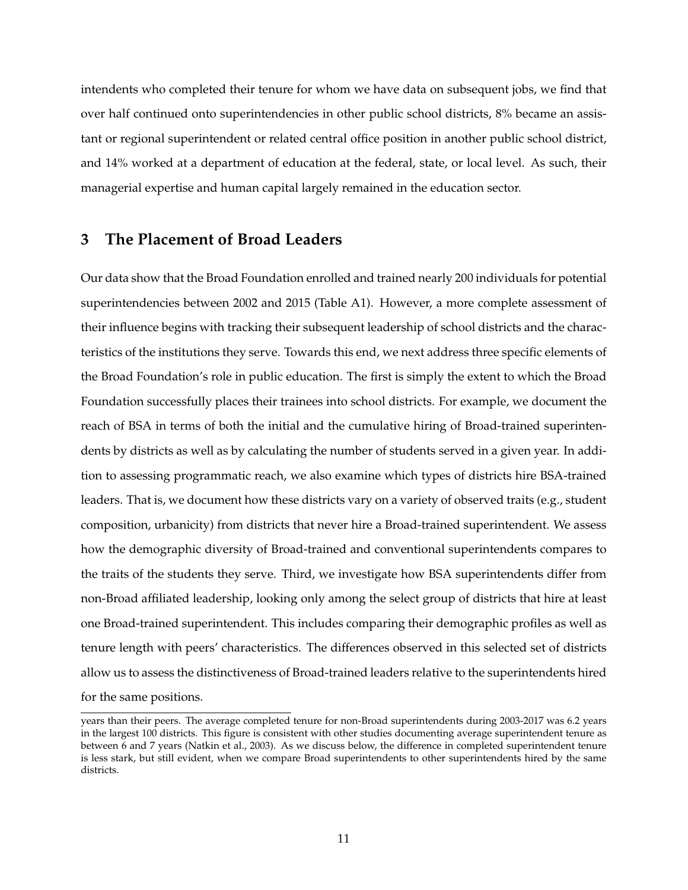intendents who completed their tenure for whom we have data on subsequent jobs, we find that over half continued onto superintendencies in other public school districts, 8% became an assistant or regional superintendent or related central office position in another public school district, and 14% worked at a department of education at the federal, state, or local level. As such, their managerial expertise and human capital largely remained in the education sector.

## 3 The Placement of Broad Leaders

Our data show that the Broad Foundation enrolled and trained nearly 200 individuals for potential superintendencies between 2002 and 2015 (Table A1). However, a more complete assessment of their influence begins with tracking their subsequent leadership of school districts and the characteristics of the institutions they serve. Towards this end, we next address three specific elements of the Broad Foundation's role in public education. The first is simply the extent to which the Broad Foundation successfully places their trainees into school districts. For example, we document the reach of BSA in terms of both the initial and the cumulative hiring of Broad-trained superintendents by districts as well as by calculating the number of students served in a given year. In addition to assessing programmatic reach, we also examine which types of districts hire BSA-trained leaders. That is, we document how these districts vary on a variety of observed traits (e.g., student composition, urbanicity) from districts that never hire a Broad-trained superintendent. We assess how the demographic diversity of Broad-trained and conventional superintendents compares to the traits of the students they serve. Third, we investigate how BSA superintendents differ from non-Broad affiliated leadership, looking only among the select group of districts that hire at least one Broad-trained superintendent. This includes comparing their demographic profiles as well as tenure length with peers' characteristics. The differences observed in this selected set of districts allow us to assess the distinctiveness of Broad-trained leaders relative to the superintendents hired for the same positions.

years than their peers. The average completed tenure for non-Broad superintendents during 2003-2017 was 6.2 years in the largest 100 districts. This figure is consistent with other studies documenting average superintendent tenure as between 6 and 7 years (Natkin et al., 2003). As we discuss below, the difference in completed superintendent tenure is less stark, but still evident, when we compare Broad superintendents to other superintendents hired by the same districts.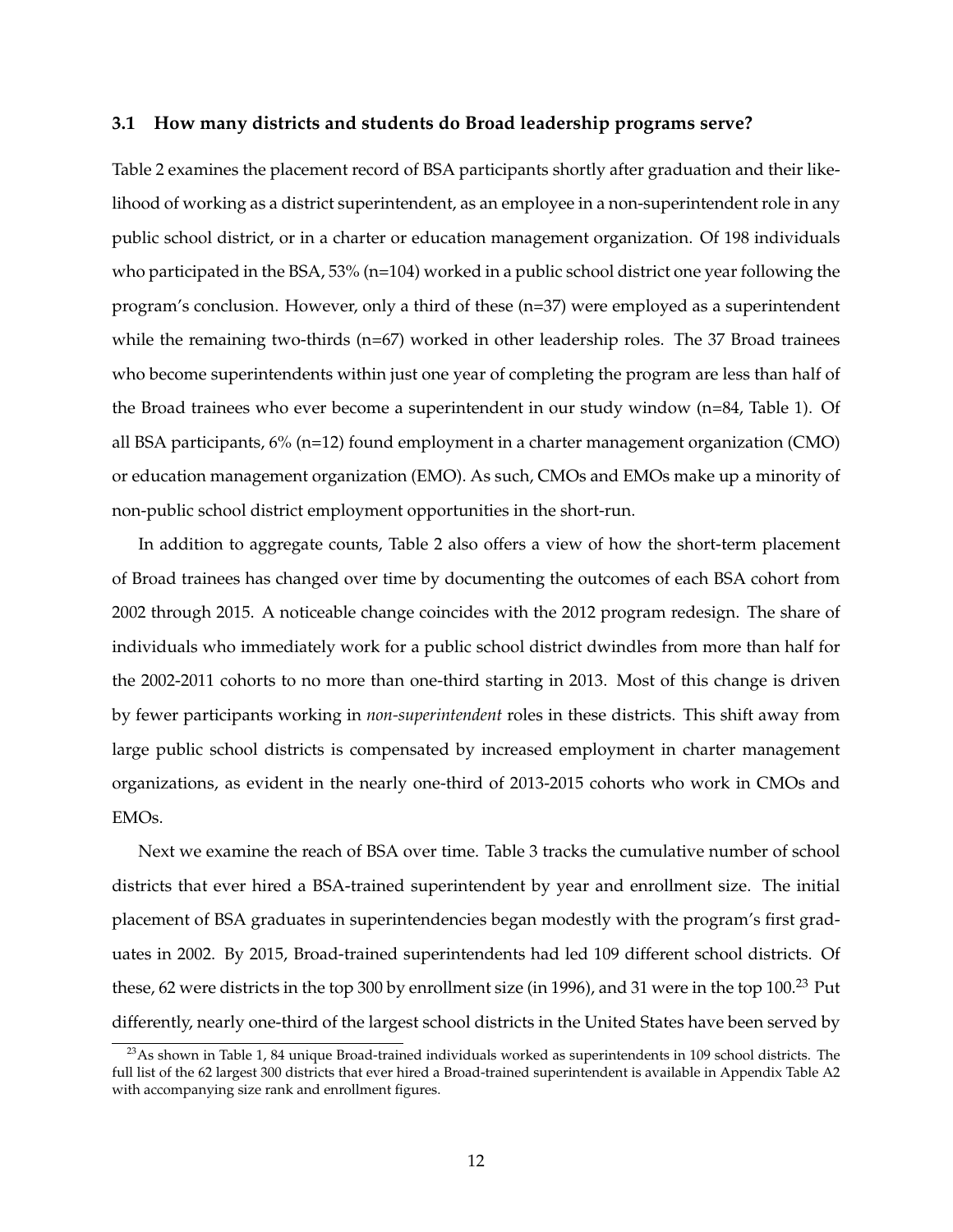### 3.1 How many districts and students do Broad leadership programs serve?

Table 2 examines the placement record of BSA participants shortly after graduation and their likelihood of working as a district superintendent, as an employee in a non-superintendent role in any public school district, or in a charter or education management organization. Of 198 individuals who participated in the BSA, 53% (n=104) worked in a public school district one year following the program's conclusion. However, only a third of these (n=37) were employed as a superintendent while the remaining two-thirds (n=67) worked in other leadership roles. The 37 Broad trainees who become superintendents within just one year of completing the program are less than half of the Broad trainees who ever become a superintendent in our study window (n=84, Table 1). Of all BSA participants, 6% (n=12) found employment in a charter management organization (CMO) or education management organization (EMO). As such, CMOs and EMOs make up a minority of non-public school district employment opportunities in the short-run.

In addition to aggregate counts, Table 2 also offers a view of how the short-term placement of Broad trainees has changed over time by documenting the outcomes of each BSA cohort from 2002 through 2015. A noticeable change coincides with the 2012 program redesign. The share of individuals who immediately work for a public school district dwindles from more than half for the 2002-2011 cohorts to no more than one-third starting in 2013. Most of this change is driven by fewer participants working in *non-superintendent* roles in these districts. This shift away from large public school districts is compensated by increased employment in charter management organizations, as evident in the nearly one-third of 2013-2015 cohorts who work in CMOs and EMOs.

Next we examine the reach of BSA over time. Table 3 tracks the cumulative number of school districts that ever hired a BSA-trained superintendent by year and enrollment size. The initial placement of BSA graduates in superintendencies began modestly with the program's first graduates in 2002. By 2015, Broad-trained superintendents had led 109 different school districts. Of these, 62 were districts in the top 300 by enrollment size (in 1996), and 31 were in the top 100.[23] Put differently, nearly one-third of the largest school districts in the United States have been served by

[23] As shown in Table 1, 84 unique Broad-trained individuals worked as superintendents in 109 school districts. The full list of the 62 largest 300 districts that ever hired a Broad-trained superintendent is available in Appendix Table A2 with accompanying size rank and enrollment figures.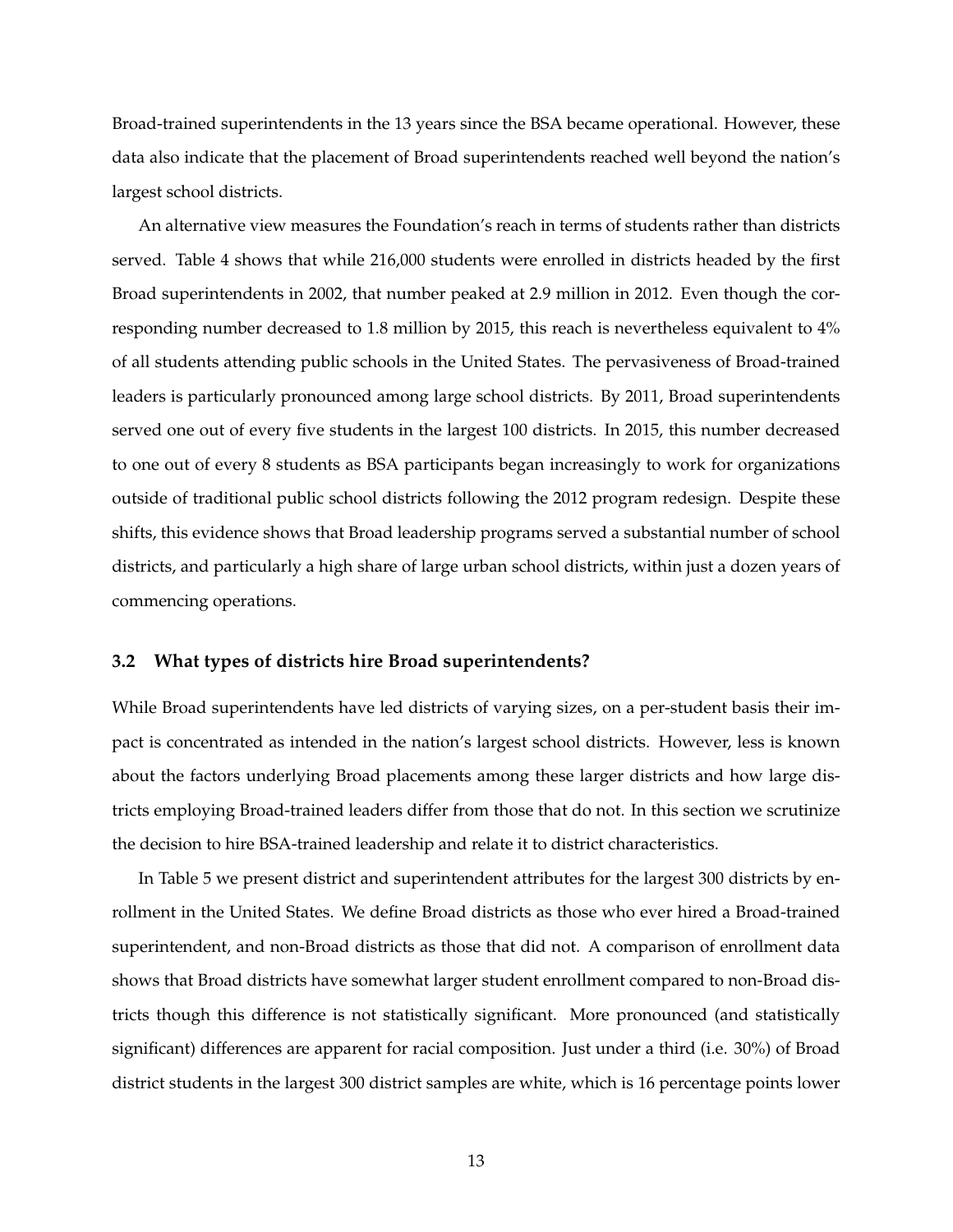Broad-trained superintendents in the 13 years since the BSA became operational. However, these data also indicate that the placement of Broad superintendents reached well beyond the nation's largest school districts.

An alternative view measures the Foundation's reach in terms of students rather than districts served. Table 4 shows that while 216,000 students were enrolled in districts headed by the first Broad superintendents in 2002, that number peaked at 2.9 million in 2012. Even though the corresponding number decreased to 1.8 million by 2015, this reach is nevertheless equivalent to 4% of all students attending public schools in the United States. The pervasiveness of Broad-trained leaders is particularly pronounced among large school districts. By 2011, Broad superintendents served one out of every five students in the largest 100 districts. In 2015, this number decreased to one out of every 8 students as BSA participants began increasingly to work for organizations outside of traditional public school districts following the 2012 program redesign. Despite these shifts, this evidence shows that Broad leadership programs served a substantial number of school districts, and particularly a high share of large urban school districts, within just a dozen years of commencing operations.

### 3.2 What types of districts hire Broad superintendents?

While Broad superintendents have led districts of varying sizes, on a per-student basis their impact is concentrated as intended in the nation's largest school districts. However, less is known about the factors underlying Broad placements among these larger districts and how large districts employing Broad-trained leaders differ from those that do not. In this section we scrutinize the decision to hire BSA-trained leadership and relate it to district characteristics.

In Table 5 we present district and superintendent attributes for the largest 300 districts by enrollment in the United States. We define Broad districts as those who ever hired a Broad-trained superintendent, and non-Broad districts as those that did not. A comparison of enrollment data shows that Broad districts have somewhat larger student enrollment compared to non-Broad districts though this difference is not statistically significant. More pronounced (and statistically significant) differences are apparent for racial composition. Just under a third (i.e. 30%) of Broad district students in the largest 300 district samples are white, which is 16 percentage points lower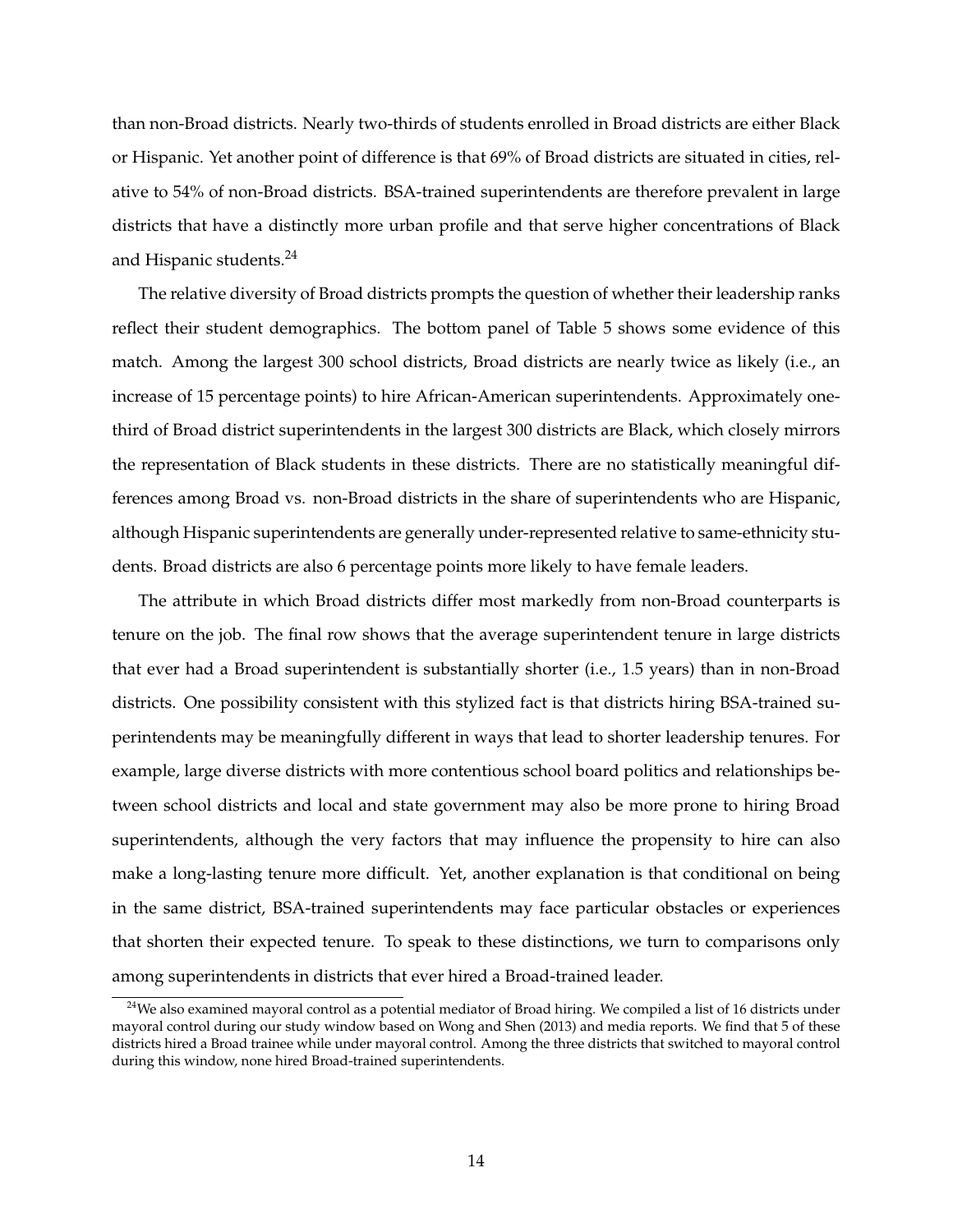than non-Broad districts. Nearly two-thirds of students enrolled in Broad districts are either Black or Hispanic. Yet another point of difference is that 69% of Broad districts are situated in cities, relative to 54% of non-Broad districts. BSA-trained superintendents are therefore prevalent in large districts that have a distinctly more urban profile and that serve higher concentrations of Black and Hispanic students.[24]

The relative diversity of Broad districts prompts the question of whether their leadership ranks reflect their student demographics. The bottom panel of Table 5 shows some evidence of this match. Among the largest 300 school districts, Broad districts are nearly twice as likely (i.e., an increase of 15 percentage points) to hire African-American superintendents. Approximately one-third of Broad district superintendents in the largest 300 districts are Black, which closely mirrors the representation of Black students in these districts. There are no statistically meaningful differences among Broad vs. non-Broad districts in the share of superintendents who are Hispanic, although Hispanic superintendents are generally under-represented relative to same-ethnicity students. Broad districts are also 6 percentage points more likely to have female leaders.

The attribute in which Broad districts differ most markedly from non-Broad counterparts is tenure on the job. The final row shows that the average superintendent tenure in large districts that ever had a Broad superintendent is substantially shorter (i.e., 1.5 years) than in non-Broad districts. One possibility consistent with this stylized fact is that districts hiring BSA-trained superintendents may be meaningfully different in ways that lead to shorter leadership tenures. For example, large diverse districts with more contentious school board politics and relationships between school districts and local and state government may also be more prone to hiring Broad superintendents, although the very factors that may influence the propensity to hire can also make a long-lasting tenure more difficult. Yet, another explanation is that conditional on being in the same district, BSA-trained superintendents may face particular obstacles or experiences that shorten their expected tenure. To speak to these distinctions, we turn to comparisons only among superintendents in districts that ever hired a Broad-trained leader.

[24] We also examined mayoral control as a potential mediator of Broad hiring. We compiled a list of 16 districts under mayoral control during our study window based on Wong and Shen (2013) and media reports. We find that 5 of these districts hired a Broad trainee while under mayoral control. Among the three districts that switched to mayoral control during this window, none hired Broad-trained superintendents.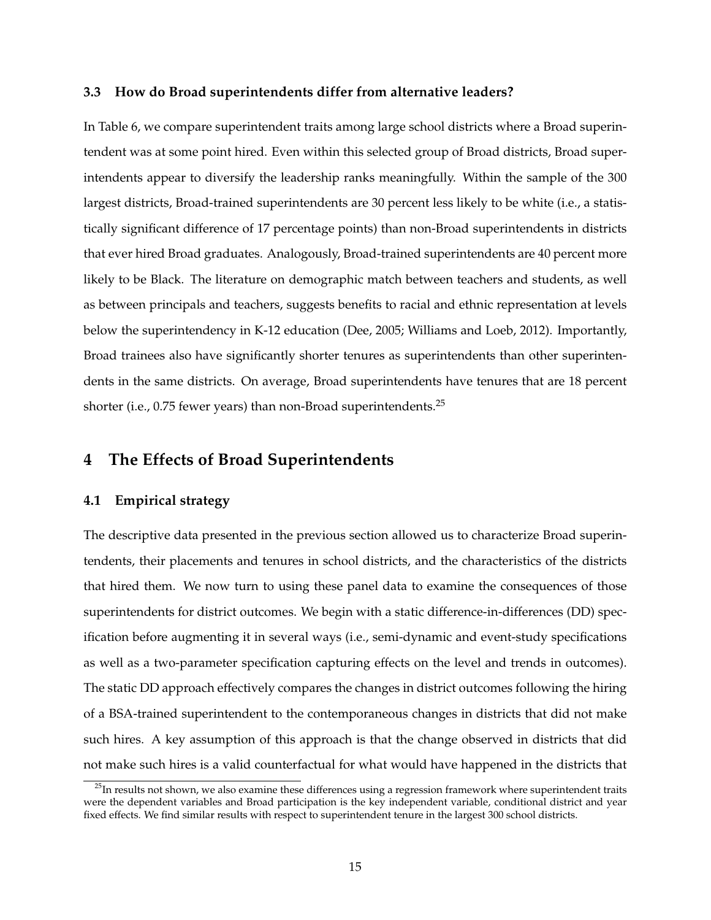### 3.3 How do Broad superintendents differ from alternative leaders?

In Table 6, we compare superintendent traits among large school districts where a Broad superintendent was at some point hired. Even within this selected group of Broad districts, Broad superintendents appear to diversify the leadership ranks meaningfully. Within the sample of the 300 largest districts, Broad-trained superintendents are 30 percent less likely to be white (i.e., a statistically significant difference of 17 percentage points) than non-Broad superintendents in districts that ever hired Broad graduates. Analogously, Broad-trained superintendents are 40 percent more likely to be Black. The literature on demographic match between teachers and students, as well as between principals and teachers, suggests benefits to racial and ethnic representation at levels below the superintendency in K-12 education (Dee, 2005; Williams and Loeb, 2012). Importantly, Broad trainees also have significantly shorter tenures as superintendents than other superintendents in the same districts. On average, Broad superintendents have tenures that are 18 percent shorter (i.e., 0.75 fewer years) than non-Broad superintendents.[25]

## 4 The Effects of Broad Superintendents

### 4.1 Empirical strategy

The descriptive data presented in the previous section allowed us to characterize Broad superintendents, their placements and tenures in school districts, and the characteristics of the districts that hired them. We now turn to using these panel data to examine the consequences of those superintendents for district outcomes. We begin with a static difference-in-differences (DD) specification before augmenting it in several ways (i.e., semi-dynamic and event-study specifications as well as a two-parameter specification capturing effects on the level and trends in outcomes). The static DD approach effectively compares the changes in district outcomes following the hiring of a BSA-trained superintendent to the contemporaneous changes in districts that did not make such hires. A key assumption of this approach is that the change observed in districts that did not make such hires is a valid counterfactual for what would have happened in the districts that

[25] In results not shown, we also examine these differences using a regression framework where superintendent traits were the dependent variables and Broad participation is the key independent variable, conditional district and year fixed effects. We find similar results with respect to superintendent tenure in the largest 300 school districts.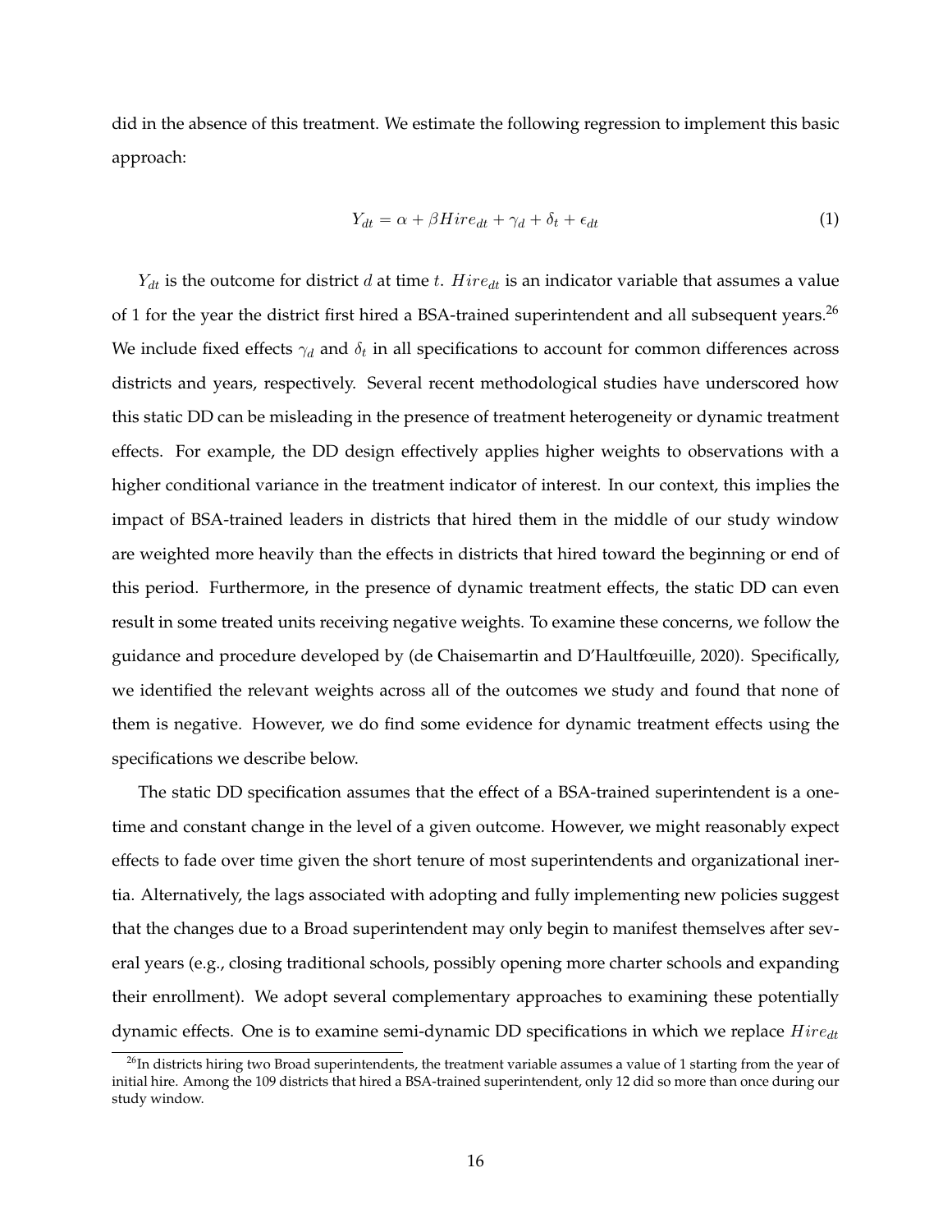did in the absence of this treatment. We estimate the following regression to implement this basic approach:

$$Y_{dt} = \alpha + \beta Hire_{dt} + \gamma_d + \delta_t + \epsilon_{dt} \tag{1}$$

$Y_{dt}$ is the outcome for district $d$ at time $t$. $Hire_{dt}$ is an indicator variable that assumes a value of 1 for the year the district first hired a BSA-trained superintendent and all subsequent years.[26] We include fixed effects $\gamma_d$ and $\delta_t$ in all specifications to account for common differences across districts and years, respectively. Several recent methodological studies have underscored how this static DD can be misleading in the presence of treatment heterogeneity or dynamic treatment effects. For example, the DD design effectively applies higher weights to observations with a higher conditional variance in the treatment indicator of interest. In our context, this implies the impact of BSA-trained leaders in districts that hired them in the middle of our study window are weighted more heavily than the effects in districts that hired toward the beginning or end of this period. Furthermore, in the presence of dynamic treatment effects, the static DD can even result in some treated units receiving negative weights. To examine these concerns, we follow the guidance and procedure developed by (de Chaisemartin and D'Haultfœuille, 2020). Specifically, we identified the relevant weights across all of the outcomes we study and found that none of them is negative. However, we do find some evidence for dynamic treatment effects using the specifications we describe below.

The static DD specification assumes that the effect of a BSA-trained superintendent is a one-time and constant change in the level of a given outcome. However, we might reasonably expect effects to fade over time given the short tenure of most superintendents and organizational inertia. Alternatively, the lags associated with adopting and fully implementing new policies suggest that the changes due to a Broad superintendent may only begin to manifest themselves after several years (e.g., closing traditional schools, possibly opening more charter schools and expanding their enrollment). We adopt several complementary approaches to examining these potentially dynamic effects. One is to examine semi-dynamic DD specifications in which we replace $Hire_{dt}$

[26] In districts hiring two Broad superintendents, the treatment variable assumes a value of 1 starting from the year of initial hire. Among the 109 districts that hired a BSA-trained superintendent, only 12 did so more than once during our study window.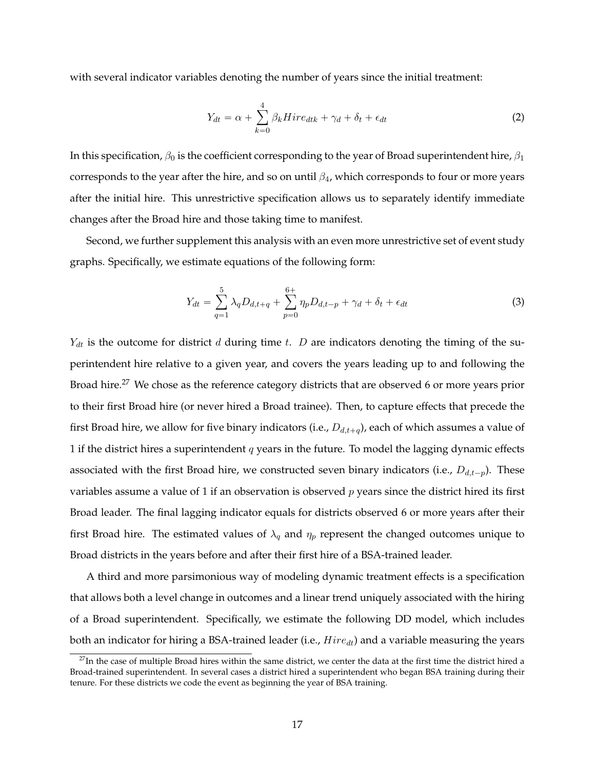with several indicator variables denoting the number of years since the initial treatment:

$$Y_{dt} = \alpha + \sum_{k=0}^{4} \beta_k Hire_{dtk} + \gamma_d + \delta_t + \epsilon_{dt} \tag{2}$$

In this specification, $\beta_0$ is the coefficient corresponding to the year of Broad superintendent hire, $\beta_1$ corresponds to the year after the hire, and so on until $\beta_4$, which corresponds to four or more years after the initial hire. This unrestrictive specification allows us to separately identify immediate changes after the Broad hire and those taking time to manifest.

Second, we further supplement this analysis with an even more unrestrictive set of event study graphs. Specifically, we estimate equations of the following form:

$$Y_{dt} = \sum_{q=1}^{5} \lambda_q D_{d,t+q} + \sum_{p=0}^{6+} \eta_p D_{d,t-p} + \gamma_d + \delta_t + \epsilon_{dt} \tag{3}$$

$Y_{dt}$ is the outcome for district $d$ during time $t$. $D$ are indicators denoting the timing of the superintendent hire relative to a given year, and covers the years leading up to and following the Broad hire.[27] We chose as the reference category districts that are observed 6 or more years prior to their first Broad hire (or never hired a Broad trainee). Then, to capture effects that precede the first Broad hire, we allow for five binary indicators (i.e., $D_{d,t+q}$), each of which assumes a value of 1 if the district hires a superintendent $q$ years in the future. To model the lagging dynamic effects associated with the first Broad hire, we constructed seven binary indicators (i.e., $D_{d,t-p}$). These variables assume a value of 1 if an observation is observed $p$ years since the district hired its first Broad leader. The final lagging indicator equals for districts observed 6 or more years after their first Broad hire. The estimated values of $\lambda_q$ and $\eta_p$ represent the changed outcomes unique to Broad districts in the years before and after their first hire of a BSA-trained leader.

A third and more parsimonious way of modeling dynamic treatment effects is a specification that allows both a level change in outcomes and a linear trend uniquely associated with the hiring of a Broad superintendent. Specifically, we estimate the following DD model, which includes both an indicator for hiring a BSA-trained leader (i.e., $Hire_{dt}$) and a variable measuring the years

[27] In the case of multiple Broad hires within the same district, we center the data at the first time the district hired a Broad-trained superintendent. In several cases a district hired a superintendent who began BSA training during their tenure. For these districts we code the event as beginning the year of BSA training.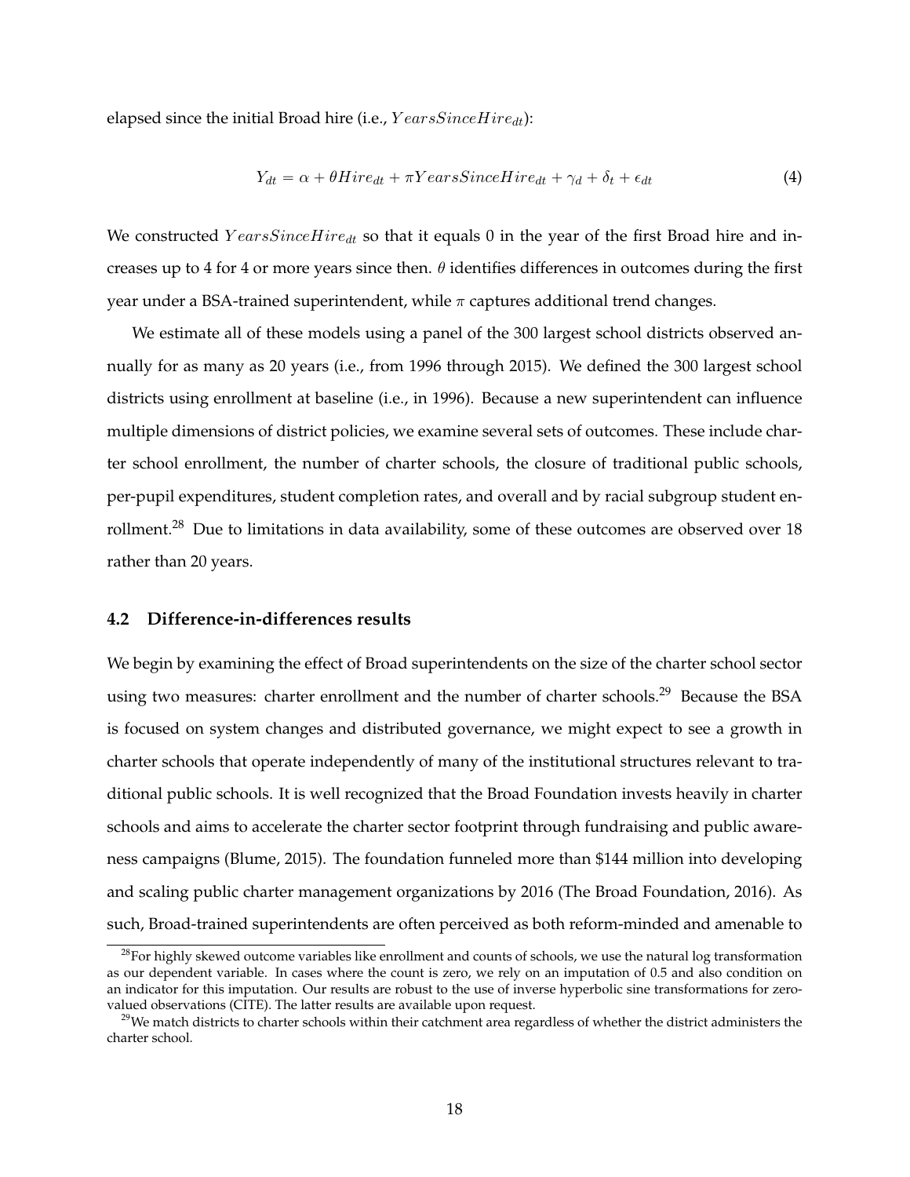elapsed since the initial Broad hire (i.e., $YearsSinceHire_{dt}$):

$$Y_{dt} = \alpha + \theta Hire_{dt} + \pi YearsSinceHire_{dt} + \gamma_d + \delta_t + \epsilon_{dt} \tag{4}$$

We constructed $YearsSinceHire_{dt}$ so that it equals 0 in the year of the first Broad hire and increases up to 4 for 4 or more years since then. $\theta$ identifies differences in outcomes during the first year under a BSA-trained superintendent, while $\pi$ captures additional trend changes.

We estimate all of these models using a panel of the 300 largest school districts observed annually for as many as 20 years (i.e., from 1996 through 2015). We defined the 300 largest school districts using enrollment at baseline (i.e., in 1996). Because a new superintendent can influence multiple dimensions of district policies, we examine several sets of outcomes. These include charter school enrollment, the number of charter schools, the closure of traditional public schools, per-pupil expenditures, student completion rates, and overall and by racial subgroup student enrollment.[28] Due to limitations in data availability, some of these outcomes are observed over 18 rather than 20 years.

### 4.2 Difference-in-differences results

We begin by examining the effect of Broad superintendents on the size of the charter school sector using two measures: charter enrollment and the number of charter schools.[29] Because the BSA is focused on system changes and distributed governance, we might expect to see a growth in charter schools that operate independently of many of the institutional structures relevant to traditional public schools. It is well recognized that the Broad Foundation invests heavily in charter schools and aims to accelerate the charter sector footprint through fundraising and public awareness campaigns (Blume, 2015). The foundation funneled more than $144 million into developing and scaling public charter management organizations by 2016 (The Broad Foundation, 2016). As such, Broad-trained superintendents are often perceived as both reform-minded and amenable to

[28] For highly skewed outcome variables like enrollment and counts of schools, we use the natural log transformation as our dependent variable. In cases where the count is zero, we rely on an imputation of 0.5 and also condition on an indicator for this imputation. Our results are robust to the use of inverse hyperbolic sine transformations for zero-valued observations (CITE). The latter results are available upon request.

[29] We match districts to charter schools within their catchment area regardless of whether the district administers the charter school.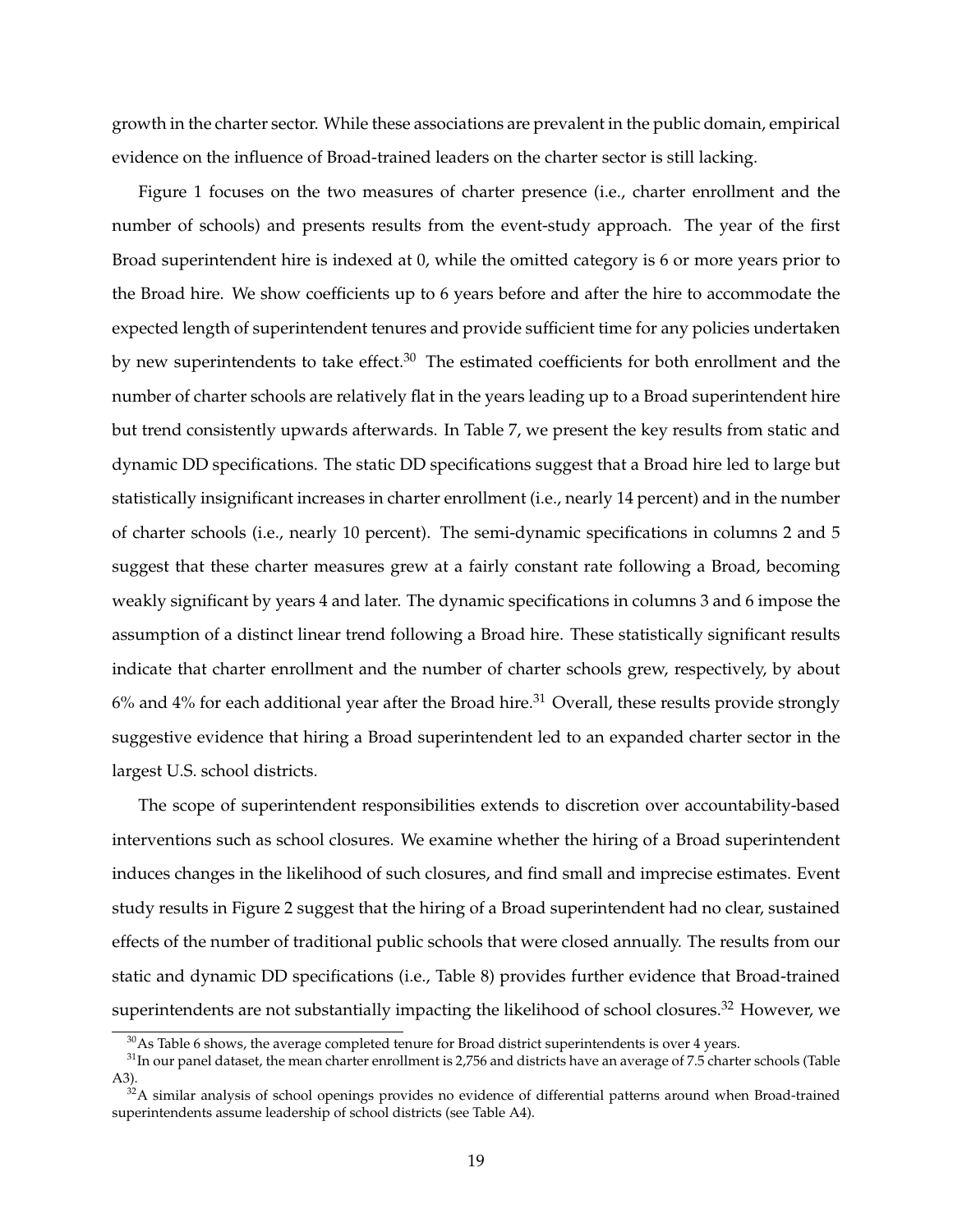growth in the charter sector. While these associations are prevalent in the public domain, empirical evidence on the influence of Broad-trained leaders on the charter sector is still lacking.

Figure 1 focuses on the two measures of charter presence (i.e., charter enrollment and the number of schools) and presents results from the event-study approach. The year of the first Broad superintendent hire is indexed at 0, while the omitted category is 6 or more years prior to the Broad hire. We show coefficients up to 6 years before and after the hire to accommodate the expected length of superintendent tenures and provide sufficient time for any policies undertaken by new superintendents to take effect.[30] The estimated coefficients for both enrollment and the number of charter schools are relatively flat in the years leading up to a Broad superintendent hire but trend consistently upwards afterwards. In Table 7, we present the key results from static and dynamic DD specifications. The static DD specifications suggest that a Broad hire led to large but statistically insignificant increases in charter enrollment (i.e., nearly 14 percent) and in the number of charter schools (i.e., nearly 10 percent). The semi-dynamic specifications in columns 2 and 5 suggest that these charter measures grew at a fairly constant rate following a Broad, becoming weakly significant by years 4 and later. The dynamic specifications in columns 3 and 6 impose the assumption of a distinct linear trend following a Broad hire. These statistically significant results indicate that charter enrollment and the number of charter schools grew, respectively, by about 6% and 4% for each additional year after the Broad hire.[31] Overall, these results provide strongly suggestive evidence that hiring a Broad superintendent led to an expanded charter sector in the largest U.S. school districts.

The scope of superintendent responsibilities extends to discretion over accountability-based interventions such as school closures. We examine whether the hiring of a Broad superintendent induces changes in the likelihood of such closures, and find small and imprecise estimates. Event study results in Figure 2 suggest that the hiring of a Broad superintendent had no clear, sustained effects of the number of traditional public schools that were closed annually. The results from our static and dynamic DD specifications (i.e., Table 8) provides further evidence that Broad-trained superintendents are not substantially impacting the likelihood of school closures.[32] However, we

[30] As Table 6 shows, the average completed tenure for Broad district superintendents is over 4 years.

[31] In our panel dataset, the mean charter enrollment is 2,756 and districts have an average of 7.5 charter schools (Table A3).

[32] A similar analysis of school openings provides no evidence of differential patterns around when Broad-trained superintendents assume leadership of school districts (see Table A4).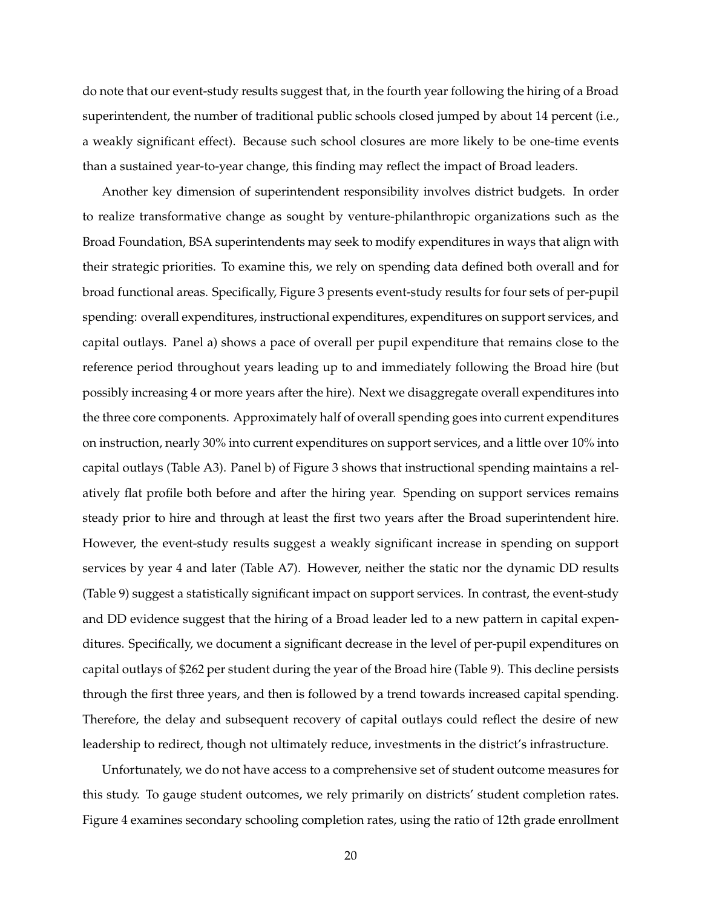do note that our event-study results suggest that, in the fourth year following the hiring of a Broad superintendent, the number of traditional public schools closed jumped by about 14 percent (i.e., a weakly significant effect). Because such school closures are more likely to be one-time events than a sustained year-to-year change, this finding may reflect the impact of Broad leaders.

Another key dimension of superintendent responsibility involves district budgets. In order to realize transformative change as sought by venture-philanthropic organizations such as the Broad Foundation, BSA superintendents may seek to modify expenditures in ways that align with their strategic priorities. To examine this, we rely on spending data defined both overall and for broad functional areas. Specifically, Figure 3 presents event-study results for four sets of per-pupil spending: overall expenditures, instructional expenditures, expenditures on support services, and capital outlays. Panel a) shows a pace of overall per pupil expenditure that remains close to the reference period throughout years leading up to and immediately following the Broad hire (but possibly increasing 4 or more years after the hire). Next we disaggregate overall expenditures into the three core components. Approximately half of overall spending goes into current expenditures on instruction, nearly 30% into current expenditures on support services, and a little over 10% into capital outlays (Table A3). Panel b) of Figure 3 shows that instructional spending maintains a relatively flat profile both before and after the hiring year. Spending on support services remains steady prior to hire and through at least the first two years after the Broad superintendent hire. However, the event-study results suggest a weakly significant increase in spending on support services by year 4 and later (Table A7). However, neither the static nor the dynamic DD results (Table 9) suggest a statistically significant impact on support services. In contrast, the event-study and DD evidence suggest that the hiring of a Broad leader led to a new pattern in capital expenditures. Specifically, we document a significant decrease in the level of per-pupil expenditures on capital outlays of $262 per student during the year of the Broad hire (Table 9). This decline persists through the first three years, and then is followed by a trend towards increased capital spending. Therefore, the delay and subsequent recovery of capital outlays could reflect the desire of new leadership to redirect, though not ultimately reduce, investments in the district's infrastructure.

Unfortunately, we do not have access to a comprehensive set of student outcome measures for this study. To gauge student outcomes, we rely primarily on districts' student completion rates. Figure 4 examines secondary schooling completion rates, using the ratio of 12th grade enrollment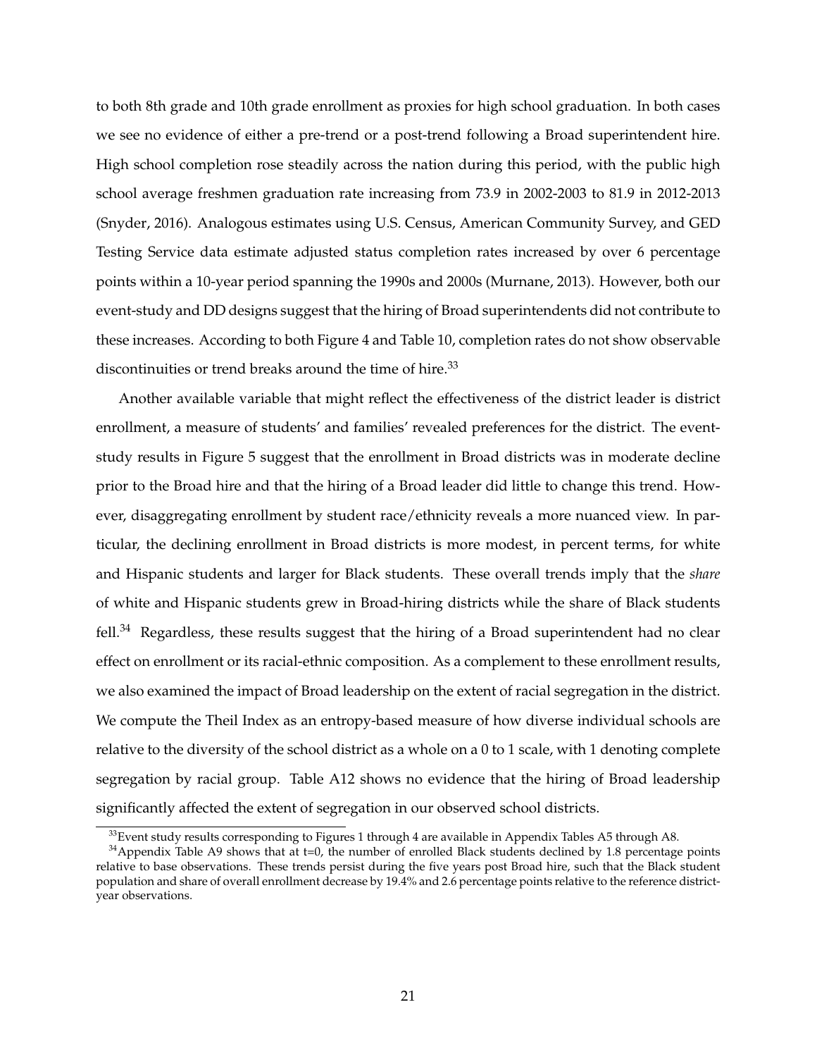to both 8th grade and 10th grade enrollment as proxies for high school graduation. In both cases we see no evidence of either a pre-trend or a post-trend following a Broad superintendent hire. High school completion rose steadily across the nation during this period, with the public high school average freshmen graduation rate increasing from 73.9 in 2002-2003 to 81.9 in 2012-2013 (Snyder, 2016). Analogous estimates using U.S. Census, American Community Survey, and GED Testing Service data estimate adjusted status completion rates increased by over 6 percentage points within a 10-year period spanning the 1990s and 2000s (Murnane, 2013). However, both our event-study and DD designs suggest that the hiring of Broad superintendents did not contribute to these increases. According to both Figure 4 and Table 10, completion rates do not show observable discontinuities or trend breaks around the time of hire.[33]

Another available variable that might reflect the effectiveness of the district leader is district enrollment, a measure of students' and families' revealed preferences for the district. The event-study results in Figure 5 suggest that the enrollment in Broad districts was in moderate decline prior to the Broad hire and that the hiring of a Broad leader did little to change this trend. However, disaggregating enrollment by student race/ethnicity reveals a more nuanced view. In particular, the declining enrollment in Broad districts is more modest, in percent terms, for white and Hispanic students and larger for Black students. These overall trends imply that the *share* of white and Hispanic students grew in Broad-hiring districts while the share of Black students fell.[34] Regardless, these results suggest that the hiring of a Broad superintendent had no clear effect on enrollment or its racial-ethnic composition. As a complement to these enrollment results, we also examined the impact of Broad leadership on the extent of racial segregation in the district. We compute the Theil Index as an entropy-based measure of how diverse individual schools are relative to the diversity of the school district as a whole on a 0 to 1 scale, with 1 denoting complete segregation by racial group. Table A12 shows no evidence that the hiring of Broad leadership significantly affected the extent of segregation in our observed school districts.

[33] Event study results corresponding to Figures 1 through 4 are available in Appendix Tables A5 through A8.

[34] Appendix Table A9 shows that at t=0, the number of enrolled Black students declined by 1.8 percentage points relative to base observations. These trends persist during the five years post Broad hire, such that the Black student population and share of overall enrollment decrease by 19.4% and 2.6 percentage points relative to the reference district-year observations.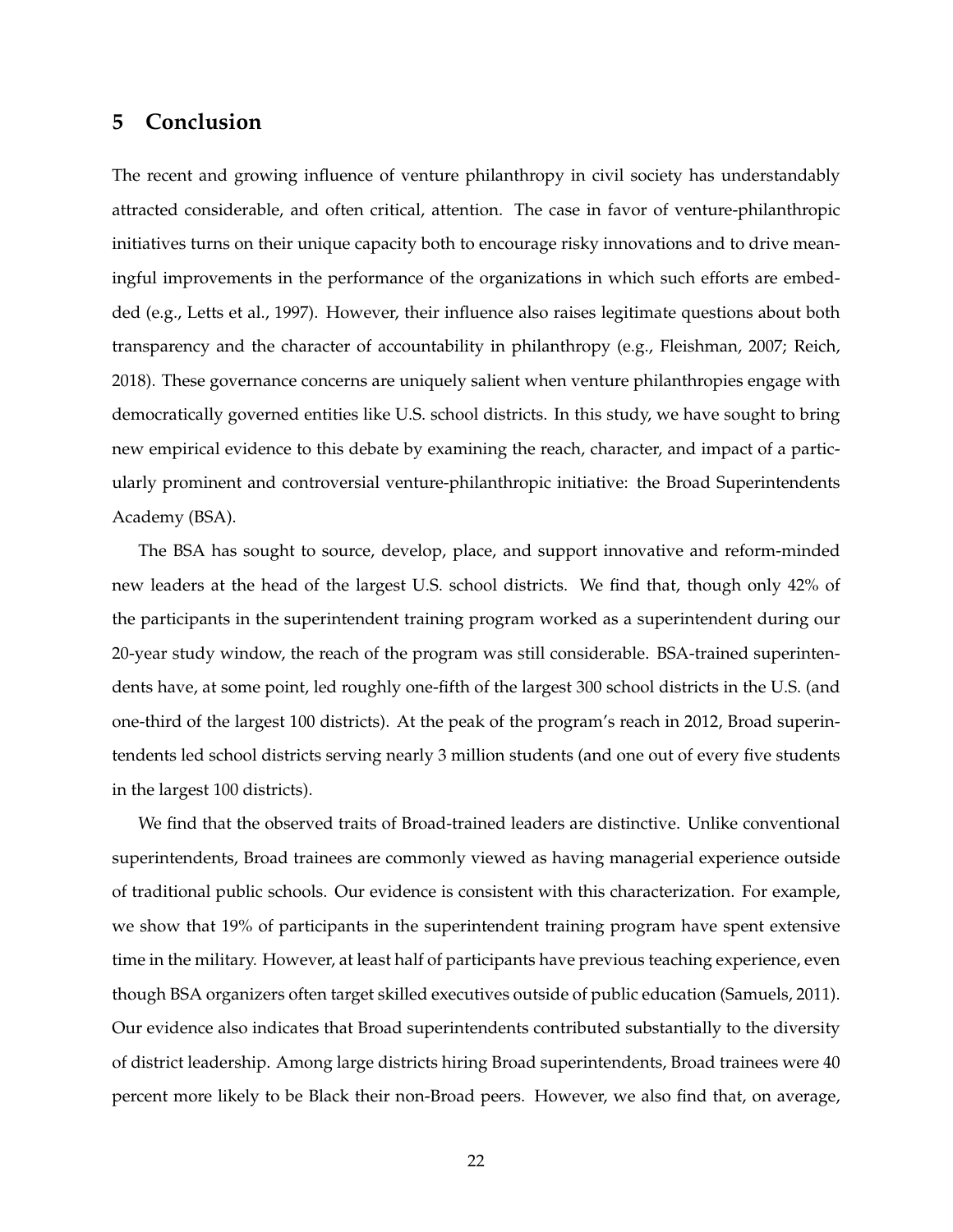## 5 Conclusion

The recent and growing influence of venture philanthropy in civil society has understandably attracted considerable, and often critical, attention. The case in favor of venture-philanthropic initiatives turns on their unique capacity both to encourage risky innovations and to drive meaningful improvements in the performance of the organizations in which such efforts are embedded (e.g., Letts et al., 1997). However, their influence also raises legitimate questions about both transparency and the character of accountability in philanthropy (e.g., Fleishman, 2007; Reich, 2018). These governance concerns are uniquely salient when venture philanthropies engage with democratically governed entities like U.S. school districts. In this study, we have sought to bring new empirical evidence to this debate by examining the reach, character, and impact of a particularly prominent and controversial venture-philanthropic initiative: the Broad Superintendents Academy (BSA).

The BSA has sought to source, develop, place, and support innovative and reform-minded new leaders at the head of the largest U.S. school districts. We find that, though only 42% of the participants in the superintendent training program worked as a superintendent during our 20-year study window, the reach of the program was still considerable. BSA-trained superintendents have, at some point, led roughly one-fifth of the largest 300 school districts in the U.S. (and one-third of the largest 100 districts). At the peak of the program's reach in 2012, Broad superintendents led school districts serving nearly 3 million students (and one out of every five students in the largest 100 districts).

We find that the observed traits of Broad-trained leaders are distinctive. Unlike conventional superintendents, Broad trainees are commonly viewed as having managerial experience outside of traditional public schools. Our evidence is consistent with this characterization. For example, we show that 19% of participants in the superintendent training program have spent extensive time in the military. However, at least half of participants have previous teaching experience, even though BSA organizers often target skilled executives outside of public education (Samuels, 2011). Our evidence also indicates that Broad superintendents contributed substantially to the diversity of district leadership. Among large districts hiring Broad superintendents, Broad trainees were 40 percent more likely to be Black their non-Broad peers. However, we also find that, on average,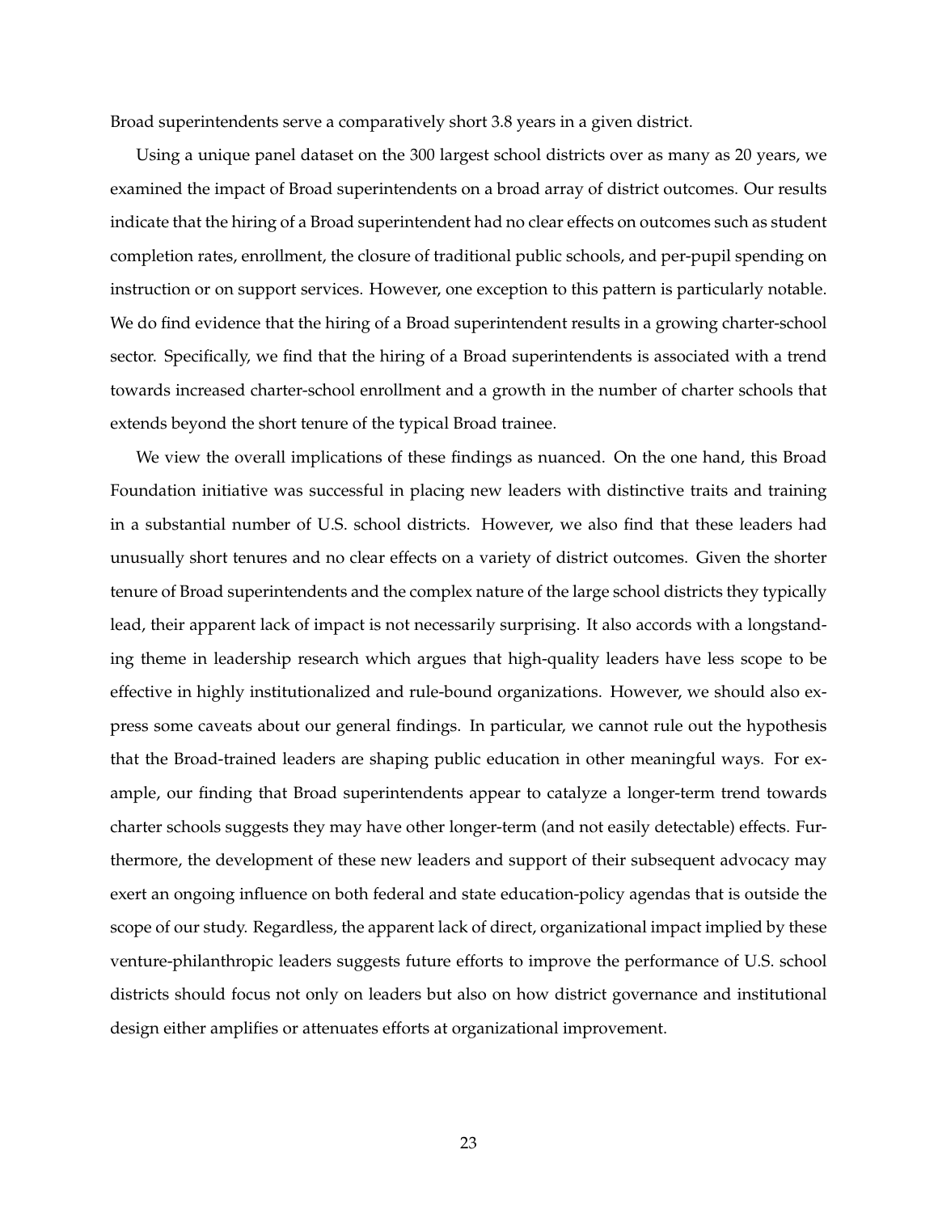Broad superintendents serve a comparatively short 3.8 years in a given district.

Using a unique panel dataset on the 300 largest school districts over as many as 20 years, we examined the impact of Broad superintendents on a broad array of district outcomes. Our results indicate that the hiring of a Broad superintendent had no clear effects on outcomes such as student completion rates, enrollment, the closure of traditional public schools, and per-pupil spending on instruction or on support services. However, one exception to this pattern is particularly notable. We do find evidence that the hiring of a Broad superintendent results in a growing charter-school sector. Specifically, we find that the hiring of a Broad superintendents is associated with a trend towards increased charter-school enrollment and a growth in the number of charter schools that extends beyond the short tenure of the typical Broad trainee.

We view the overall implications of these findings as nuanced. On the one hand, this Broad Foundation initiative was successful in placing new leaders with distinctive traits and training in a substantial number of U.S. school districts. However, we also find that these leaders had unusually short tenures and no clear effects on a variety of district outcomes. Given the shorter tenure of Broad superintendents and the complex nature of the large school districts they typically lead, their apparent lack of impact is not necessarily surprising. It also accords with a longstanding theme in leadership research which argues that high-quality leaders have less scope to be effective in highly institutionalized and rule-bound organizations. However, we should also express some caveats about our general findings. In particular, we cannot rule out the hypothesis that the Broad-trained leaders are shaping public education in other meaningful ways. For example, our finding that Broad superintendents appear to catalyze a longer-term trend towards charter schools suggests they may have other longer-term (and not easily detectable) effects. Furthermore, the development of these new leaders and support of their subsequent advocacy may exert an ongoing influence on both federal and state education-policy agendas that is outside the scope of our study. Regardless, the apparent lack of direct, organizational impact implied by these venture-philanthropic leaders suggests future efforts to improve the performance of U.S. school districts should focus not only on leaders but also on how district governance and institutional design either amplifies or attenuates efforts at organizational improvement.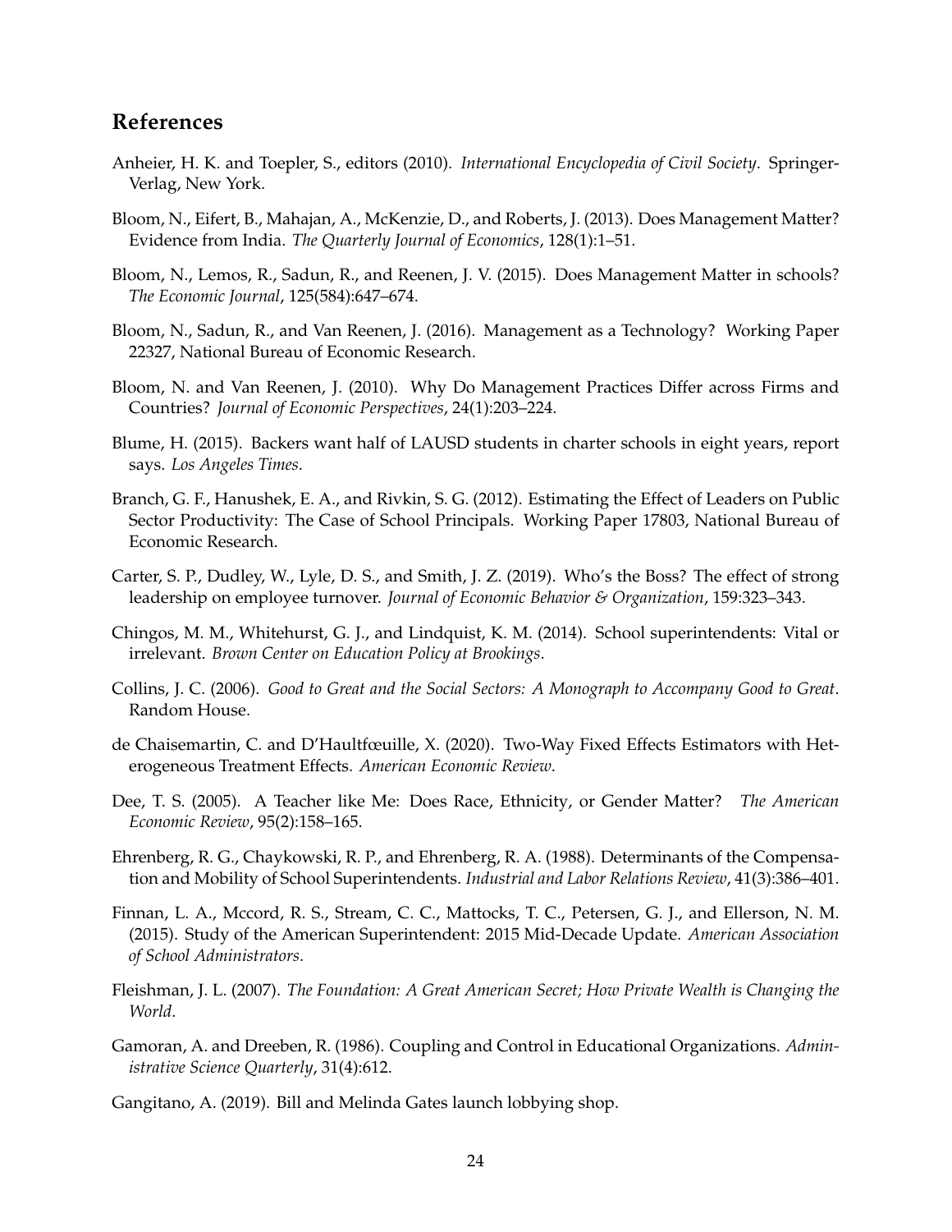## References

Anheier, H. K. and Toepler, S., editors (2010). *International Encyclopedia of Civil Society*. Springer-Verlag, New York.

Bloom, N., Eifert, B., Mahajan, A., McKenzie, D., and Roberts, J. (2013). Does Management Matter? Evidence from India. *The Quarterly Journal of Economics*, 128(1):1–51.

Bloom, N., Lemos, R., Sadun, R., and Reenen, J. V. (2015). Does Management Matter in schools? *The Economic Journal*, 125(584):647–674.

Bloom, N., Sadun, R., and Van Reenen, J. (2016). Management as a Technology? Working Paper 22327, National Bureau of Economic Research.

Bloom, N. and Van Reenen, J. (2010). Why Do Management Practices Differ across Firms and Countries? *Journal of Economic Perspectives*, 24(1):203–224.

Blume, H. (2015). Backers want half of LAUSD students in charter schools in eight years, report says. *Los Angeles Times*.

Branch, G. F., Hanushek, E. A., and Rivkin, S. G. (2012). Estimating the Effect of Leaders on Public Sector Productivity: The Case of School Principals. Working Paper 17803, National Bureau of Economic Research.

Carter, S. P., Dudley, W., Lyle, D. S., and Smith, J. Z. (2019). Who's the Boss? The effect of strong leadership on employee turnover. *Journal of Economic Behavior & Organization*, 159:323–343.

Chingos, M. M., Whitehurst, G. J., and Lindquist, K. M. (2014). School superintendents: Vital or irrelevant. *Brown Center on Education Policy at Brookings*.

Collins, J. C. (2006). *Good to Great and the Social Sectors: A Monograph to Accompany Good to Great*. Random House.

de Chaisemartin, C. and D'Haultfœuille, X. (2020). Two-Way Fixed Effects Estimators with Heterogeneous Treatment Effects. *American Economic Review*.

Dee, T. S. (2005). A Teacher like Me: Does Race, Ethnicity, or Gender Matter? *The American Economic Review*, 95(2):158–165.

Ehrenberg, R. G., Chaykowski, R. P., and Ehrenberg, R. A. (1988). Determinants of the Compensation and Mobility of School Superintendents. *Industrial and Labor Relations Review*, 41(3):386–401.

Finnan, L. A., Mccord, R. S., Stream, C. C., Mattocks, T. C., Petersen, G. J., and Ellerson, N. M. (2015). Study of the American Superintendent: 2015 Mid-Decade Update. *American Association of School Administrators*.

Fleishman, J. L. (2007). *The Foundation: A Great American Secret; How Private Wealth is Changing the World*.

Gamoran, A. and Dreeben, R. (1986). Coupling and Control in Educational Organizations. *Administrative Science Quarterly*, 31(4):612.

Gangitano, A. (2019). Bill and Melinda Gates launch lobbying shop.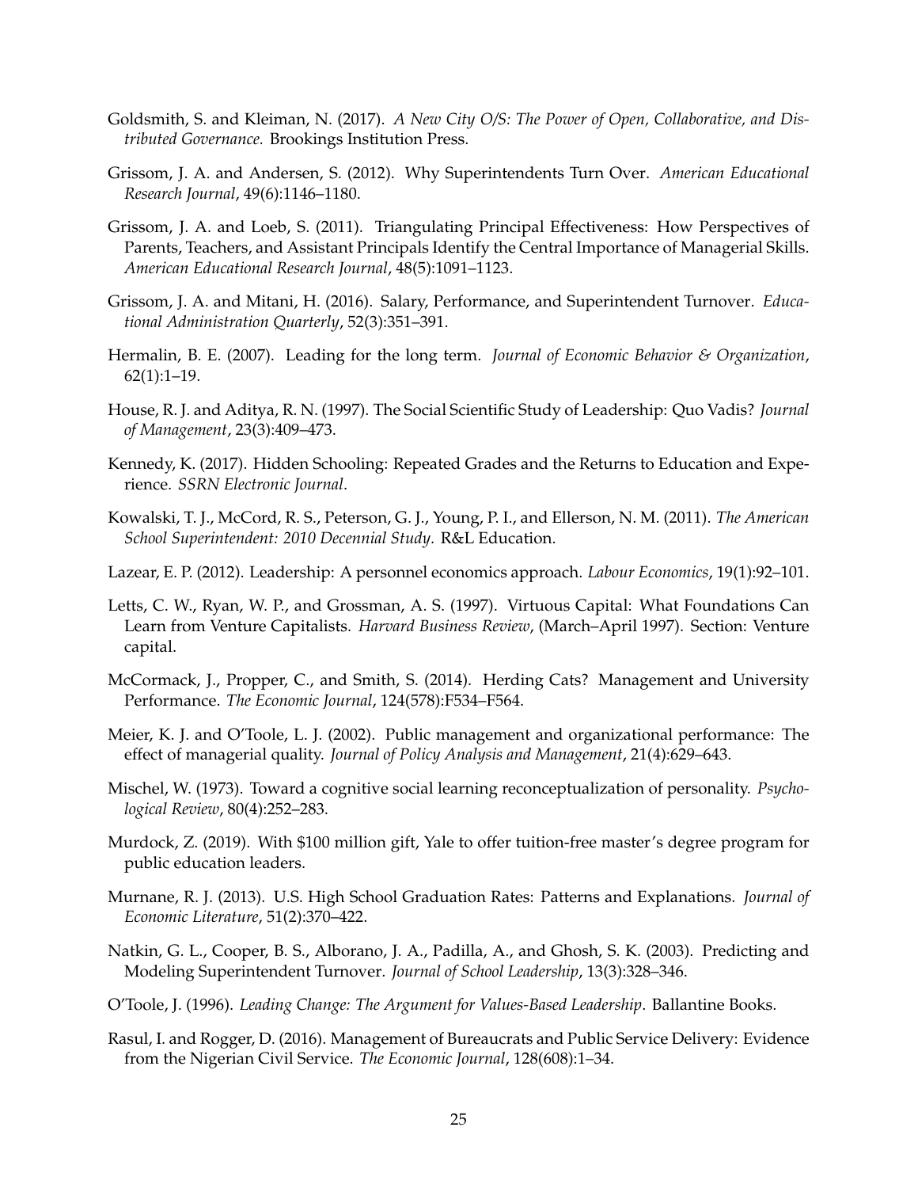Goldsmith, S. and Kleiman, N. (2017). *A New City O/S: The Power of Open, Collaborative, and Distributed Governance.* Brookings Institution Press.

Grissom, J. A. and Andersen, S. (2012). Why Superintendents Turn Over. *American Educational Research Journal*, 49(6):1146–1180.

Grissom, J. A. and Loeb, S. (2011). Triangulating Principal Effectiveness: How Perspectives of Parents, Teachers, and Assistant Principals Identify the Central Importance of Managerial Skills. *American Educational Research Journal*, 48(5):1091–1123.

Grissom, J. A. and Mitani, H. (2016). Salary, Performance, and Superintendent Turnover. *Educational Administration Quarterly*, 52(3):351–391.

Hermalin, B. E. (2007). Leading for the long term. *Journal of Economic Behavior & Organization*, 62(1):1–19.

House, R. J. and Aditya, R. N. (1997). The Social Scientific Study of Leadership: Quo Vadis? *Journal of Management*, 23(3):409–473.

Kennedy, K. (2017). Hidden Schooling: Repeated Grades and the Returns to Education and Experience. *SSRN Electronic Journal*.

Kowalski, T. J., McCord, R. S., Peterson, G. J., Young, P. I., and Ellerson, N. M. (2011). *The American School Superintendent: 2010 Decennial Study*. R&L Education.

Lazear, E. P. (2012). Leadership: A personnel economics approach. *Labour Economics*, 19(1):92–101.

Letts, C. W., Ryan, W. P., and Grossman, A. S. (1997). Virtuous Capital: What Foundations Can Learn from Venture Capitalists. *Harvard Business Review*, (March–April 1997). Section: Venture capital.

McCormack, J., Propper, C., and Smith, S. (2014). Herding Cats? Management and University Performance. *The Economic Journal*, 124(578):F534–F564.

Meier, K. J. and O'Toole, L. J. (2002). Public management and organizational performance: The effect of managerial quality. *Journal of Policy Analysis and Management*, 21(4):629–643.

Mischel, W. (1973). Toward a cognitive social learning reconceptualization of personality. *Psychological Review*, 80(4):252–283.

Murdock, Z. (2019). With $100 million gift, Yale to offer tuition-free master's degree program for public education leaders.

Murnane, R. J. (2013). U.S. High School Graduation Rates: Patterns and Explanations. *Journal of Economic Literature*, 51(2):370–422.

Natkin, G. L., Cooper, B. S., Alborano, J. A., Padilla, A., and Ghosh, S. K. (2003). Predicting and Modeling Superintendent Turnover. *Journal of School Leadership*, 13(3):328–346.

O'Toole, J. (1996). *Leading Change: The Argument for Values-Based Leadership*. Ballantine Books.

Rasul, I. and Rogger, D. (2016). Management of Bureaucrats and Public Service Delivery: Evidence from the Nigerian Civil Service. *The Economic Journal*, 128(608):1–34.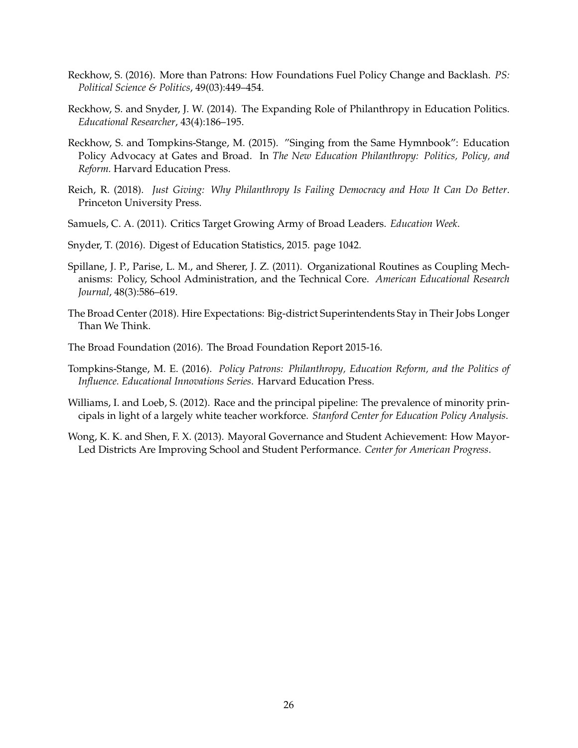Reckhow, S. (2016). More than Patrons: How Foundations Fuel Policy Change and Backlash. *PS: Political Science & Politics*, 49(03):449–454.

Reckhow, S. and Snyder, J. W. (2014). The Expanding Role of Philanthropy in Education Politics. *Educational Researcher*, 43(4):186–195.

Reckhow, S. and Tompkins-Stange, M. (2015). "Singing from the Same Hymnbook": Education Policy Advocacy at Gates and Broad. In *The New Education Philanthropy: Politics, Policy, and Reform.* Harvard Education Press.

Reich, R. (2018). *Just Giving: Why Philanthropy Is Failing Democracy and How It Can Do Better*. Princeton University Press.

Samuels, C. A. (2011). Critics Target Growing Army of Broad Leaders. *Education Week*.

Snyder, T. (2016). Digest of Education Statistics, 2015. page 1042.

Spillane, J. P., Parise, L. M., and Sherer, J. Z. (2011). Organizational Routines as Coupling Mechanisms: Policy, School Administration, and the Technical Core. *American Educational Research Journal*, 48(3):586–619.

The Broad Center (2018). Hire Expectations: Big-district Superintendents Stay in Their Jobs Longer Than We Think.

The Broad Foundation (2016). The Broad Foundation Report 2015-16.

Tompkins-Stange, M. E. (2016). *Policy Patrons: Philanthropy, Education Reform, and the Politics of Influence. Educational Innovations Series*. Harvard Education Press.

Williams, I. and Loeb, S. (2012). Race and the principal pipeline: The prevalence of minority principals in light of a largely white teacher workforce. *Stanford Center for Education Policy Analysis*.

Wong, K. K. and Shen, F. X. (2013). Mayoral Governance and Student Achievement: How Mayor-Led Districts Are Improving School and Student Performance. *Center for American Progress*.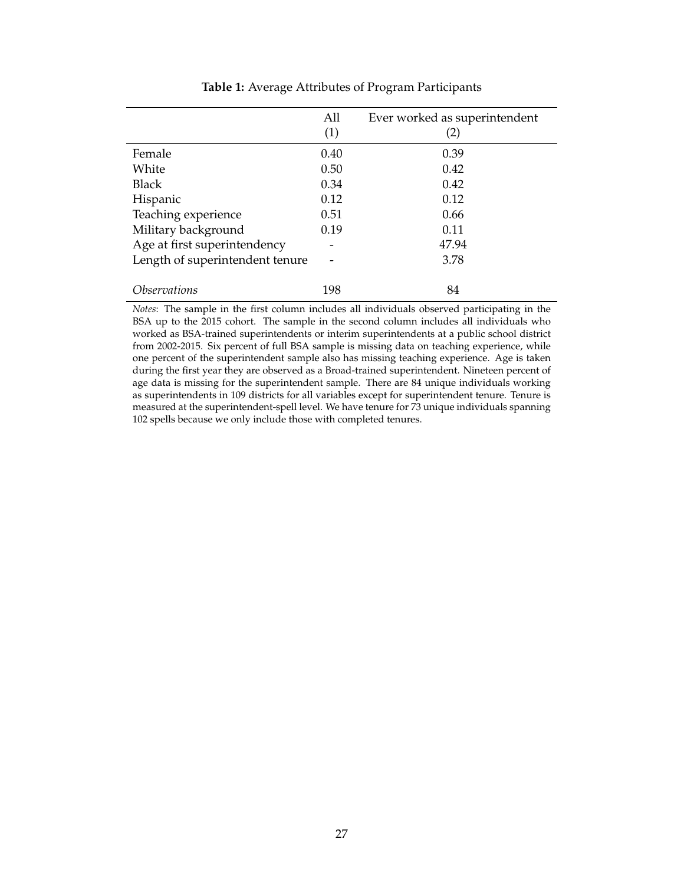**Table 1:** Average Attributes of Program Participants

| | All<br>(1) | Ever worked as superintendent<br>(2) |
|---|---|---|
| Female | 0.40 | 0.39 |
| White | 0.50 | 0.42 |
| Black | 0.34 | 0.42 |
| Hispanic | 0.12 | 0.12 |
| Teaching experience | 0.51 | 0.66 |
| Military background | 0.19 | 0.11 |
| Age at first superintendency | - | 47.94 |
| Length of superintendent tenure | - | 3.78 |
| *Observations* | 198 | 84 |

*Notes*: The sample in the first column includes all individuals observed participating in the BSA up to the 2015 cohort. The sample in the second column includes all individuals who worked as BSA-trained superintendents or interim superintendents at a public school district from 2002-2015. Six percent of full BSA sample is missing data on teaching experience, while one percent of the superintendent sample also has missing teaching experience. Age is taken during the first year they are observed as a Broad-trained superintendent. Nineteen percent of age data is missing for the superintendent sample. There are 84 unique individuals working as superintendents in 109 districts for all variables except for superintendent tenure. Tenure is measured at the superintendent-spell level. We have tenure for 73 unique individuals spanning 102 spells because we only include those with completed tenures.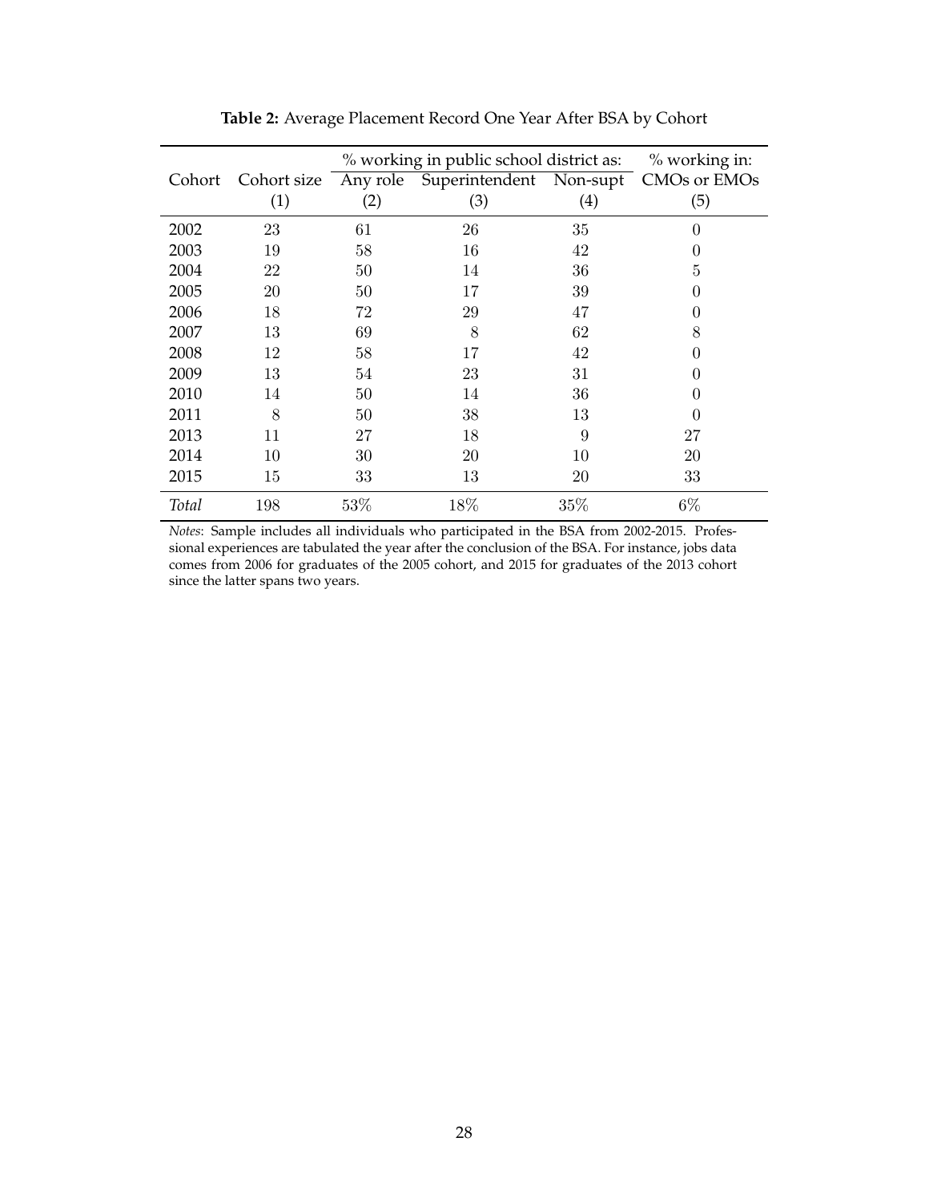**Table 2:** Average Placement Record One Year After BSA by Cohort

| Cohort | Cohort size | % working in public school district as: | | | % working in: |
|---|---|---|---|---|---|
| | | Any role | Superintendent | Non-supt | CMOs or EMOs |
| | (1) | (2) | (3) | (4) | (5) |
| 2002 | 23 | 61 | 26 | 35 | 0 |
| 2003 | 19 | 58 | 16 | 42 | 0 |
| 2004 | 22 | 50 | 14 | 36 | 5 |
| 2005 | 20 | 50 | 17 | 39 | 0 |
| 2006 | 18 | 72 | 29 | 47 | 0 |
| 2007 | 13 | 69 | 8 | 62 | 8 |
| 2008 | 12 | 58 | 17 | 42 | 0 |
| 2009 | 13 | 54 | 23 | 31 | 0 |
| 2010 | 14 | 50 | 14 | 36 | 0 |
| 2011 | 8 | 50 | 38 | 13 | 0 |
| 2013 | 11 | 27 | 18 | 9 | 27 |
| 2014 | 10 | 30 | 20 | 10 | 20 |
| 2015 | 15 | 33 | 13 | 20 | 33 |
| *Total* | 198 | 53% | 18% | 35% | 6% |

*Notes*: Sample includes all individuals who participated in the BSA from 2002-2015. Professional experiences are tabulated the year after the conclusion of the BSA. For instance, jobs data comes from 2006 for graduates of the 2005 cohort, and 2015 for graduates of the 2013 cohort since the latter spans two years.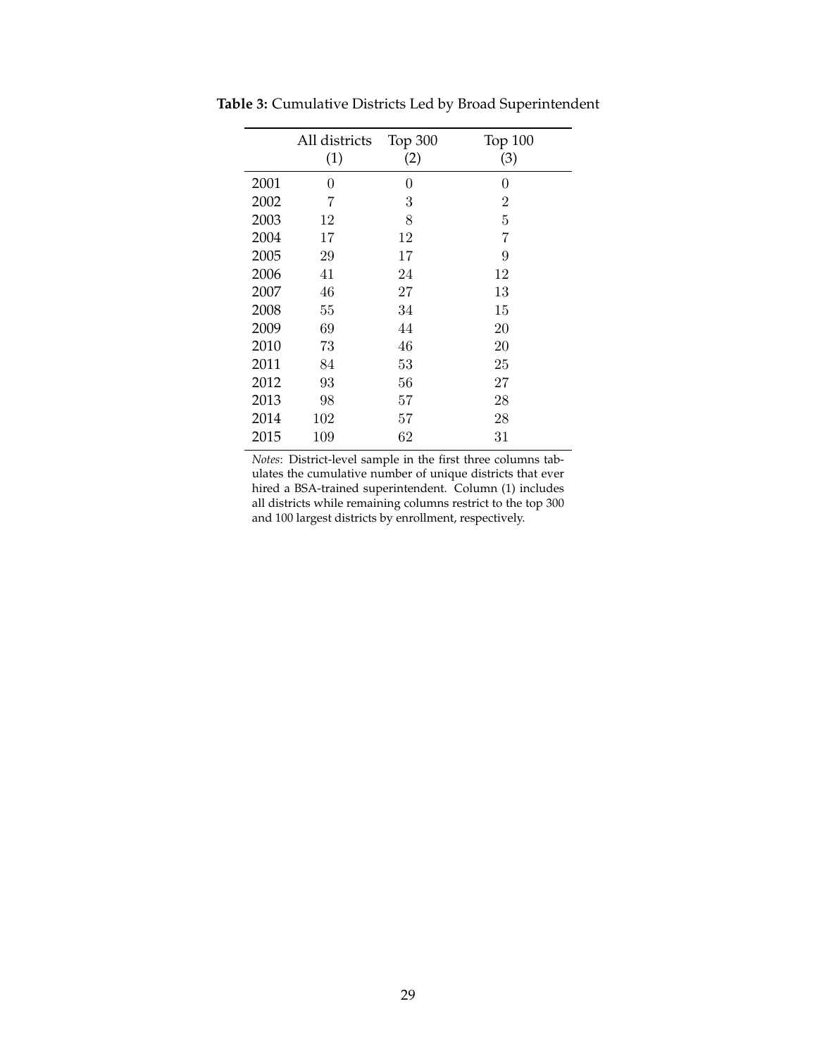**Table 3:** Cumulative Districts Led by Broad Superintendent

| | All districts (1) | Top 300 (2) | Top 100 (3) |
|---|---|---|---|
| 2001 | 0 | 0 | 0 |
| 2002 | 7 | 3 | 2 |
| 2003 | 12 | 8 | 5 |
| 2004 | 17 | 12 | 7 |
| 2005 | 29 | 17 | 9 |
| 2006 | 41 | 24 | 12 |
| 2007 | 46 | 27 | 13 |
| 2008 | 55 | 34 | 15 |
| 2009 | 69 | 44 | 20 |
| 2010 | 73 | 46 | 20 |
| 2011 | 84 | 53 | 25 |
| 2012 | 93 | 56 | 27 |
| 2013 | 98 | 57 | 28 |
| 2014 | 102 | 57 | 28 |
| 2015 | 109 | 62 | 31 |

*Notes*: District-level sample in the first three columns tabulates the cumulative number of unique districts that ever hired a BSA-trained superintendent. Column (1) includes all districts while remaining columns restrict to the top 300 and 100 largest districts by enrollment, respectively.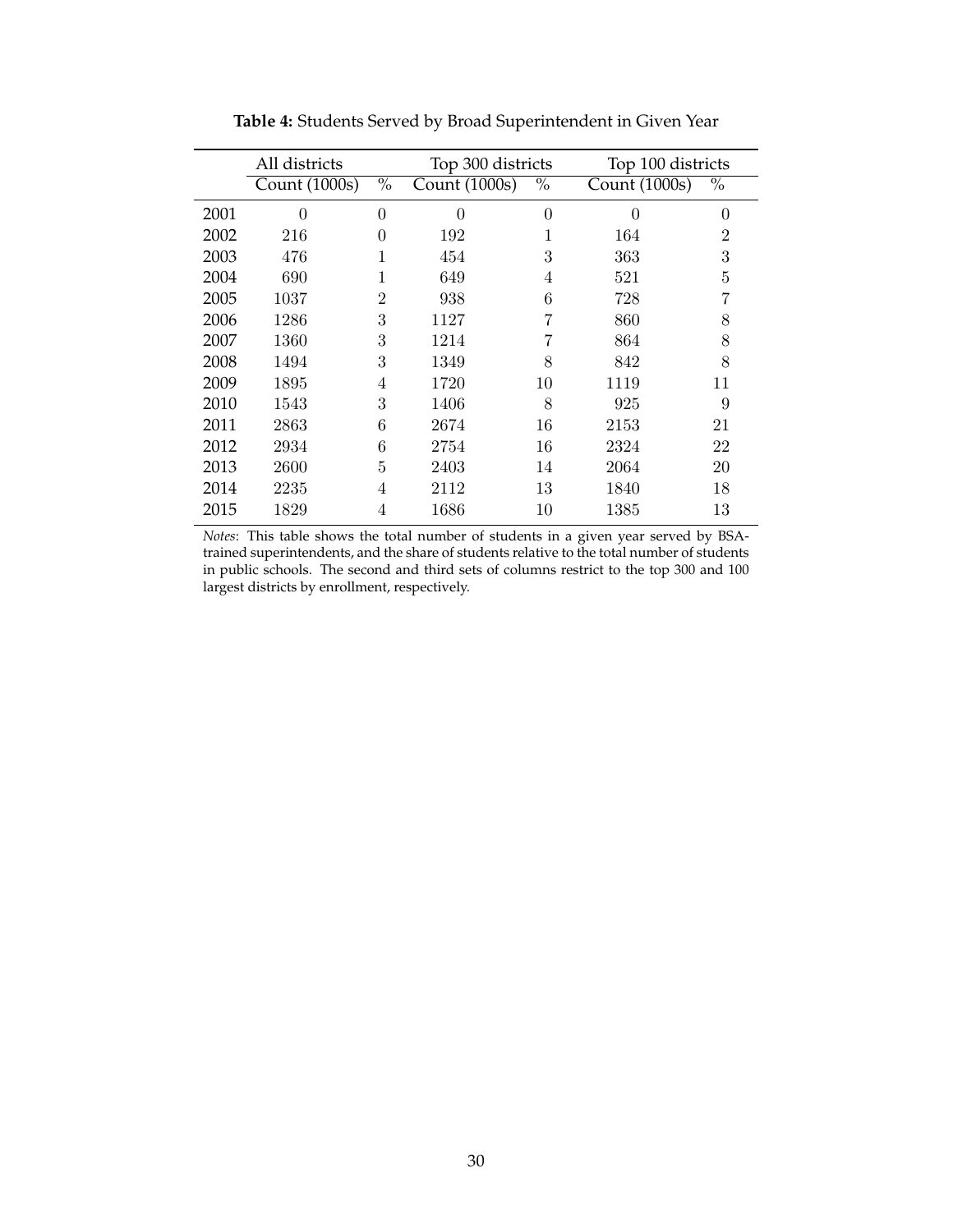**Table 4:** Students Served by Broad Superintendent in Given Year

| | All districts | | Top 300 districts | | Top 100 districts | |
|---|---|---|---|---|---|---|
| | Count (1000s) | % | Count (1000s) | % | Count (1000s) | % |
| 2001 | 0 | 0 | 0 | 0 | 0 | 0 |
| 2002 | 216 | 0 | 192 | 1 | 164 | 2 |
| 2003 | 476 | 1 | 454 | 3 | 363 | 3 |
| 2004 | 690 | 1 | 649 | 4 | 521 | 5 |
| 2005 | 1037 | 2 | 938 | 6 | 728 | 7 |
| 2006 | 1286 | 3 | 1127 | 7 | 860 | 8 |
| 2007 | 1360 | 3 | 1214 | 7 | 864 | 8 |
| 2008 | 1494 | 3 | 1349 | 8 | 842 | 8 |
| 2009 | 1895 | 4 | 1720 | 10 | 1119 | 11 |
| 2010 | 1543 | 3 | 1406 | 8 | 925 | 9 |
| 2011 | 2863 | 6 | 2674 | 16 | 2153 | 21 |
| 2012 | 2934 | 6 | 2754 | 16 | 2324 | 22 |
| 2013 | 2600 | 5 | 2403 | 14 | 2064 | 20 |
| 2014 | 2235 | 4 | 2112 | 13 | 1840 | 18 |
| 2015 | 1829 | 4 | 1686 | 10 | 1385 | 13 |

*Notes*: This table shows the total number of students in a given year served by BSA-trained superintendents, and the share of students relative to the total number of students in public schools. The second and third sets of columns restrict to the top 300 and 100 largest districts by enrollment, respectively.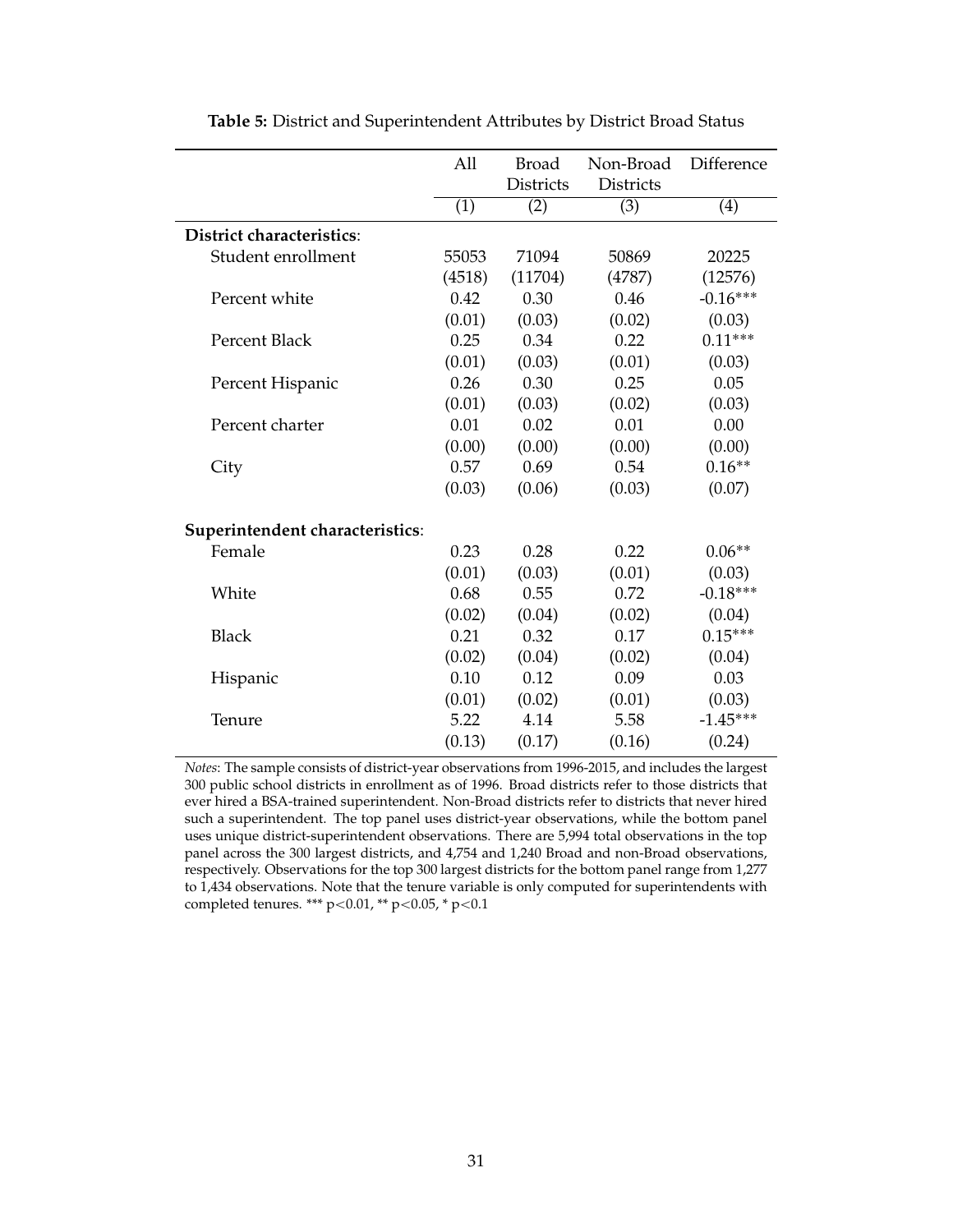**Table 5:** District and Superintendent Attributes by District Broad Status

| | All | Broad Districts | Non-Broad Districts | Difference |
|---|---|---|---|---|
| | (1) | (2) | (3) | (4) |
| **District characteristics**: | | | | |
| Student enrollment | 55053 | 71094 | 50869 | 20225 |
| | (4518) | (11704) | (4787) | (12576) |
| Percent white | 0.42 | 0.30 | 0.46 | -0.16*** |
| | (0.01) | (0.03) | (0.02) | (0.03) |
| Percent Black | 0.25 | 0.34 | 0.22 | 0.11*** |
| | (0.01) | (0.03) | (0.01) | (0.03) |
| Percent Hispanic | 0.26 | 0.30 | 0.25 | 0.05 |
| | (0.01) | (0.03) | (0.02) | (0.03) |
| Percent charter | 0.01 | 0.02 | 0.01 | 0.00 |
| | (0.00) | (0.00) | (0.00) | (0.00) |
| City | 0.57 | 0.69 | 0.54 | 0.16** |
| | (0.03) | (0.06) | (0.03) | (0.07) |
| **Superintendent characteristics**: | | | | |
| Female | 0.23 | 0.28 | 0.22 | 0.06** |
| | (0.01) | (0.03) | (0.01) | (0.03) |
| White | 0.68 | 0.55 | 0.72 | -0.18*** |
| | (0.02) | (0.04) | (0.02) | (0.04) |
| Black | 0.21 | 0.32 | 0.17 | 0.15*** |
| | (0.02) | (0.04) | (0.02) | (0.04) |
| Hispanic | 0.10 | 0.12 | 0.09 | 0.03 |
| | (0.01) | (0.02) | (0.01) | (0.03) |
| Tenure | 5.22 | 4.14 | 5.58 | -1.45*** |
| | (0.13) | (0.17) | (0.16) | (0.24) |

*Notes*: The sample consists of district-year observations from 1996-2015, and includes the largest 300 public school districts in enrollment as of 1996. Broad districts refer to those districts that ever hired a BSA-trained superintendent. Non-Broad districts refer to districts that never hired such a superintendent. The top panel uses district-year observations, while the bottom panel uses unique district-superintendent observations. There are 5,994 total observations in the top panel across the 300 largest districts, and 4,754 and 1,240 Broad and non-Broad observations, respectively. Observations for the top 300 largest districts for the bottom panel range from 1,277 to 1,434 observations. Note that the tenure variable is only computed for superintendents with completed tenures. *** $p<0.01$, ** $p<0.05$, * $p<0.1$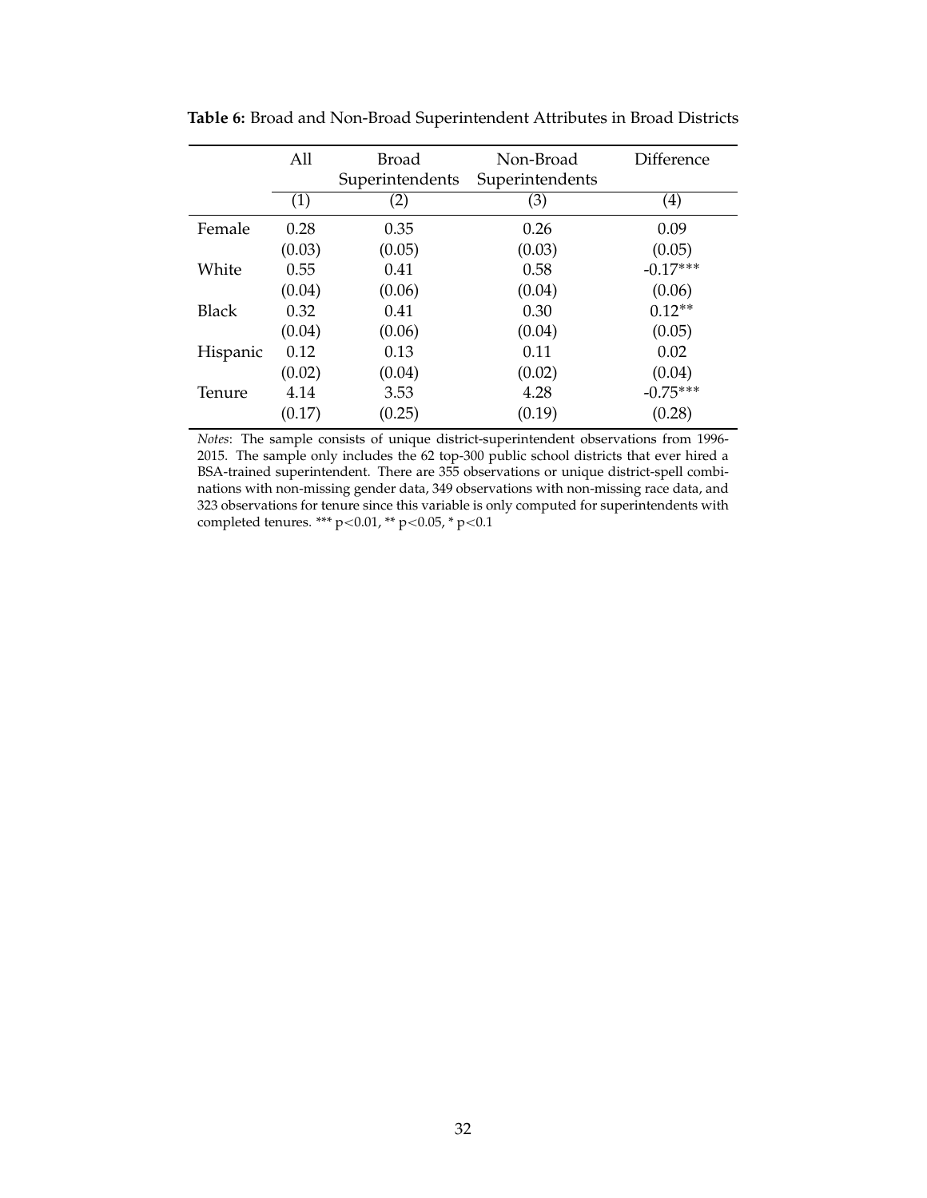**Table 6:** Broad and Non-Broad Superintendent Attributes in Broad Districts

| | All | Broad Superintendents | Non-Broad Superintendents | Difference |
|---|---|---|---|---|
| | (1) | (2) | (3) | (4) |
| Female | 0.28 | 0.35 | 0.26 | 0.09 |
| | (0.03) | (0.05) | (0.03) | (0.05) |
| White | 0.55 | 0.41 | 0.58 | -0.17*** |
| | (0.04) | (0.06) | (0.04) | (0.06) |
| Black | 0.32 | 0.41 | 0.30 | 0.12** |
| | (0.04) | (0.06) | (0.04) | (0.05) |
| Hispanic | 0.12 | 0.13 | 0.11 | 0.02 |
| | (0.02) | (0.04) | (0.02) | (0.04) |
| Tenure | 4.14 | 3.53 | 4.28 | -0.75*** |
| | (0.17) | (0.25) | (0.19) | (0.28) |

*Notes*: The sample consists of unique district-superintendent observations from 1996-2015. The sample only includes the 62 top-300 public school districts that ever hired a BSA-trained superintendent. There are 355 observations or unique district-spell combinations with non-missing gender data, 349 observations with non-missing race data, and 323 observations for tenure since this variable is only computed for superintendents with completed tenures. *** $p<0.01$, ** $p<0.05$, * $p<0.1$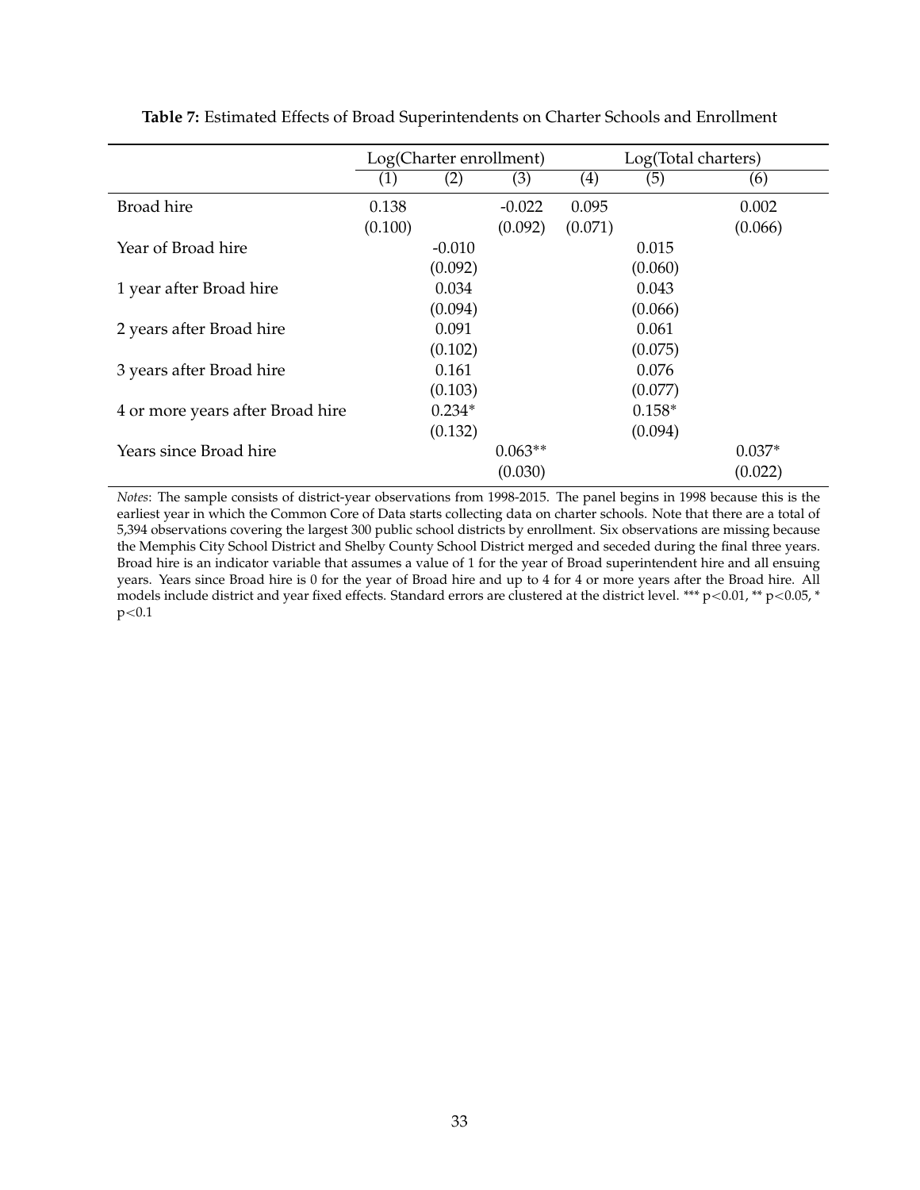**Table 7:** Estimated Effects of Broad Superintendents on Charter Schools and Enrollment

| | Log(Charter enrollment) | | | Log(Total charters) | | |
|---|---|---|---|---|---|---|
| | (1) | (2) | (3) | (4) | (5) | (6) |
| Broad hire | 0.138 | | -0.022 | 0.095 | | 0.002 |
| | (0.100) | | (0.092) | (0.071) | | (0.066) |
| Year of Broad hire | | -0.010 | | | 0.015 | |
| | | (0.092) | | | (0.060) | |
| 1 year after Broad hire | | 0.034 | | | 0.043 | |
| | | (0.094) | | | (0.066) | |
| 2 years after Broad hire | | 0.091 | | | 0.061 | |
| | | (0.102) | | | (0.075) | |
| 3 years after Broad hire | | 0.161 | | | 0.076 | |
| | | (0.103) | | | (0.077) | |
| 4 or more years after Broad hire | | 0.234* | | | 0.158* | |
| | | (0.132) | | | (0.094) | |
| Years since Broad hire | | | 0.063** | | | 0.037* |
| | | | (0.030) | | | (0.022) |

*Notes*: The sample consists of district-year observations from 1998-2015. The panel begins in 1998 because this is the earliest year in which the Common Core of Data starts collecting data on charter schools. Note that there are a total of 5,394 observations covering the largest 300 public school districts by enrollment. Six observations are missing because the Memphis City School District and Shelby County School District merged and seceded during the final three years. Broad hire is an indicator variable that assumes a value of 1 for the year of Broad superintendent hire and all ensuing years. Years since Broad hire is 0 for the year of Broad hire and up to 4 for 4 or more years after the Broad hire. All models include district and year fixed effects. Standard errors are clustered at the district level. *** $p<0.01$, ** $p<0.05$, * $p<0.1$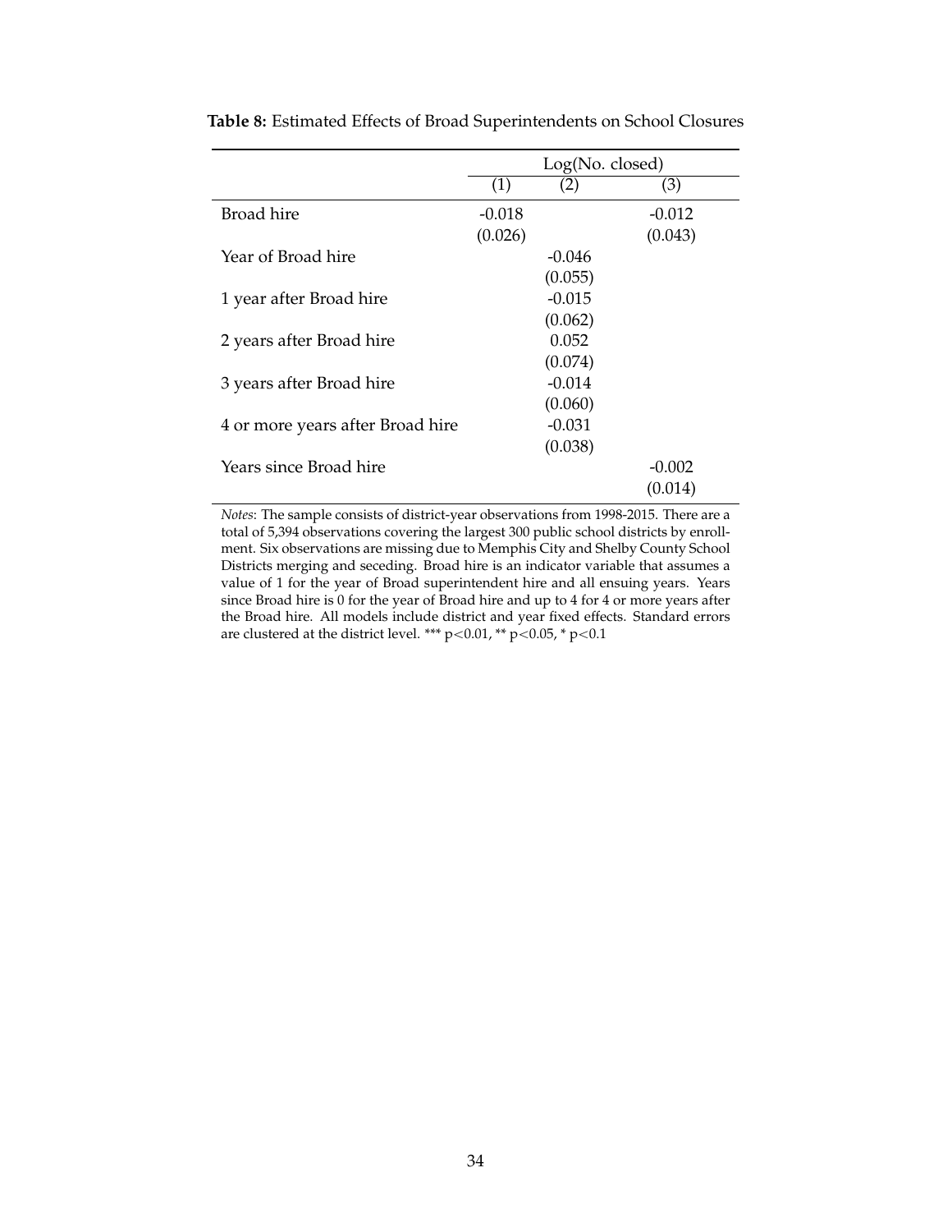**Table 8:** Estimated Effects of Broad Superintendents on School Closures

| | Log(No. closed) | | |
|---|---|---|---|
| | (1) | (2) | (3) |
| Broad hire | -0.018 | | -0.012 |
| | (0.026) | | (0.043) |
| Year of Broad hire | | -0.046 | |
| | | (0.055) | |
| 1 year after Broad hire | | -0.015 | |
| | | (0.062) | |
| 2 years after Broad hire | | 0.052 | |
| | | (0.074) | |
| 3 years after Broad hire | | -0.014 | |
| | | (0.060) | |
| 4 or more years after Broad hire | | -0.031 | |
| | | (0.038) | |
| Years since Broad hire | | | -0.002 |
| | | | (0.014) |

*Notes*: The sample consists of district-year observations from 1998-2015. There are a total of 5,394 observations covering the largest 300 public school districts by enrollment. Six observations are missing due to Memphis City and Shelby County School Districts merging and seceding. Broad hire is an indicator variable that assumes a value of 1 for the year of Broad superintendent hire and all ensuing years. Years since Broad hire is 0 for the year of Broad hire and up to 4 for 4 or more years after the Broad hire. All models include district and year fixed effects. Standard errors are clustered at the district level. *** $p<0.01$, ** $p<0.05$, * $p<0.1$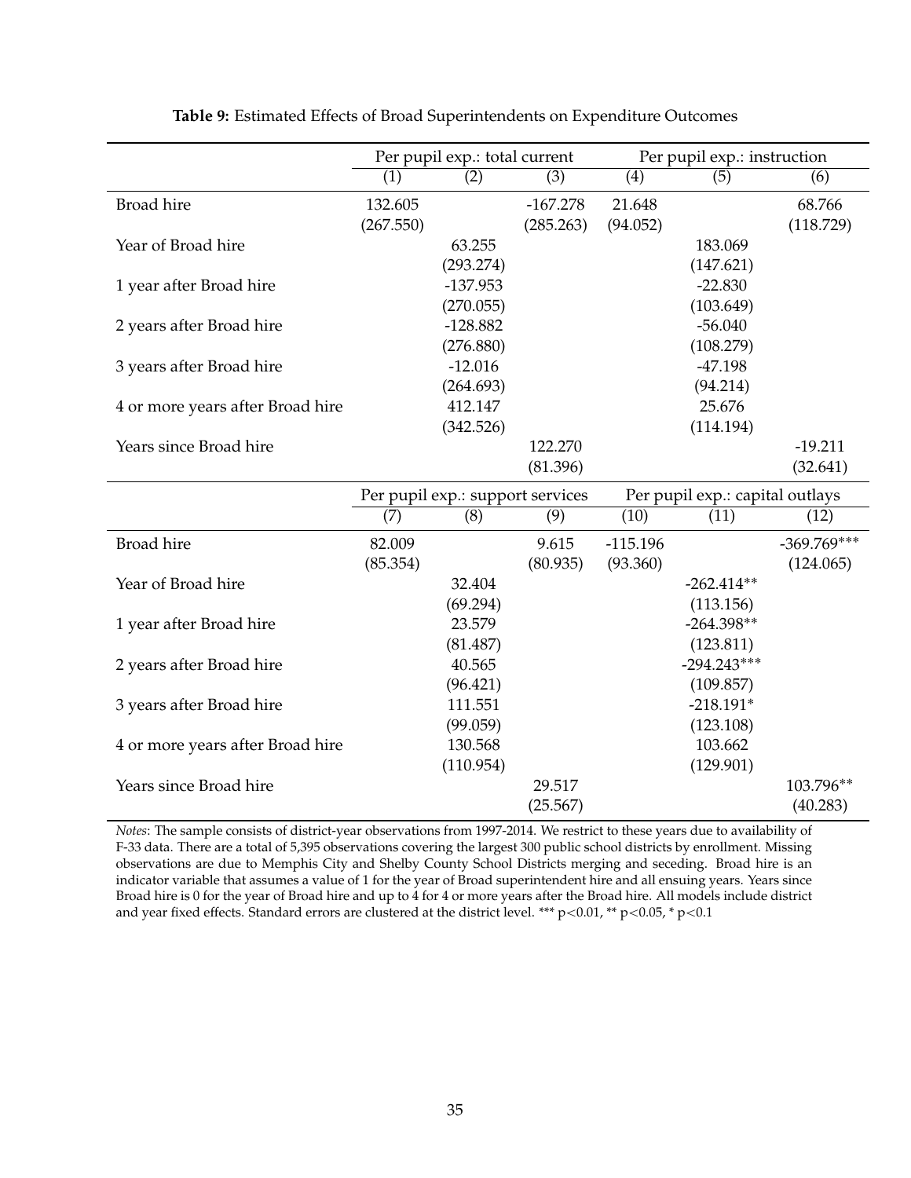**Table 9:** Estimated Effects of Broad Superintendents on Expenditure Outcomes

| | Per pupil exp.: total current | | | Per pupil exp.: instruction | | |
|---|---|---|---|---|---|---|
| | (1) | (2) | (3) | (4) | (5) | (6) |
| Broad hire | 132.605 | | -167.278 | 21.648 | | 68.766 |
| | (267.550) | | (285.263) | (94.052) | | (118.729) |
| Year of Broad hire | | 63.255 | | | 183.069 | |
| | | (293.274) | | | (147.621) | |
| 1 year after Broad hire | | -137.953 | | | -22.830 | |
| | | (270.055) | | | (103.649) | |
| 2 years after Broad hire | | -128.882 | | | -56.040 | |
| | | (276.880) | | | (108.279) | |
| 3 years after Broad hire | | -12.016 | | | -47.198 | |
| | | (264.693) | | | (94.214) | |
| 4 or more years after Broad hire | | 412.147 | | | 25.676 | |
| | | (342.526) | | | (114.194) | |
| Years since Broad hire | | | 122.270 | | | -19.211 |
| | | | (81.396) | | | (32.641) |
| | Per pupil exp.: support services | | | Per pupil exp.: capital outlays | | |
| | (7) | (8) | (9) | (10) | (11) | (12) |
| Broad hire | 82.009 | | 9.615 | -115.196 | | -369.769*** |
| | (85.354) | | (80.935) | (93.360) | | (124.065) |
| Year of Broad hire | | 32.404 | | | -262.414** | |
| | | (69.294) | | | (113.156) | |
| 1 year after Broad hire | | 23.579 | | | -264.398** | |
| | | (81.487) | | | (123.811) | |
| 2 years after Broad hire | | 40.565 | | | -294.243*** | |
| | | (96.421) | | | (109.857) | |
| 3 years after Broad hire | | 111.551 | | | -218.191* | |
| | | (99.059) | | | (123.108) | |
| 4 or more years after Broad hire | | 130.568 | | | 103.662 | |
| | | (110.954) | | | (129.901) | |
| Years since Broad hire | | | 29.517 | | | 103.796** |
| | | | (25.567) | | | (40.283) |

*Notes*: The sample consists of district-year observations from 1997-2014. We restrict to these years due to availability of F-33 data. There are a total of 5,395 observations covering the largest 300 public school districts by enrollment. Missing observations are due to Memphis City and Shelby County School Districts merging and seceding. Broad hire is an indicator variable that assumes a value of 1 for the year of Broad superintendent hire and all ensuing years. Years since Broad hire is 0 for the year of Broad hire and up to 4 for 4 or more years after the Broad hire. All models include district and year fixed effects. Standard errors are clustered at the district level. *** $p<0.01$, ** $p<0.05$, * $p<0.1$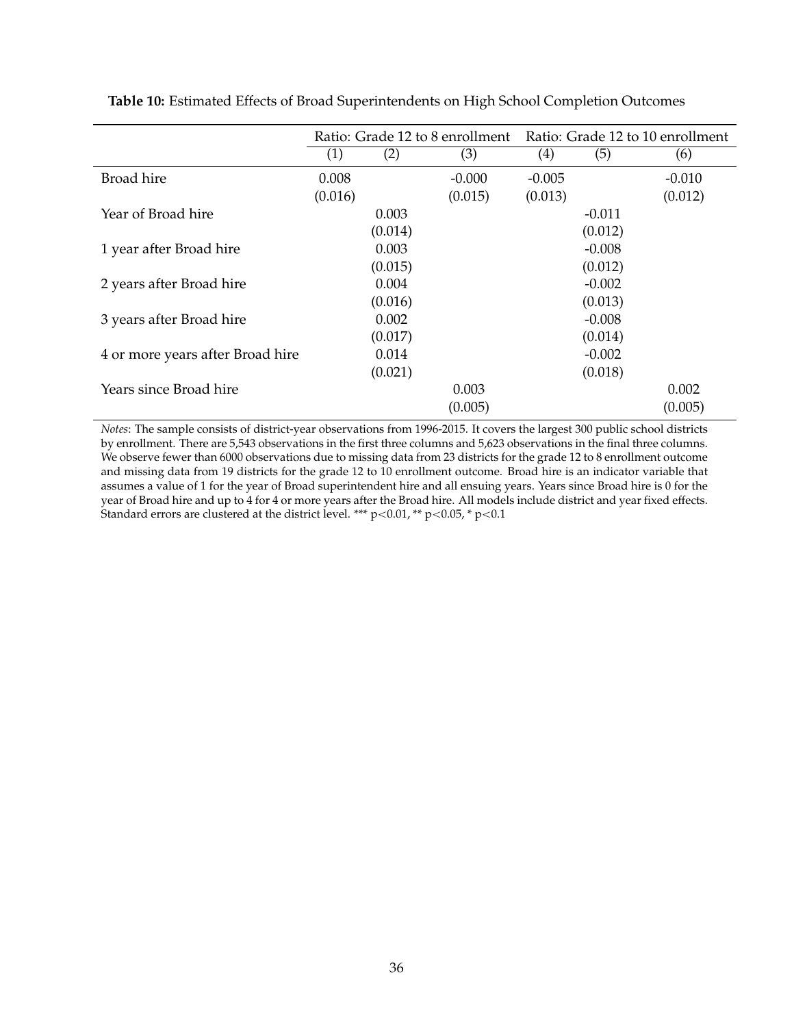**Table 10:** Estimated Effects of Broad Superintendents on High School Completion Outcomes

| | Ratio: Grade 12 to 8 enrollment | | | Ratio: Grade 12 to 10 enrollment | | |
|---|---|---|---|---|---|---|
| | (1) | (2) | (3) | (4) | (5) | (6) |
| Broad hire | 0.008 | | -0.000 | -0.005 | | -0.010 |
| | (0.016) | | (0.015) | (0.013) | | (0.012) |
| Year of Broad hire | | 0.003 | | | -0.011 | |
| | | (0.014) | | | (0.012) | |
| 1 year after Broad hire | | 0.003 | | | -0.008 | |
| | | (0.015) | | | (0.012) | |
| 2 years after Broad hire | | 0.004 | | | -0.002 | |
| | | (0.016) | | | (0.013) | |
| 3 years after Broad hire | | 0.002 | | | -0.008 | |
| | | (0.017) | | | (0.014) | |
| 4 or more years after Broad hire | | 0.014 | | | -0.002 | |
| | | (0.021) | | | (0.018) | |
| Years since Broad hire | | | 0.003 | | | 0.002 |
| | | | (0.005) | | | (0.005) |

*Notes*: The sample consists of district-year observations from 1996-2015. It covers the largest 300 public school districts by enrollment. There are 5,543 observations in the first three columns and 5,623 observations in the final three columns. We observe fewer than 6000 observations due to missing data from 23 districts for the grade 12 to 8 enrollment outcome and missing data from 19 districts for the grade 12 to 10 enrollment outcome. Broad hire is an indicator variable that assumes a value of 1 for the year of Broad superintendent hire and all ensuing years. Years since Broad hire is 0 for the year of Broad hire and up to 4 for 4 or more years after the Broad hire. All models include district and year fixed effects. Standard errors are clustered at the district level. *** $p<0.01$, ** $p<0.05$, * $p<0.1$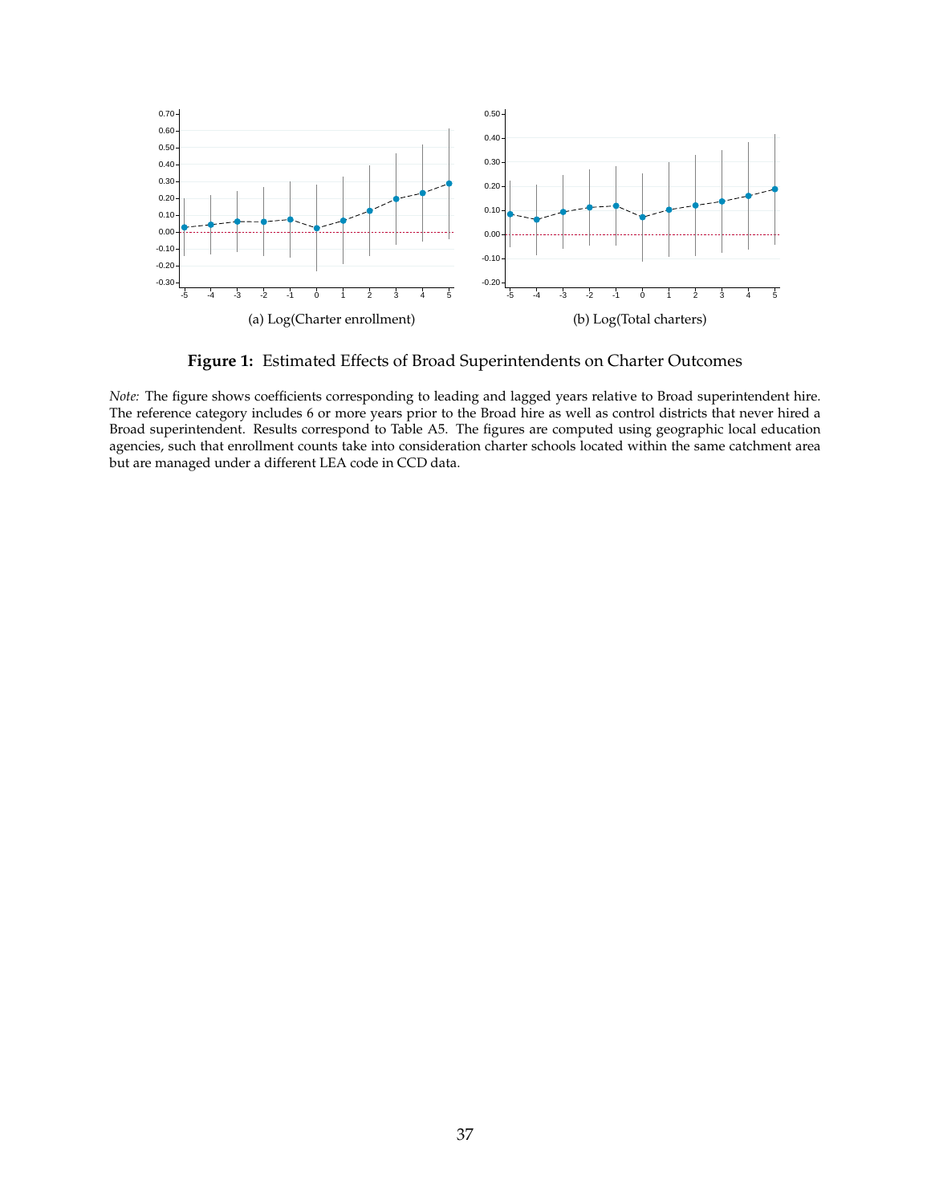(a) Log(Charter enrollment)

(b) Log(Total charters)

**Figure 1:** Estimated Effects of Broad Superintendents on Charter Outcomes

*Note:* The figure shows coefficients corresponding to leading and lagged years relative to Broad superintendent hire. The reference category includes 6 or more years prior to the Broad hire as well as control districts that never hired a Broad superintendent. Results correspond to Table A5. The figures are computed using geographic local education agencies, such that enrollment counts take into consideration charter schools located within the same catchment area but are managed under a different LEA code in CCD data.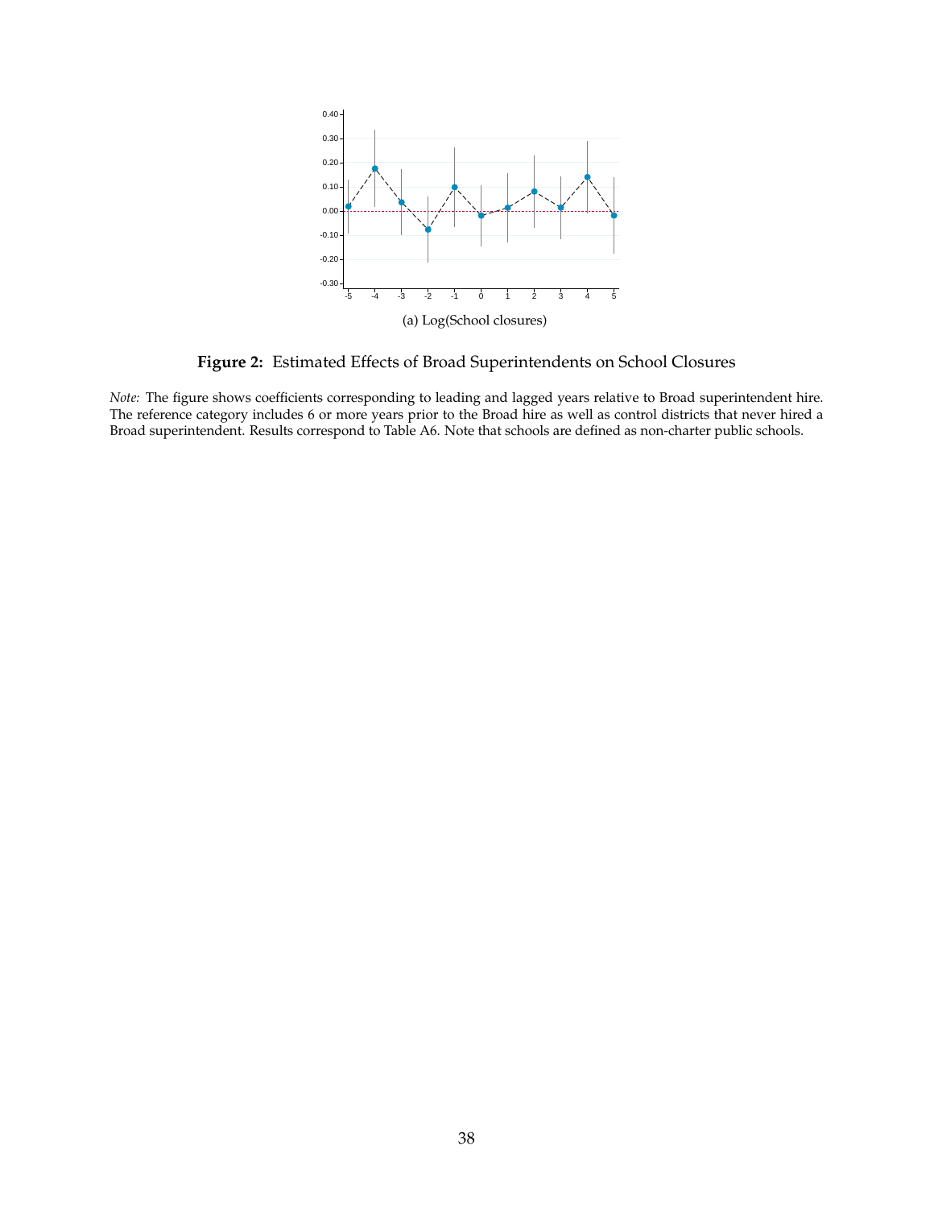(a) Log(School closures)

**Figure 2:** Estimated Effects of Broad Superintendents on School Closures

*Note:* The figure shows coefficients corresponding to leading and lagged years relative to Broad superintendent hire. The reference category includes 6 or more years prior to the Broad hire as well as control districts that never hired a Broad superintendent. Results correspond to Table A6. Note that schools are defined as non-charter public schools.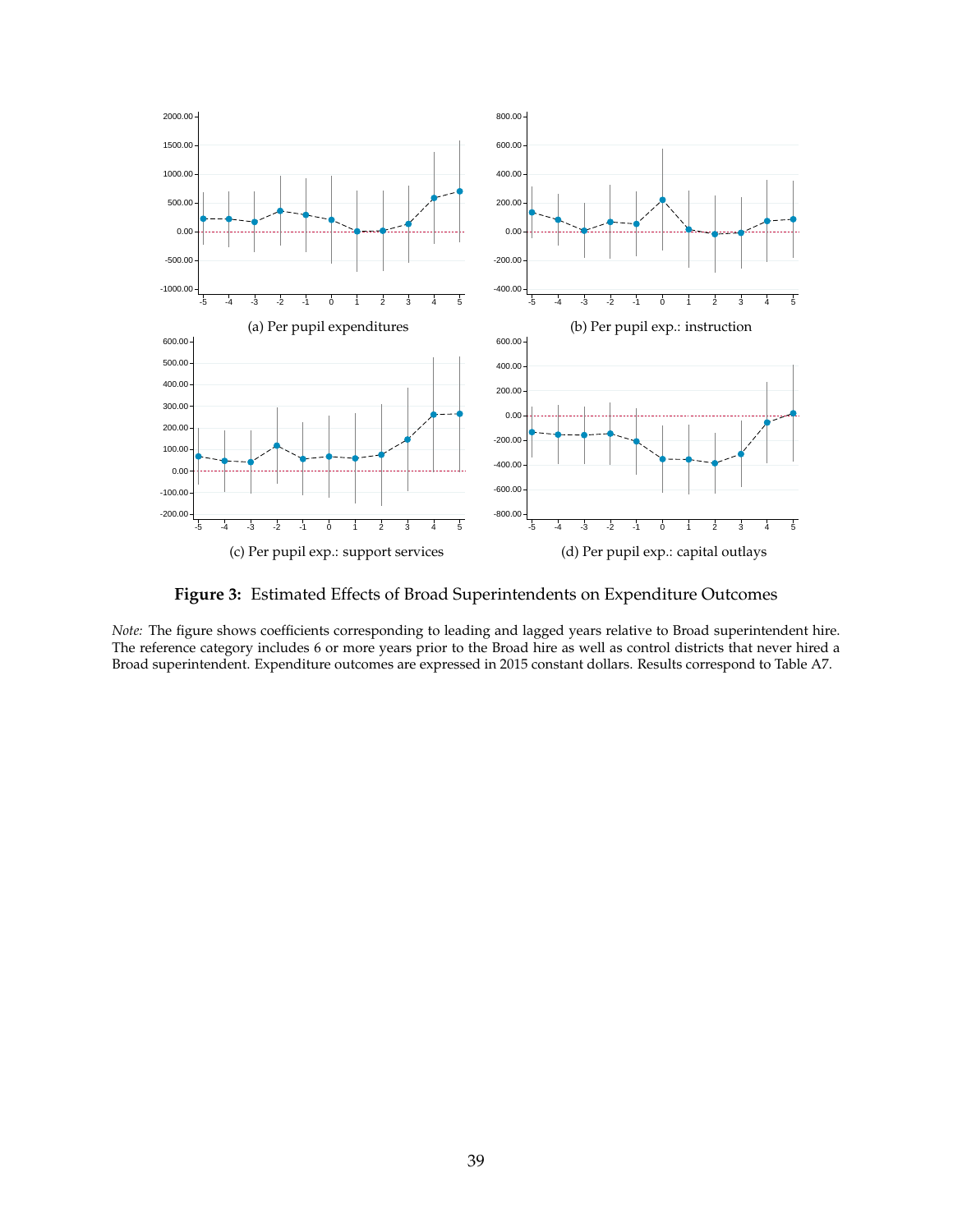(a) Per pupil expenditures

(b) Per pupil exp.: instruction

(c) Per pupil exp.: support services

(d) Per pupil exp.: capital outlays

**Figure 3:** Estimated Effects of Broad Superintendents on Expenditure Outcomes

*Note:* The figure shows coefficients corresponding to leading and lagged years relative to Broad superintendent hire. The reference category includes 6 or more years prior to the Broad hire as well as control districts that never hired a Broad superintendent. Expenditure outcomes are expressed in 2015 constant dollars. Results correspond to Table A7.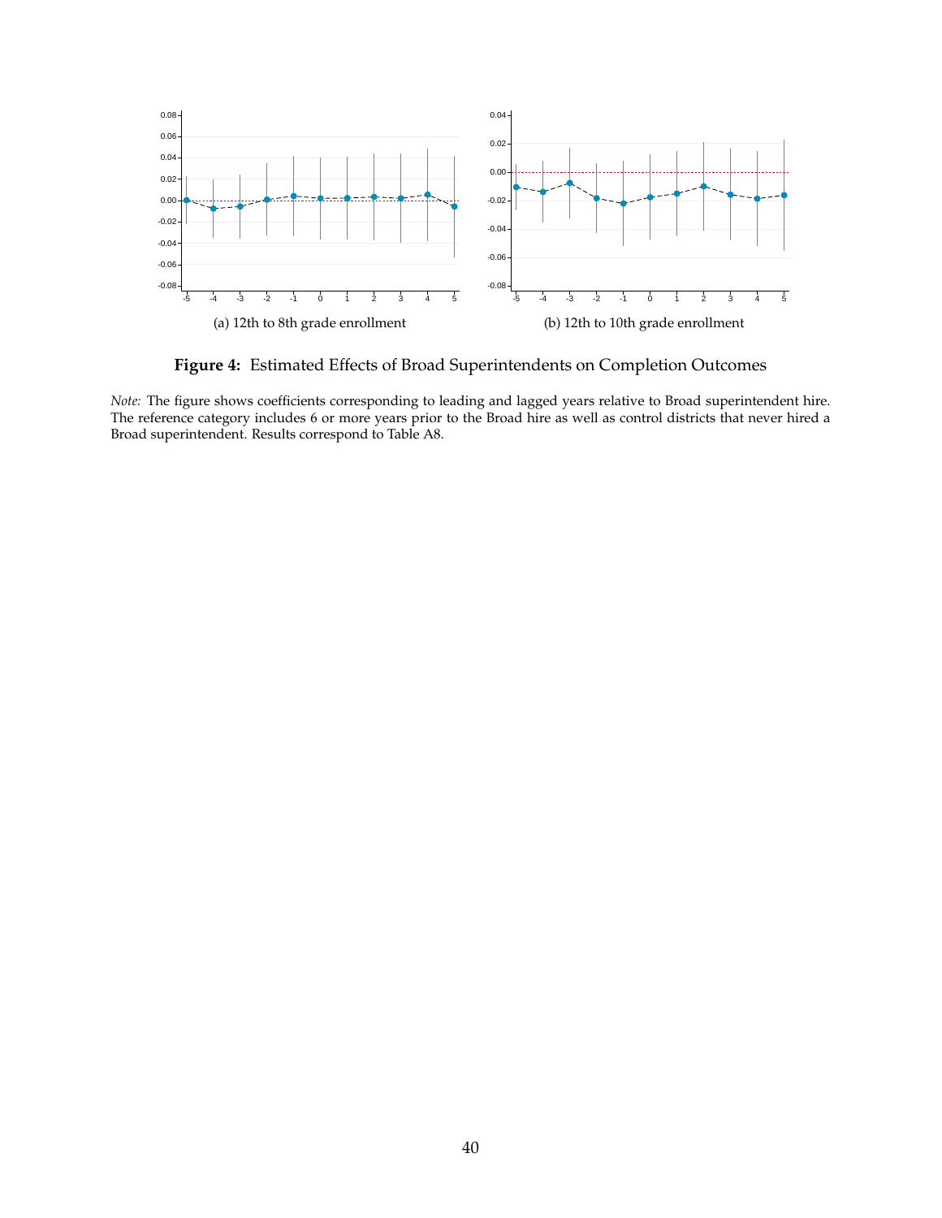(a) 12th to 8th grade enrollment

(b) 12th to 10th grade enrollment

**Figure 4:** Estimated Effects of Broad Superintendents on Completion Outcomes

*Note:* The figure shows coefficients corresponding to leading and lagged years relative to Broad superintendent hire. The reference category includes 6 or more years prior to the Broad hire as well as control districts that never hired a Broad superintendent. Results correspond to Table A8.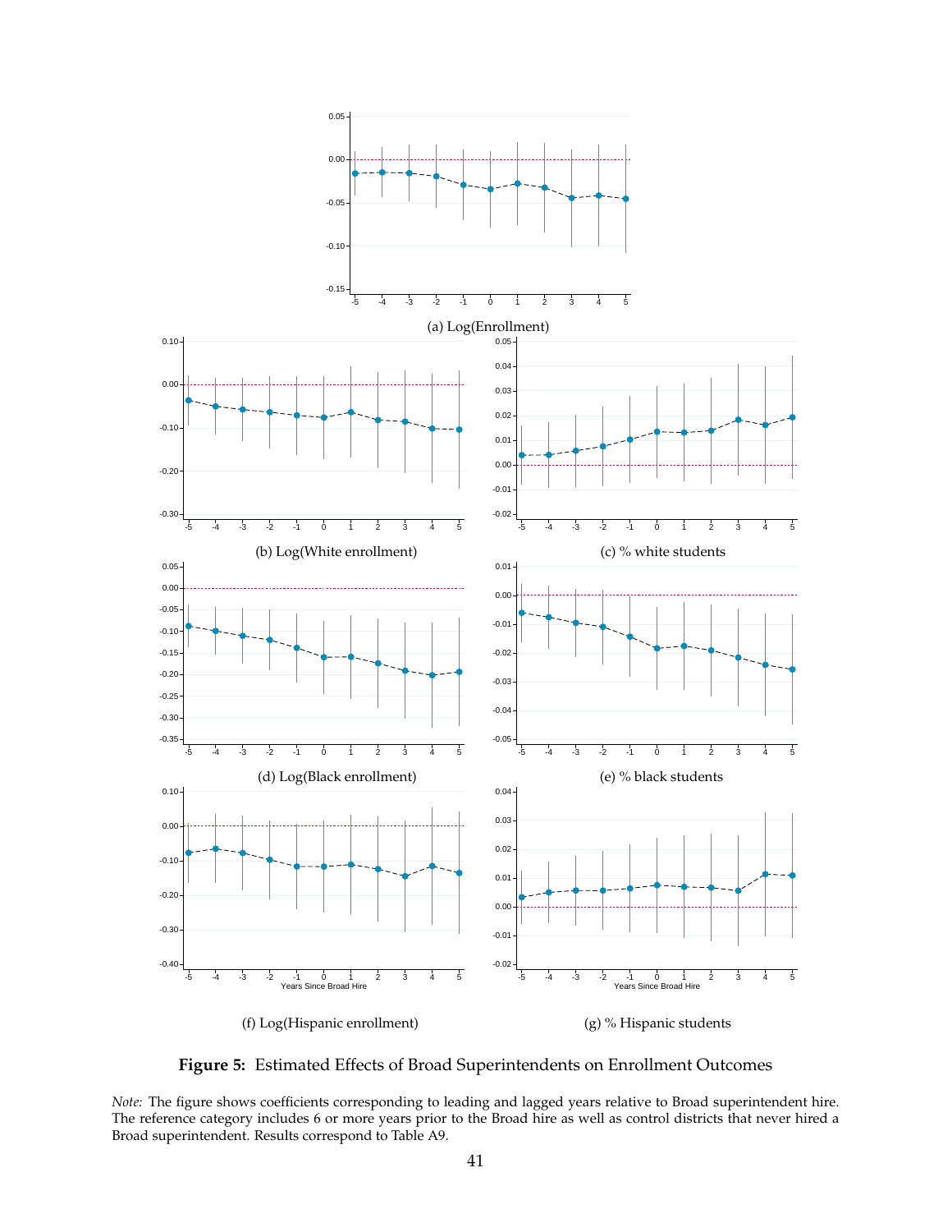(a) Log(Enrollment)

(b) Log(White enrollment)

(c) % white students

(d) Log(Black enrollment)

(e) % black students

(f) Log(Hispanic enrollment)

(g) % Hispanic students

**Figure 5:** Estimated Effects of Broad Superintendents on Enrollment Outcomes

*Note:* The figure shows coefficients corresponding to leading and lagged years relative to Broad superintendent hire. The reference category includes 6 or more years prior to the Broad hire as well as control districts that never hired a Broad superintendent. Results correspond to Table A9.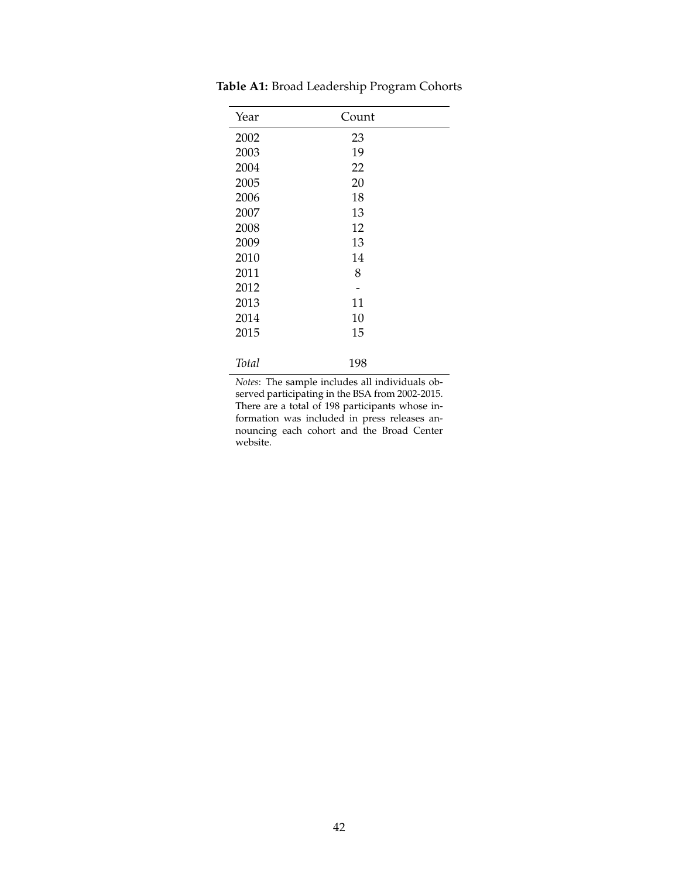**Table A1:** Broad Leadership Program Cohorts

| Year | Count |
|---|---|
| 2002 | 23 |
| 2003 | 19 |
| 2004 | 22 |
| 2005 | 20 |
| 2006 | 18 |
| 2007 | 13 |
| 2008 | 12 |
| 2009 | 13 |
| 2010 | 14 |
| 2011 | 8 |
| 2012 | - |
| 2013 | 11 |
| 2014 | 10 |
| 2015 | 15 |
| *Total* | 198 |

*Notes*: The sample includes all individuals observed participating in the BSA from 2002-2015. There are a total of 198 participants whose information was included in press releases announcing each cohort and the Broad Center website.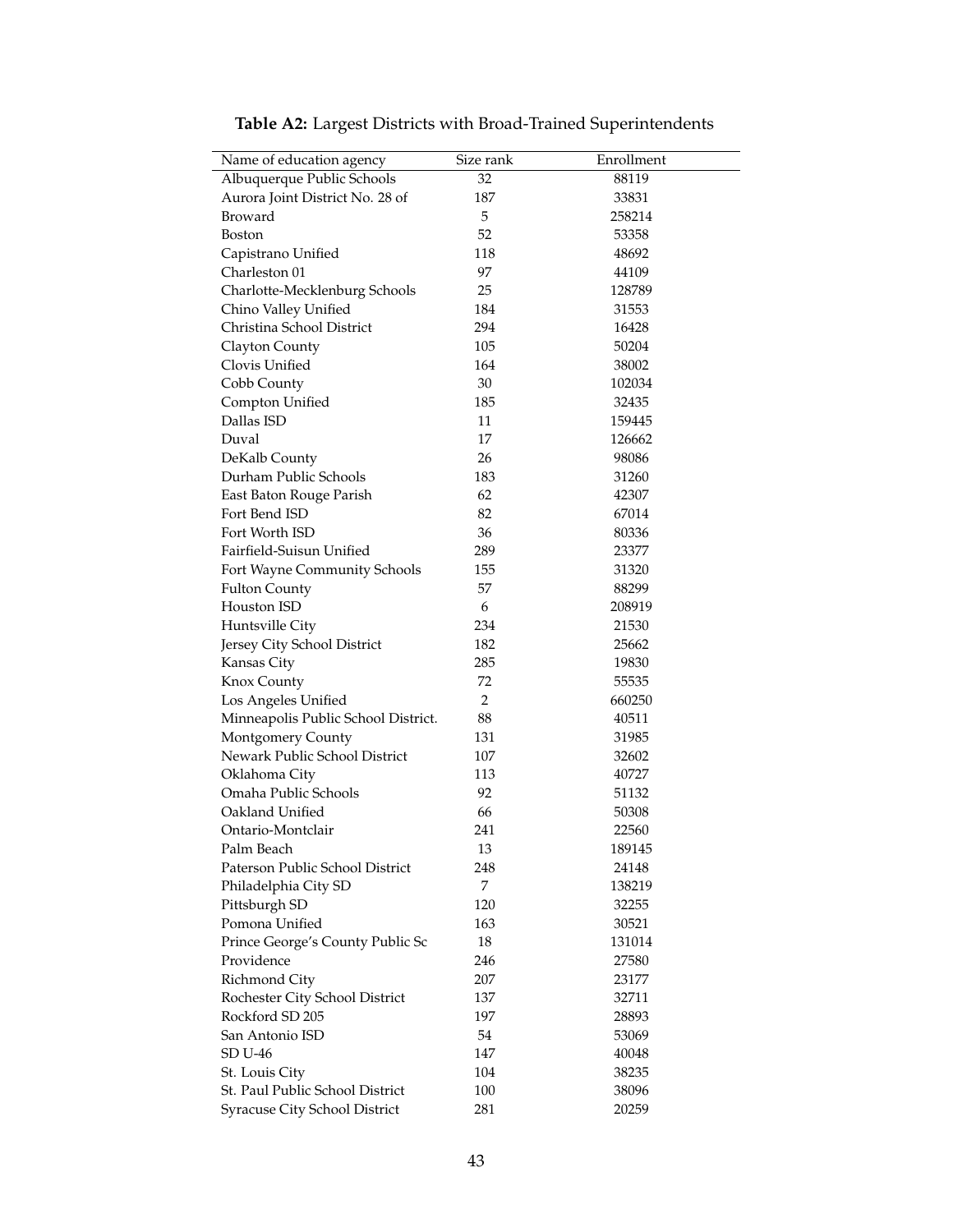**Table A2:** Largest Districts with Broad-Trained Superintendents

| Name of education agency | Size rank | Enrollment |
|---|---|---|
| Albuquerque Public Schools | 32 | 88119 |
| Aurora Joint District No. 28 of | 187 | 33831 |
| Broward | 5 | 258214 |
| Boston | 52 | 53358 |
| Capistrano Unified | 118 | 48692 |
| Charleston 01 | 97 | 44109 |
| Charlotte-Mecklenburg Schools | 25 | 128789 |
| Chino Valley Unified | 184 | 31553 |
| Christina School District | 294 | 16428 |
| Clayton County | 105 | 50204 |
| Clovis Unified | 164 | 38002 |
| Cobb County | 30 | 102034 |
| Compton Unified | 185 | 32435 |
| Dallas ISD | 11 | 159445 |
| Duval | 17 | 126662 |
| DeKalb County | 26 | 98086 |
| Durham Public Schools | 183 | 31260 |
| East Baton Rouge Parish | 62 | 42307 |
| Fort Bend ISD | 82 | 67014 |
| Fort Worth ISD | 36 | 80336 |
| Fairfield-Suisun Unified | 289 | 23377 |
| Fort Wayne Community Schools | 155 | 31320 |
| Fulton County | 57 | 88299 |
| Houston ISD | 6 | 208919 |
| Huntsville City | 234 | 21530 |
| Jersey City School District | 182 | 25662 |
| Kansas City | 285 | 19830 |
| Knox County | 72 | 55535 |
| Los Angeles Unified | 2 | 660250 |
| Minneapolis Public School District. | 88 | 40511 |
| Montgomery County | 131 | 31985 |
| Newark Public School District | 107 | 32602 |
| Oklahoma City | 113 | 40727 |
| Omaha Public Schools | 92 | 51132 |
| Oakland Unified | 66 | 50308 |
| Ontario-Montclair | 241 | 22560 |
| Palm Beach | 13 | 189145 |
| Paterson Public School District | 248 | 24148 |
| Philadelphia City SD | 7 | 138219 |
| Pittsburgh SD | 120 | 32255 |
| Pomona Unified | 163 | 30521 |
| Prince George's County Public Sc | 18 | 131014 |
| Providence | 246 | 27580 |
| Richmond City | 207 | 23177 |
| Rochester City School District | 137 | 32711 |
| Rockford SD 205 | 197 | 28893 |
| San Antonio ISD | 54 | 53069 |
| SD U-46 | 147 | 40048 |
| St. Louis City | 104 | 38235 |
| St. Paul Public School District | 100 | 38096 |
| Syracuse City School District | 281 | 20259 |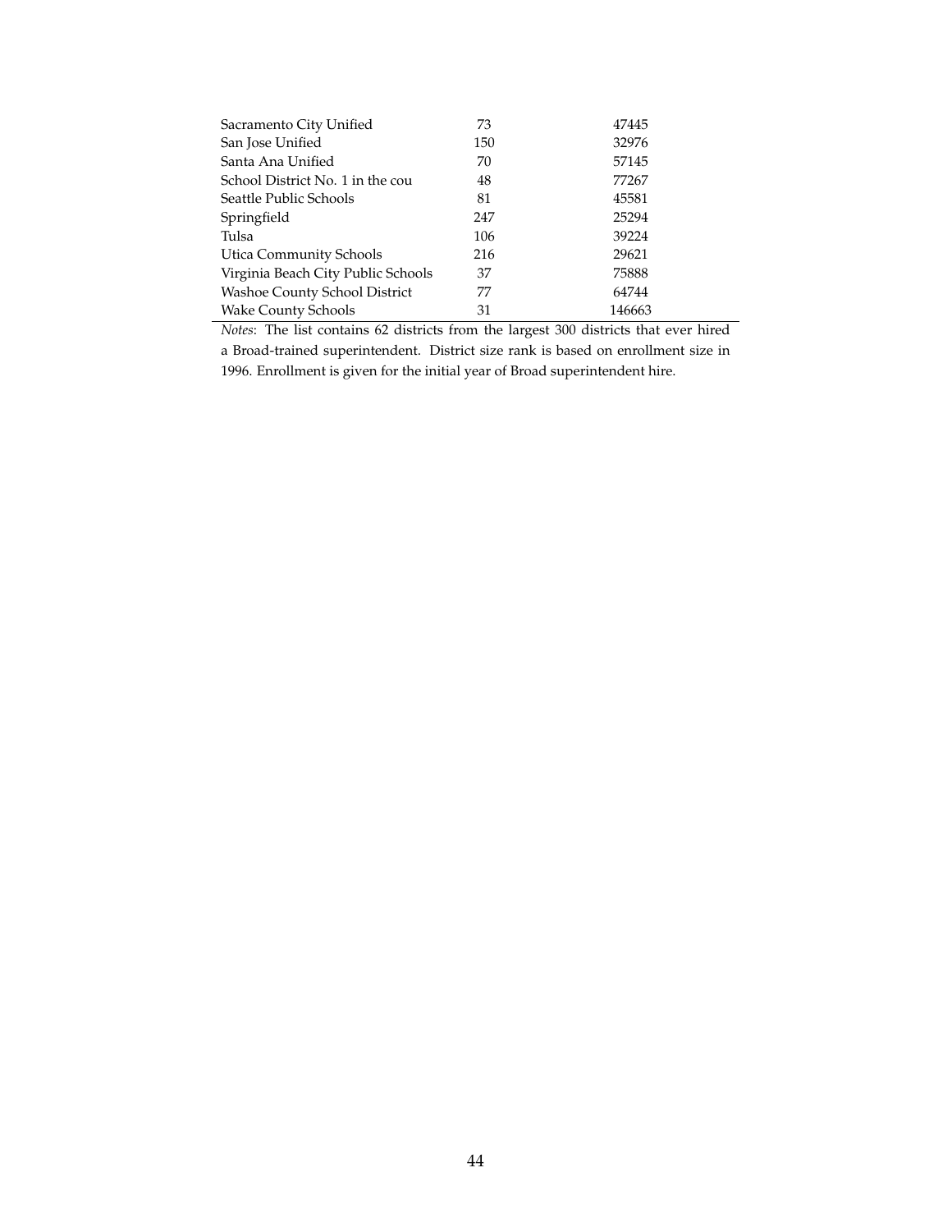| | | |
|---|---|---|
| Sacramento City Unified | 73 | 47445 |
| San Jose Unified | 150 | 32976 |
| Santa Ana Unified | 70 | 57145 |
| School District No. 1 in the cou | 48 | 77267 |
| Seattle Public Schools | 81 | 45581 |
| Springfield | 247 | 25294 |
| Tulsa | 106 | 39224 |
| Utica Community Schools | 216 | 29621 |
| Virginia Beach City Public Schools | 37 | 75888 |
| Washoe County School District | 77 | 64744 |
| Wake County Schools | 31 | 146663 |

*Notes*: The list contains 62 districts from the largest 300 districts that ever hired a Broad-trained superintendent. District size rank is based on enrollment size in 1996. Enrollment is given for the initial year of Broad superintendent hire.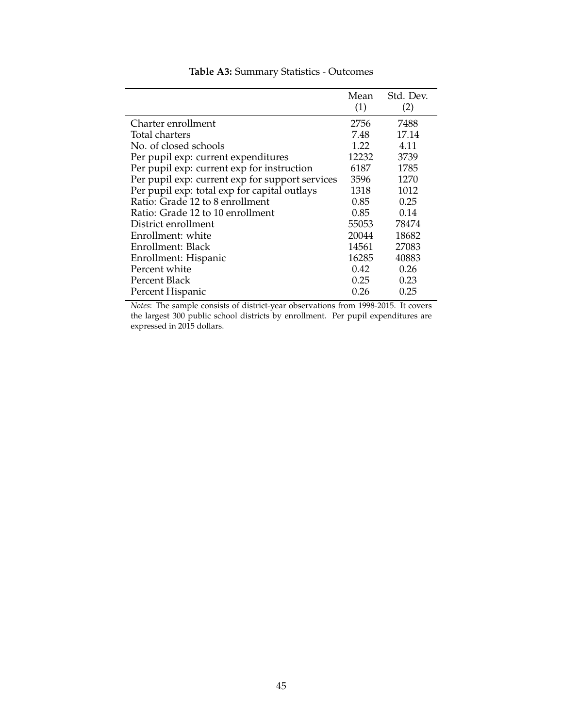**Table A3:** Summary Statistics - Outcomes

| | Mean (1) | Std. Dev. (2) |
|---|---|---|
| Charter enrollment | 2756 | 7488 |
| Total charters | 7.48 | 17.14 |
| No. of closed schools | 1.22 | 4.11 |
| Per pupil exp: current expenditures | 12232 | 3739 |
| Per pupil exp: current exp for instruction | 6187 | 1785 |
| Per pupil exp: current exp for support services | 3596 | 1270 |
| Per pupil exp: total exp for capital outlays | 1318 | 1012 |
| Ratio: Grade 12 to 8 enrollment | 0.85 | 0.25 |
| Ratio: Grade 12 to 10 enrollment | 0.85 | 0.14 |
| District enrollment | 55053 | 78474 |
| Enrollment: white | 20044 | 18682 |
| Enrollment: Black | 14561 | 27083 |
| Enrollment: Hispanic | 16285 | 40883 |
| Percent white | 0.42 | 0.26 |
| Percent Black | 0.25 | 0.23 |
| Percent Hispanic | 0.26 | 0.25 |

*Notes*: The sample consists of district-year observations from 1998-2015. It covers the largest 300 public school districts by enrollment. Per pupil expenditures are expressed in 2015 dollars.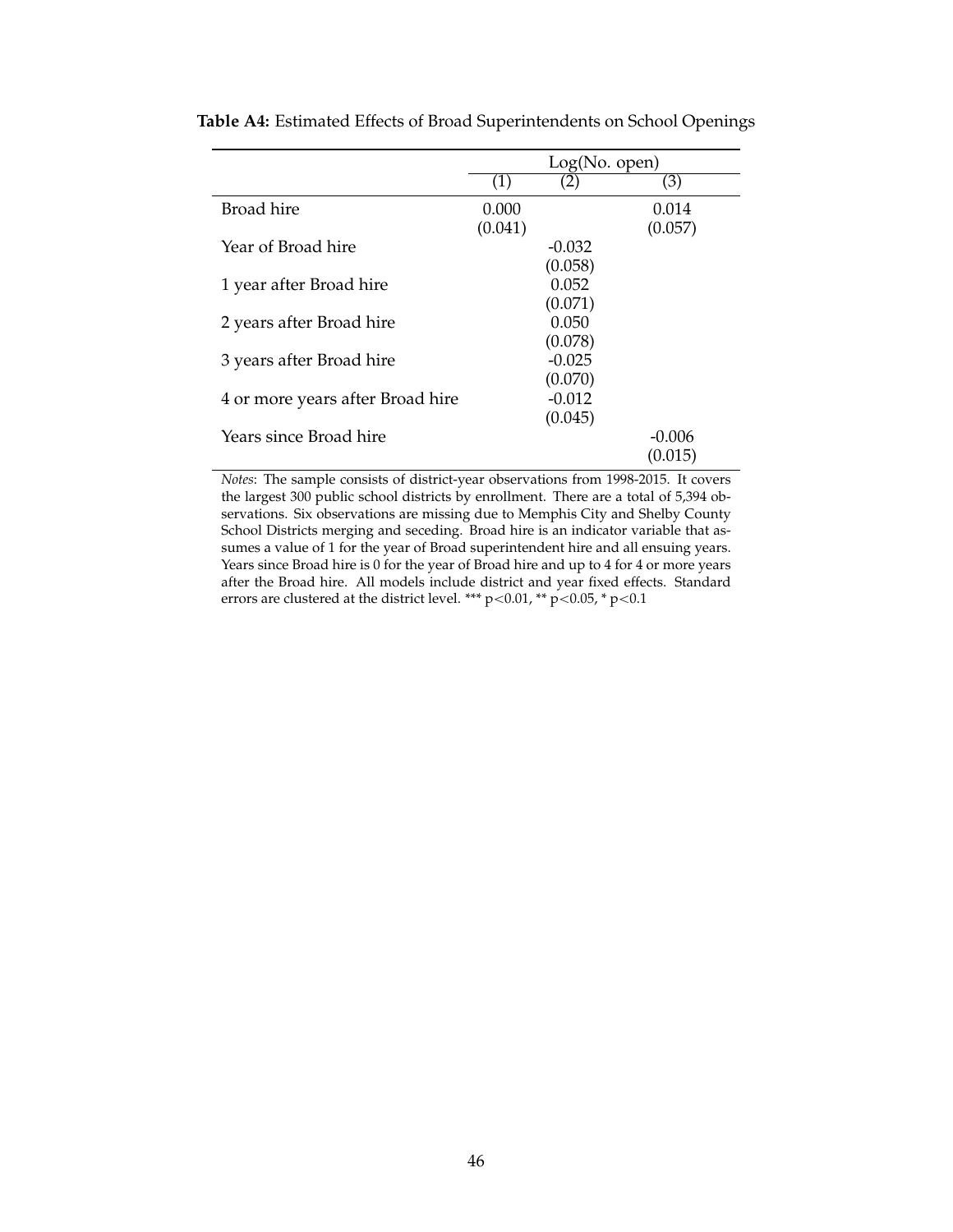**Table A4:** Estimated Effects of Broad Superintendents on School Openings

| | Log(No. open) | | |
|---|---|---|---|
| | (1) | (2) | (3) |
| Broad hire | 0.000 | | 0.014 |
| | (0.041) | | (0.057) |
| Year of Broad hire | | -0.032 | |
| | | (0.058) | |
| 1 year after Broad hire | | 0.052 | |
| | | (0.071) | |
| 2 years after Broad hire | | 0.050 | |
| | | (0.078) | |
| 3 years after Broad hire | | -0.025 | |
| | | (0.070) | |
| 4 or more years after Broad hire | | -0.012 | |
| | | (0.045) | |
| Years since Broad hire | | | -0.006 |
| | | | (0.015) |

*Notes*: The sample consists of district-year observations from 1998-2015. It covers the largest 300 public school districts by enrollment. There are a total of 5,394 observations. Six observations are missing due to Memphis City and Shelby County School Districts merging and seceding. Broad hire is an indicator variable that assumes a value of 1 for the year of Broad superintendent hire and all ensuing years. Years since Broad hire is 0 for the year of Broad hire and up to 4 for 4 or more years after the Broad hire. All models include district and year fixed effects. Standard errors are clustered at the district level. *** $p<0.01$, ** $p<0.05$, * $p<0.1$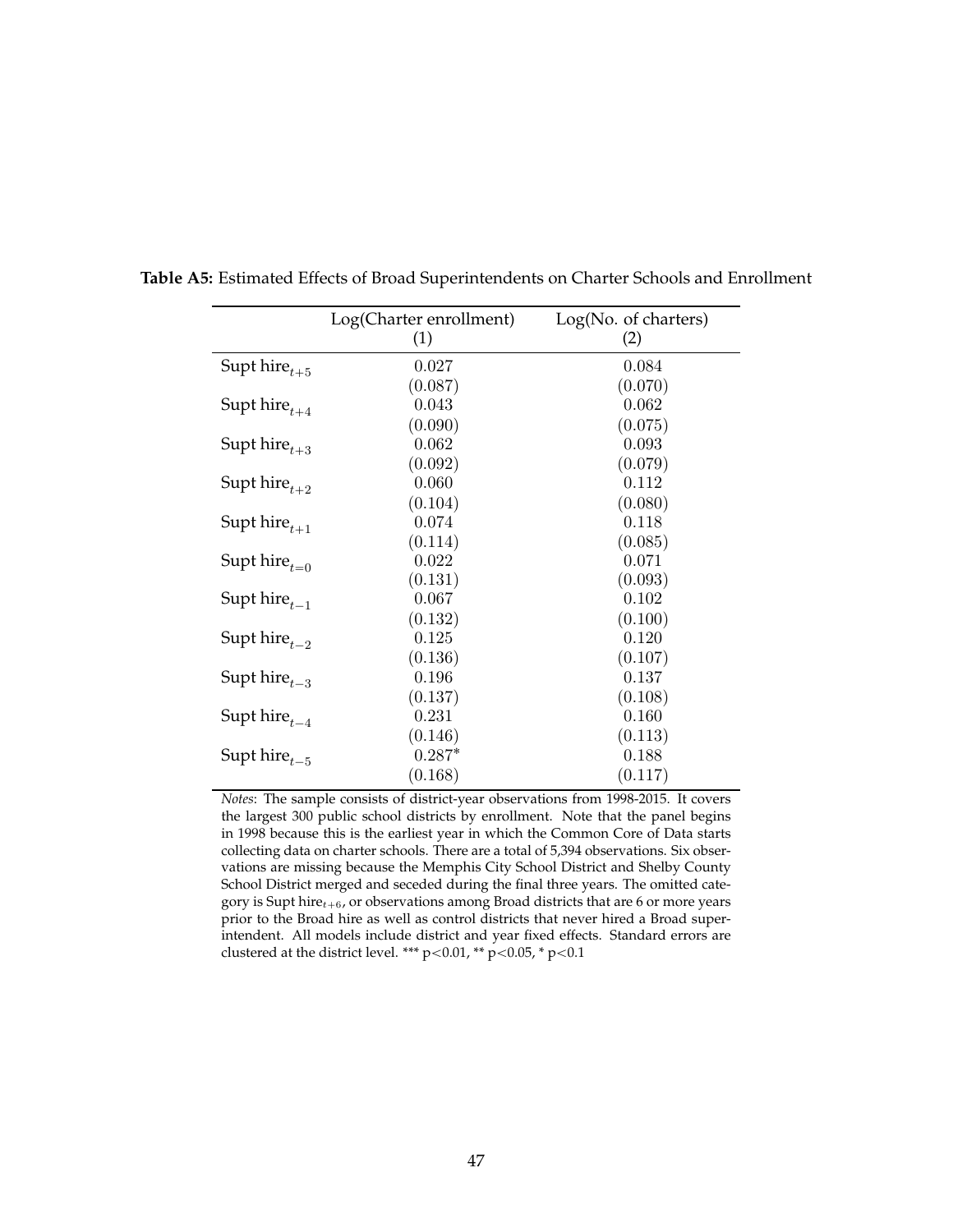**Table A5:** Estimated Effects of Broad Superintendents on Charter Schools and Enrollment

| | Log(Charter enrollment) (1) | Log(No. of charters) (2) |
|---|---|---|
| Supt hire$_{t+5}$ | 0.027 | 0.084 |
| | (0.087) | (0.070) |
| Supt hire$_{t+4}$ | 0.043 | 0.062 |
| | (0.090) | (0.075) |
| Supt hire$_{t+3}$ | 0.062 | 0.093 |
| | (0.092) | (0.079) |
| Supt hire$_{t+2}$ | 0.060 | 0.112 |
| | (0.104) | (0.080) |
| Supt hire$_{t+1}$ | 0.074 | 0.118 |
| | (0.114) | (0.085) |
| Supt hire$_{t=0}$ | 0.022 | 0.071 |
| | (0.131) | (0.093) |
| Supt hire$_{t-1}$ | 0.067 | 0.102 |
| | (0.132) | (0.100) |
| Supt hire$_{t-2}$ | 0.125 | 0.120 |
| | (0.136) | (0.107) |
| Supt hire$_{t-3}$ | 0.196 | 0.137 |
| | (0.137) | (0.108) |
| Supt hire$_{t-4}$ | 0.231 | 0.160 |
| | (0.146) | (0.113) |
| Supt hire$_{t-5}$ | 0.287* | 0.188 |
| | (0.168) | (0.117) |

*Notes*: The sample consists of district-year observations from 1998-2015. It covers the largest 300 public school districts by enrollment. Note that the panel begins in 1998 because this is the earliest year in which the Common Core of Data starts collecting data on charter schools. There are a total of 5,394 observations. Six observations are missing because the Memphis City School District and Shelby County School District merged and seceded during the final three years. The omitted category is Supt hire$_{t+6}$, or observations among Broad districts that are 6 or more years prior to the Broad hire as well as control districts that never hired a Broad superintendent. All models include district and year fixed effects. Standard errors are clustered at the district level. *** $p<0.01$, ** $p<0.05$, * $p<0.1$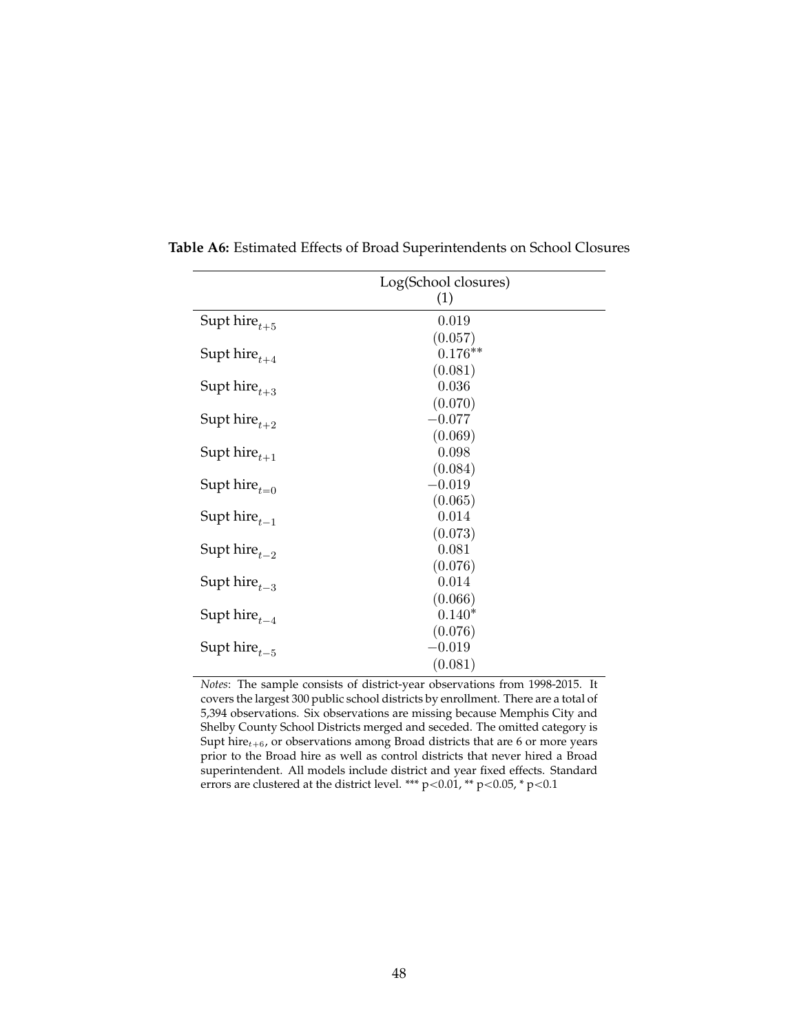**Table A6:** Estimated Effects of Broad Superintendents on School Closures

| | Log(School closures) |
|---|---|
| | (1) |
| Supt hire$_{t+5}$ | 0.019 |
| | (0.057) |
| Supt hire$_{t+4}$ | 0.176** |
| | (0.081) |
| Supt hire$_{t+3}$ | 0.036 |
| | (0.070) |
| Supt hire$_{t+2}$ | −0.077 |
| | (0.069) |
| Supt hire$_{t+1}$ | 0.098 |
| | (0.084) |
| Supt hire$_{t=0}$ | −0.019 |
| | (0.065) |
| Supt hire$_{t-1}$ | 0.014 |
| | (0.073) |
| Supt hire$_{t-2}$ | 0.081 |
| | (0.076) |
| Supt hire$_{t-3}$ | 0.014 |
| | (0.066) |
| Supt hire$_{t-4}$ | 0.140* |
| | (0.076) |
| Supt hire$_{t-5}$ | −0.019 |
| | (0.081) |

*Notes*: The sample consists of district-year observations from 1998-2015. It covers the largest 300 public school districts by enrollment. There are a total of 5,394 observations. Six observations are missing because Memphis City and Shelby County School Districts merged and seceded. The omitted category is Supt hire$_{t+6}$, or observations among Broad districts that are 6 or more years prior to the Broad hire as well as control districts that never hired a Broad superintendent. All models include district and year fixed effects. Standard errors are clustered at the district level. *** $p<0.01$, ** $p<0.05$, * $p<0.1$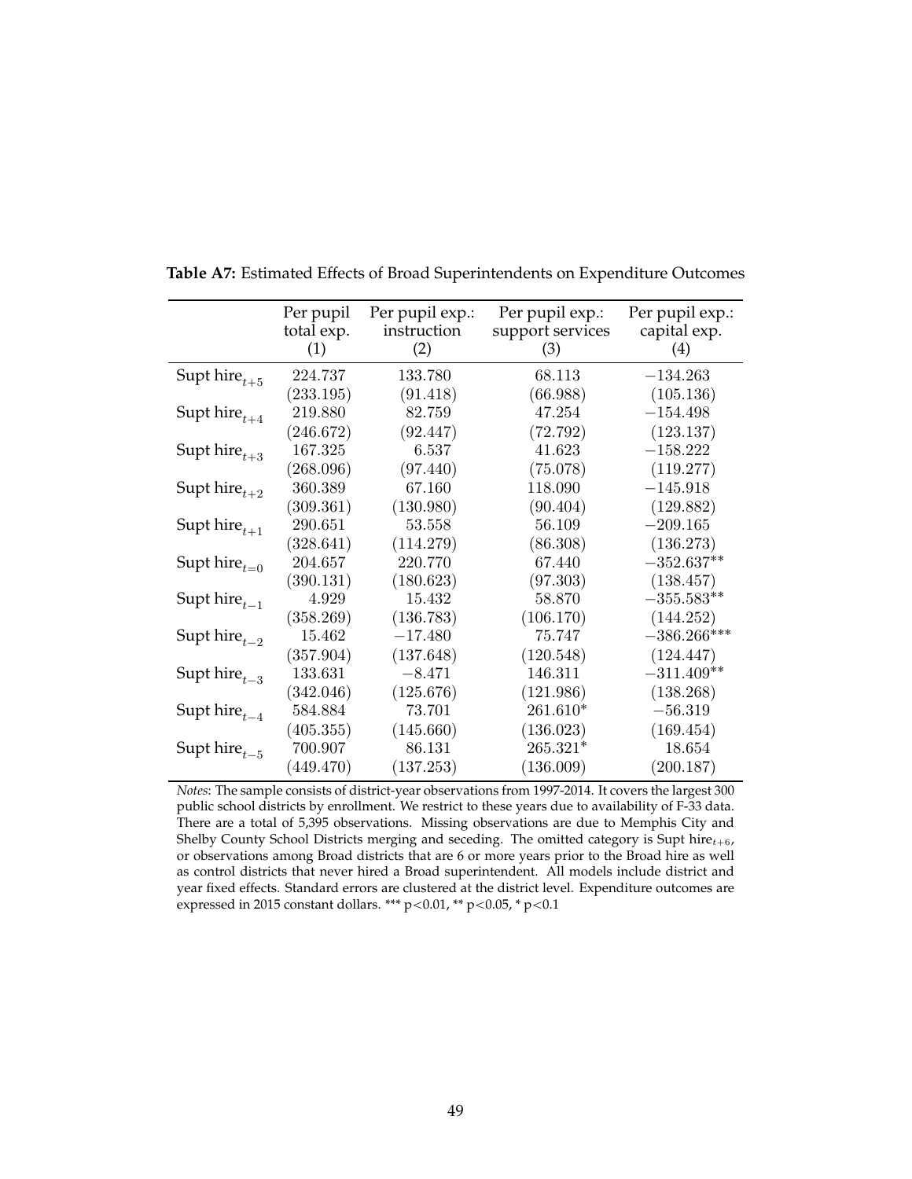**Table A7:** Estimated Effects of Broad Superintendents on Expenditure Outcomes

| | Per pupil total exp. (1) | Per pupil exp.: instruction (2) | Per pupil exp.: support services (3) | Per pupil exp.: capital exp. (4) |
|---|---|---|---|---|
| Supt hire$_{t+5}$ | 224.737 | 133.780 | 68.113 | −134.263 |
| | (233.195) | (91.418) | (66.988) | (105.136) |
| Supt hire$_{t+4}$ | 219.880 | 82.759 | 47.254 | −154.498 |
| | (246.672) | (92.447) | (72.792) | (123.137) |
| Supt hire$_{t+3}$ | 167.325 | 6.537 | 41.623 | −158.222 |
| | (268.096) | (97.440) | (75.078) | (119.277) |
| Supt hire$_{t+2}$ | 360.389 | 67.160 | 118.090 | −145.918 |
| | (309.361) | (130.980) | (90.404) | (129.882) |
| Supt hire$_{t+1}$ | 290.651 | 53.558 | 56.109 | −209.165 |
| | (328.641) | (114.279) | (86.308) | (136.273) |
| Supt hire$_{t=0}$ | 204.657 | 220.770 | 67.440 | −352.637** |
| | (390.131) | (180.623) | (97.303) | (138.457) |
| Supt hire$_{t-1}$ | 4.929 | 15.432 | 58.870 | −355.583** |
| | (358.269) | (136.783) | (106.170) | (144.252) |
| Supt hire$_{t-2}$ | 15.462 | −17.480 | 75.747 | −386.266*** |
| | (357.904) | (137.648) | (120.548) | (124.447) |
| Supt hire$_{t-3}$ | 133.631 | −8.471 | 146.311 | −311.409** |
| | (342.046) | (125.676) | (121.986) | (138.268) |
| Supt hire$_{t-4}$ | 584.884 | 73.701 | 261.610* | −56.319 |
| | (405.355) | (145.660) | (136.023) | (169.454) |
| Supt hire$_{t-5}$ | 700.907 | 86.131 | 265.321* | 18.654 |
| | (449.470) | (137.253) | (136.009) | (200.187) |

*Notes*: The sample consists of district-year observations from 1997-2014. It covers the largest 300 public school districts by enrollment. We restrict to these years due to availability of F-33 data. There are a total of 5,395 observations. Missing observations are due to Memphis City and Shelby County School Districts merging and seceding. The omitted category is Supt hire$_{t+6}$, or observations among Broad districts that are 6 or more years prior to the Broad hire as well as control districts that never hired a Broad superintendent. All models include district and year fixed effects. Standard errors are clustered at the district level. Expenditure outcomes are expressed in 2015 constant dollars. *** p<0.01, ** p<0.05, * p<0.1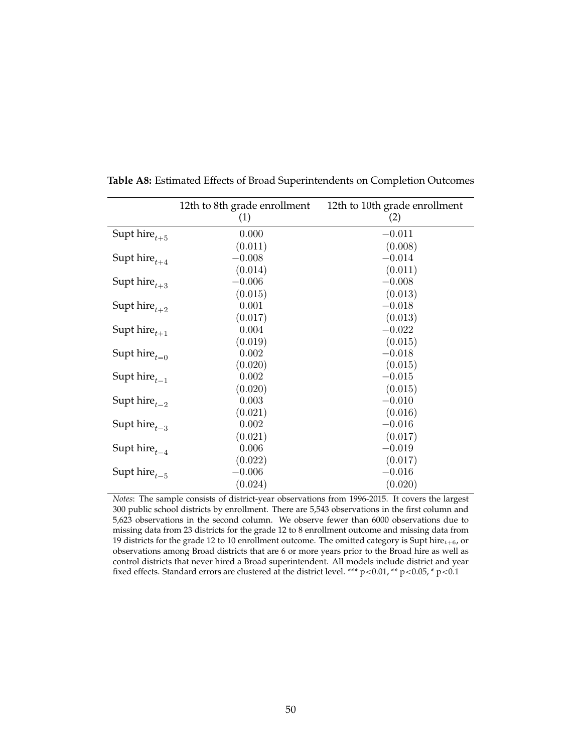**Table A8:** Estimated Effects of Broad Superintendents on Completion Outcomes

| | 12th to 8th grade enrollment (1) | 12th to 10th grade enrollment (2) |
|---|---|---|
| Supt hire$_{t+5}$ | 0.000 | −0.011 |
| | (0.011) | (0.008) |
| Supt hire$_{t+4}$ | −0.008 | −0.014 |
| | (0.014) | (0.011) |
| Supt hire$_{t+3}$ | −0.006 | −0.008 |
| | (0.015) | (0.013) |
| Supt hire$_{t+2}$ | 0.001 | −0.018 |
| | (0.017) | (0.013) |
| Supt hire$_{t+1}$ | 0.004 | −0.022 |
| | (0.019) | (0.015) |
| Supt hire$_{t=0}$ | 0.002 | −0.018 |
| | (0.020) | (0.015) |
| Supt hire$_{t-1}$ | 0.002 | −0.015 |
| | (0.020) | (0.015) |
| Supt hire$_{t-2}$ | 0.003 | −0.010 |
| | (0.021) | (0.016) |
| Supt hire$_{t-3}$ | 0.002 | −0.016 |
| | (0.021) | (0.017) |
| Supt hire$_{t-4}$ | 0.006 | −0.019 |
| | (0.022) | (0.017) |
| Supt hire$_{t-5}$ | −0.006 | −0.016 |
| | (0.024) | (0.020) |

*Notes*: The sample consists of district-year observations from 1996-2015. It covers the largest 300 public school districts by enrollment. There are 5,543 observations in the first column and 5,623 observations in the second column. We observe fewer than 6000 observations due to missing data from 23 districts for the grade 12 to 8 enrollment outcome and missing data from 19 districts for the grade 12 to 10 enrollment outcome. The omitted category is Supt hire$_{t+6}$, or observations among Broad districts that are 6 or more years prior to the Broad hire as well as control districts that never hired a Broad superintendent. All models include district and year fixed effects. Standard errors are clustered at the district level. *** $p<0.01$, ** $p<0.05$, * $p<0.1$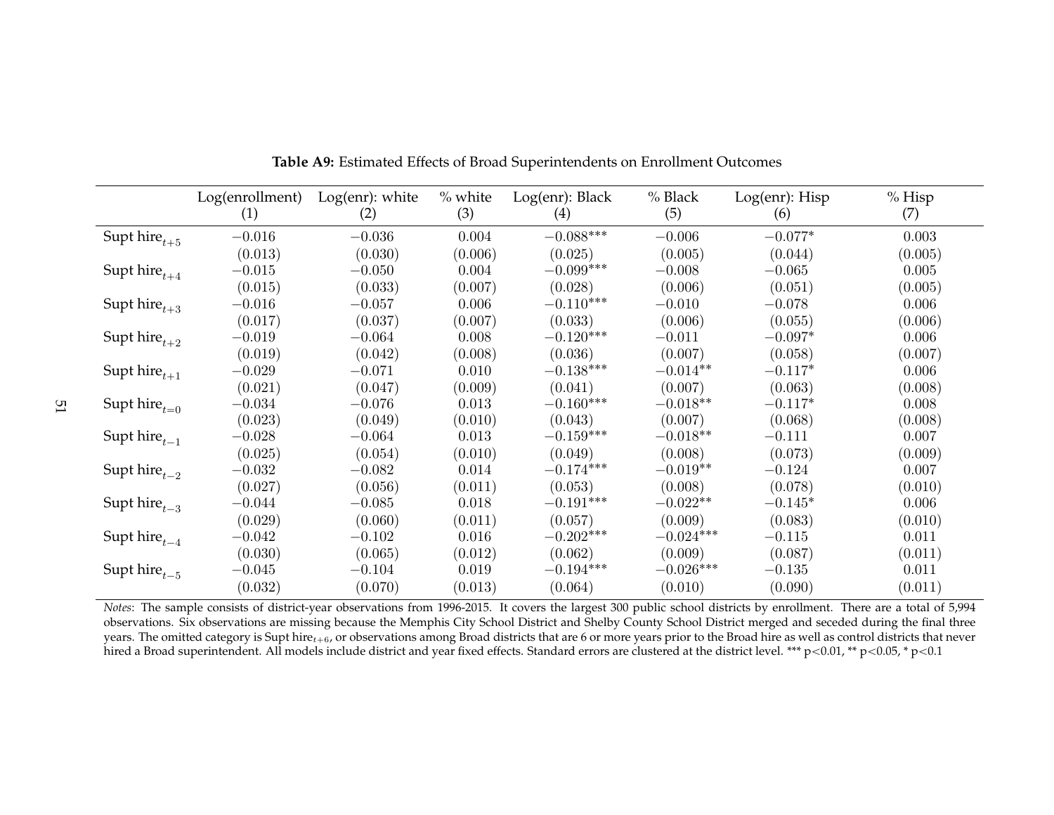**Table A9:** Estimated Effects of Broad Superintendents on Enrollment Outcomes

| | Log(enrollment) (1) | Log(enr): white (2) | % white (3) | Log(enr): Black (4) | % Black (5) | Log(enr): Hisp (6) | % Hisp (7) |
|---|---|---|---|---|---|---|---|
| Supt hire$_{t+5}$ | $-0.016$ | $-0.036$ | $0.004$ | $-0.088$*** | $-0.006$ | $-0.077$* | $0.003$ |
| | $(0.013)$ | $(0.030)$ | $(0.006)$ | $(0.025)$ | $(0.005)$ | $(0.044)$ | $(0.005)$ |
| Supt hire$_{t+4}$ | $-0.015$ | $-0.050$ | $0.004$ | $-0.099$*** | $-0.008$ | $-0.065$ | $0.005$ |
| | $(0.015)$ | $(0.033)$ | $(0.007)$ | $(0.028)$ | $(0.006)$ | $(0.051)$ | $(0.005)$ |
| Supt hire$_{t+3}$ | $-0.016$ | $-0.057$ | $0.006$ | $-0.110$*** | $-0.010$ | $-0.078$ | $0.006$ |
| | $(0.017)$ | $(0.037)$ | $(0.007)$ | $(0.033)$ | $(0.006)$ | $(0.055)$ | $(0.006)$ |
| Supt hire$_{t+2}$ | $-0.019$ | $-0.064$ | $0.008$ | $-0.120$*** | $-0.011$ | $-0.097$* | $0.006$ |
| | $(0.019)$ | $(0.042)$ | $(0.008)$ | $(0.036)$ | $(0.007)$ | $(0.058)$ | $(0.007)$ |
| Supt hire$_{t+1}$ | $-0.029$ | $-0.071$ | $0.010$ | $-0.138$*** | $-0.014$** | $-0.117$* | $0.006$ |
| | $(0.021)$ | $(0.047)$ | $(0.009)$ | $(0.041)$ | $(0.007)$ | $(0.063)$ | $(0.008)$ |
| Supt hire$_{t=0}$ | $-0.034$ | $-0.076$ | $0.013$ | $-0.160$*** | $-0.018$** | $-0.117$* | $0.008$ |
| | $(0.023)$ | $(0.049)$ | $(0.010)$ | $(0.043)$ | $(0.007)$ | $(0.068)$ | $(0.008)$ |
| Supt hire$_{t-1}$ | $-0.028$ | $-0.064$ | $0.013$ | $-0.159$*** | $-0.018$** | $-0.111$ | $0.007$ |
| | $(0.025)$ | $(0.054)$ | $(0.010)$ | $(0.049)$ | $(0.008)$ | $(0.073)$ | $(0.009)$ |
| Supt hire$_{t-2}$ | $-0.032$ | $-0.082$ | $0.014$ | $-0.174$*** | $-0.019$** | $-0.124$ | $0.007$ |
| | $(0.027)$ | $(0.056)$ | $(0.011)$ | $(0.053)$ | $(0.008)$ | $(0.078)$ | $(0.010)$ |
| Supt hire$_{t-3}$ | $-0.044$ | $-0.085$ | $0.018$ | $-0.191$*** | $-0.022$** | $-0.145$* | $0.006$ |
| | $(0.029)$ | $(0.060)$ | $(0.011)$ | $(0.057)$ | $(0.009)$ | $(0.083)$ | $(0.010)$ |
| Supt hire$_{t-4}$ | $-0.042$ | $-0.102$ | $0.016$ | $-0.202$*** | $-0.024$*** | $-0.115$ | $0.011$ |
| | $(0.030)$ | $(0.065)$ | $(0.012)$ | $(0.062)$ | $(0.009)$ | $(0.087)$ | $(0.011)$ |
| Supt hire$_{t-5}$ | $-0.045$ | $-0.104$ | $0.019$ | $-0.194$*** | $-0.026$*** | $-0.135$ | $0.011$ |
| | $(0.032)$ | $(0.070)$ | $(0.013)$ | $(0.064)$ | $(0.010)$ | $(0.090)$ | $(0.011)$ |

*Notes*: The sample consists of district-year observations from 1996-2015. It covers the largest 300 public school districts by enrollment. There are a total of 5,994 observations. Six observations are missing because the Memphis City School District and Shelby County School District merged and seceded during the final three years. The omitted category is Supt hire$_{t+6}$, or observations among Broad districts that are 6 or more years prior to the Broad hire as well as control districts that never hired a Broad superintendent. All models include district and year fixed effects. Standard errors are clustered at the district level. *** p<0.01, ** p<0.05, * p<0.1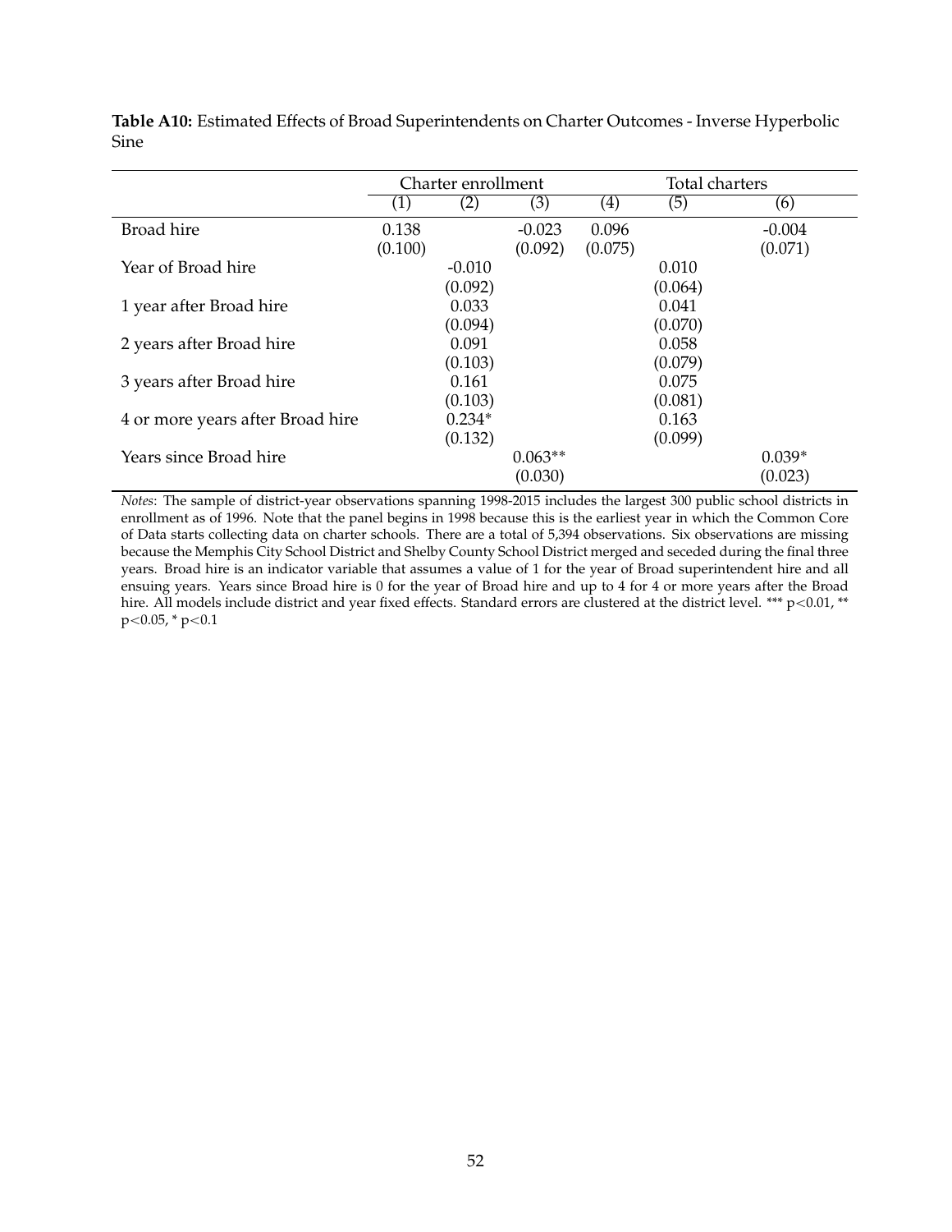**Table A10:** Estimated Effects of Broad Superintendents on Charter Outcomes - Inverse Hyperbolic Sine

| | Charter enrollment | | | Total charters | | |
|---|---|---|---|---|---|---|
| | (1) | (2) | (3) | (4) | (5) | (6) |
| Broad hire | 0.138 | | -0.023 | 0.096 | | -0.004 |
| | (0.100) | | (0.092) | (0.075) | | (0.071) |
| Year of Broad hire | | -0.010 | | | 0.010 | |
| | | (0.092) | | | (0.064) | |
| 1 year after Broad hire | | 0.033 | | | 0.041 | |
| | | (0.094) | | | (0.070) | |
| 2 years after Broad hire | | 0.091 | | | 0.058 | |
| | | (0.103) | | | (0.079) | |
| 3 years after Broad hire | | 0.161 | | | 0.075 | |
| | | (0.103) | | | (0.081) | |
| 4 or more years after Broad hire | | 0.234* | | | 0.163 | |
| | | (0.132) | | | (0.099) | |
| Years since Broad hire | | | 0.063** | | | 0.039* |
| | | | (0.030) | | | (0.023) |

*Notes*: The sample of district-year observations spanning 1998-2015 includes the largest 300 public school districts in enrollment as of 1996. Note that the panel begins in 1998 because this is the earliest year in which the Common Core of Data starts collecting data on charter schools. There are a total of 5,394 observations. Six observations are missing because the Memphis City School District and Shelby County School District merged and seceded during the final three years. Broad hire is an indicator variable that assumes a value of 1 for the year of Broad superintendent hire and all ensuing years. Years since Broad hire is 0 for the year of Broad hire and up to 4 for 4 or more years after the Broad hire. All models include district and year fixed effects. Standard errors are clustered at the district level. *** $p<0.01$, ** $p<0.05$, * $p<0.1$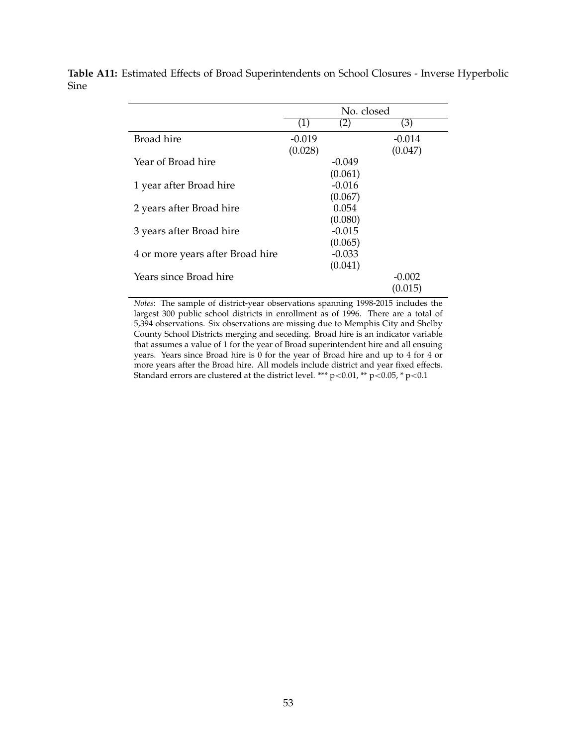**Table A11:** Estimated Effects of Broad Superintendents on School Closures - Inverse Hyperbolic Sine

| | No. closed | | |
|---|---|---|---|
| | (1) | (2) | (3) |
| Broad hire | -0.019 | | -0.014 |
| | (0.028) | | (0.047) |
| Year of Broad hire | | -0.049 | |
| | | (0.061) | |
| 1 year after Broad hire | | -0.016 | |
| | | (0.067) | |
| 2 years after Broad hire | | 0.054 | |
| | | (0.080) | |
| 3 years after Broad hire | | -0.015 | |
| | | (0.065) | |
| 4 or more years after Broad hire | | -0.033 | |
| | | (0.041) | |
| Years since Broad hire | | | -0.002 |
| | | | (0.015) |

*Notes*: The sample of district-year observations spanning 1998-2015 includes the largest 300 public school districts in enrollment as of 1996. There are a total of 5,394 observations. Six observations are missing due to Memphis City and Shelby County School Districts merging and seceding. Broad hire is an indicator variable that assumes a value of 1 for the year of Broad superintendent hire and all ensuing years. Years since Broad hire is 0 for the year of Broad hire and up to 4 for 4 or more years after the Broad hire. All models include district and year fixed effects. Standard errors are clustered at the district level. *** $p<0.01$, ** $p<0.05$, * $p<0.1$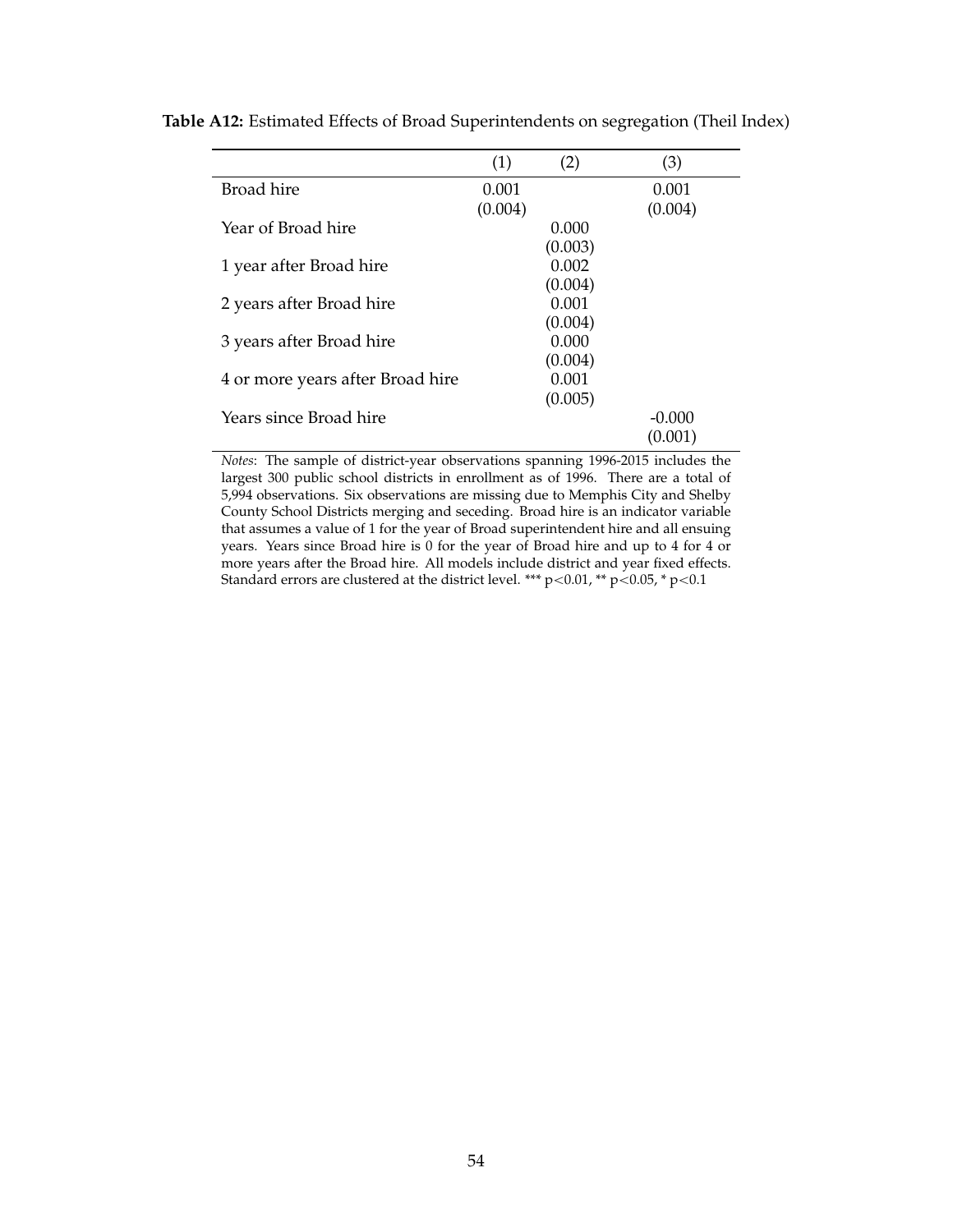**Table A12:** Estimated Effects of Broad Superintendents on segregation (Theil Index)

| | (1) | (2) | (3) |
|---|---|---|---|
| Broad hire | 0.001 | | 0.001 |
| | (0.004) | | (0.004) |
| Year of Broad hire | | 0.000 | |
| | | (0.003) | |
| 1 year after Broad hire | | 0.002 | |
| | | (0.004) | |
| 2 years after Broad hire | | 0.001 | |
| | | (0.004) | |
| 3 years after Broad hire | | 0.000 | |
| | | (0.004) | |
| 4 or more years after Broad hire | | 0.001 | |
| | | (0.005) | |
| Years since Broad hire | | | -0.000 |
| | | | (0.001) |

*Notes*: The sample of district-year observations spanning 1996-2015 includes the largest 300 public school districts in enrollment as of 1996. There are a total of 5,994 observations. Six observations are missing due to Memphis City and Shelby County School Districts merging and seceding. Broad hire is an indicator variable that assumes a value of 1 for the year of Broad superintendent hire and all ensuing years. Years since Broad hire is 0 for the year of Broad hire and up to 4 for 4 or more years after the Broad hire. All models include district and year fixed effects. Standard errors are clustered at the district level. *** $p<0.01$, ** $p<0.05$, * $p<0.1$